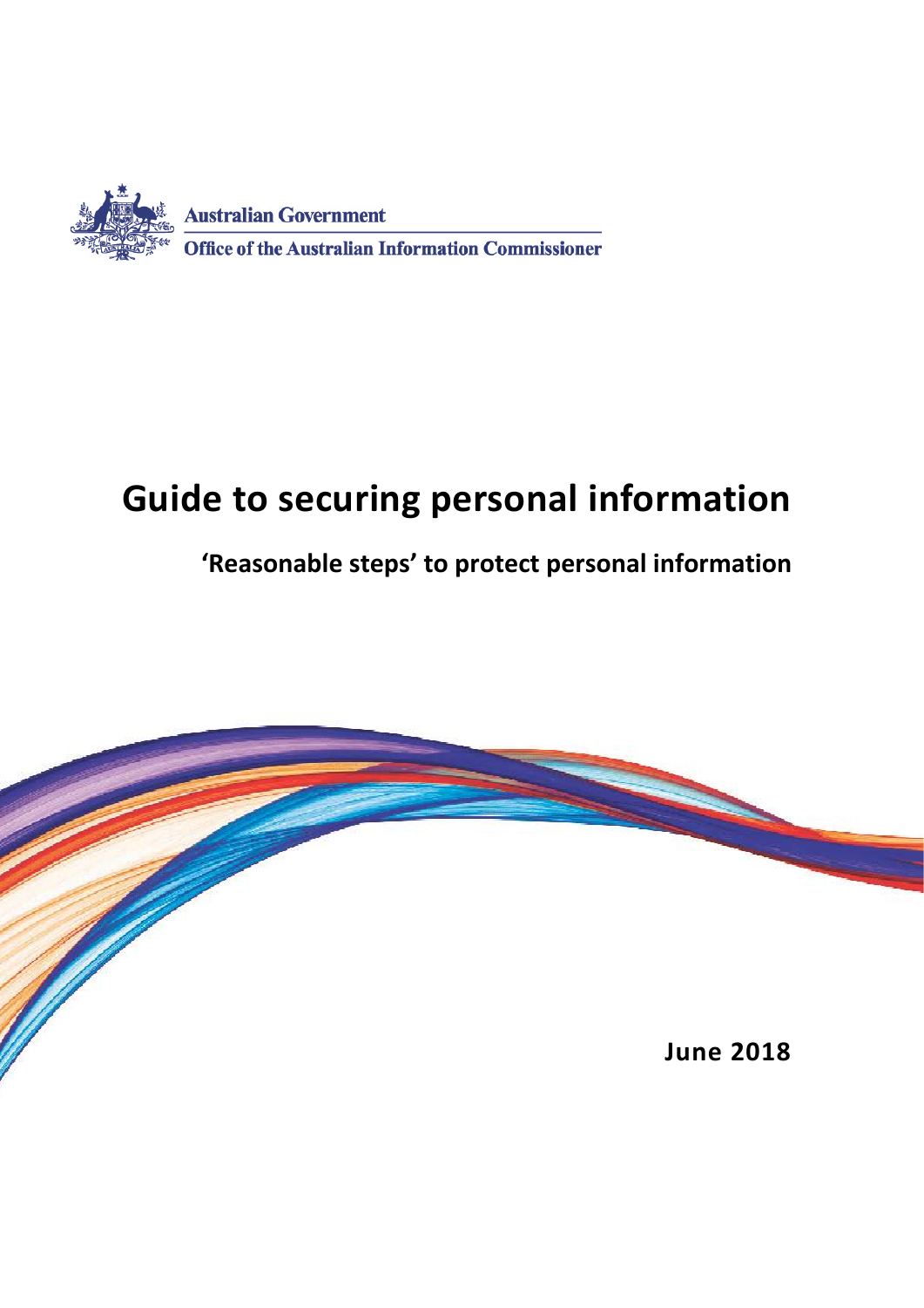Australian Government

Office of the Australian Information Commissioner

# Guide to securing personal information

## 'Reasonable steps' to protect personal information

**June 2018**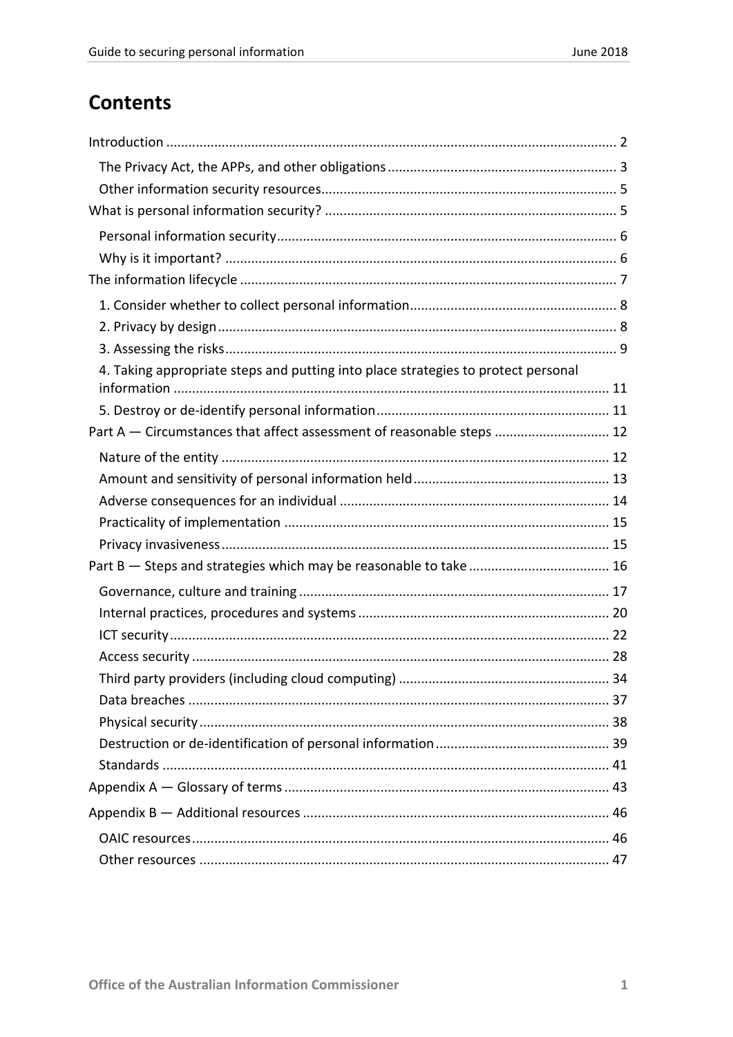# Contents

Introduction ........................................................................................................................ 2

- The Privacy Act, the APPs, and other obligations ............................................................. 3
- Other information security resources ............................................................................... 5

What is personal information security? .............................................................................. 5

- Personal information security ........................................................................................... 6
- Why is it important? ......................................................................................................... 6

The information lifecycle ..................................................................................................... 7

- 1. Consider whether to collect personal information ........................................................ 8
- 2. Privacy by design ........................................................................................................... 8
- 3. Assessing the risks ......................................................................................................... 9
- 4. Taking appropriate steps and putting into place strategies to protect personal information ..................................................................................................................... 11
- 5. Destroy or de-identify personal information .............................................................. 11

Part A — Circumstances that affect assessment of reasonable steps ............................... 12

- Nature of the entity ........................................................................................................ 12
- Amount and sensitivity of personal information held ..................................................... 13
- Adverse consequences for an individual ......................................................................... 14
- Practicality of implementation ....................................................................................... 15
- Privacy invasiveness ........................................................................................................ 15

Part B — Steps and strategies which may be reasonable to take ...................................... 16

- Governance, culture and training ................................................................................... 17
- Internal practices, procedures and systems .................................................................... 20
- ICT security ...................................................................................................................... 22
- Access security ................................................................................................................ 28
- Third party providers (including cloud computing) ......................................................... 34
- Data breaches ................................................................................................................. 37
- Physical security .............................................................................................................. 38
- Destruction or de-identification of personal information ............................................... 39
- Standards ........................................................................................................................ 41

Appendix A — Glossary of terms ....................................................................................... 43

Appendix B — Additional resources .................................................................................. 46

- OAIC resources ................................................................................................................ 46
- Other resources .............................................................................................................. 47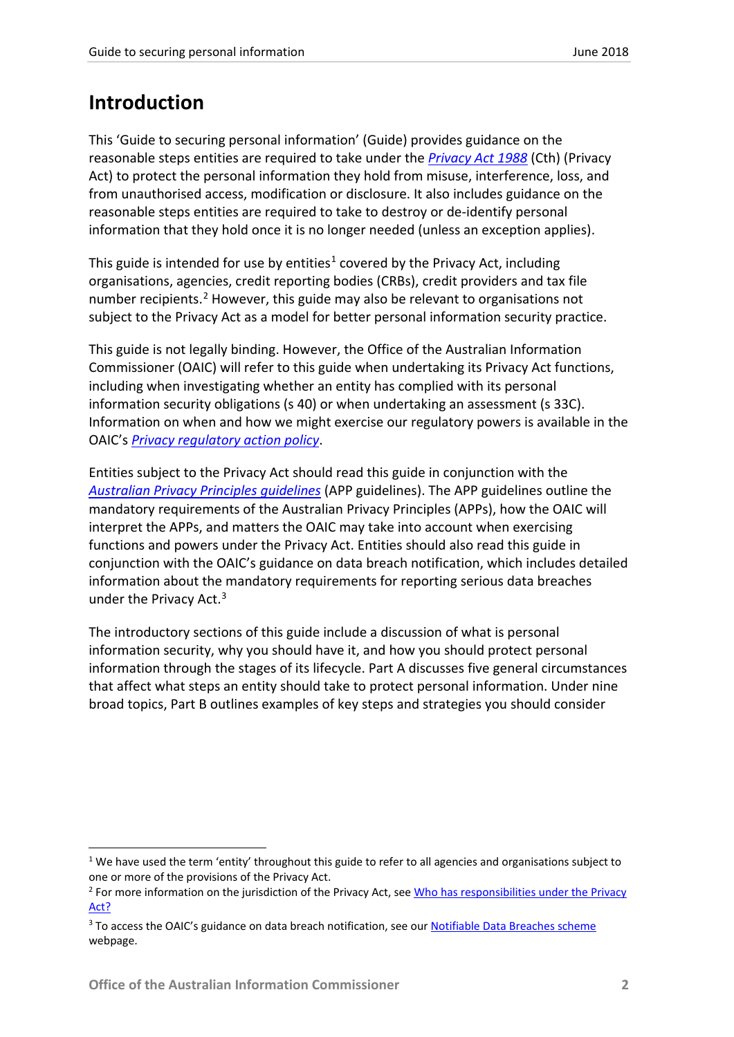# Introduction

This 'Guide to securing personal information' (Guide) provides guidance on the reasonable steps entities are required to take under the *Privacy Act 1988* (Cth) (Privacy Act) to protect the personal information they hold from misuse, interference, loss, and from unauthorised access, modification or disclosure. It also includes guidance on the reasonable steps entities are required to take to destroy or de-identify personal information that they hold once it is no longer needed (unless an exception applies).

This guide is intended for use by entities[1] covered by the Privacy Act, including organisations, agencies, credit reporting bodies (CRBs), credit providers and tax file number recipients.[2] However, this guide may also be relevant to organisations not subject to the Privacy Act as a model for better personal information security practice.

This guide is not legally binding. However, the Office of the Australian Information Commissioner (OAIC) will refer to this guide when undertaking its Privacy Act functions, including when investigating whether an entity has complied with its personal information security obligations (s 40) or when undertaking an assessment (s 33C). Information on when and how we might exercise our regulatory powers is available in the OAIC's *Privacy regulatory action policy*.

Entities subject to the Privacy Act should read this guide in conjunction with the *Australian Privacy Principles guidelines* (APP guidelines). The APP guidelines outline the mandatory requirements of the Australian Privacy Principles (APPs), how the OAIC will interpret the APPs, and matters the OAIC may take into account when exercising functions and powers under the Privacy Act. Entities should also read this guide in conjunction with the OAIC's guidance on data breach notification, which includes detailed information about the mandatory requirements for reporting serious data breaches under the Privacy Act.[3]

The introductory sections of this guide include a discussion of what is personal information security, why you should have it, and how you should protect personal information through the stages of its lifecycle. Part A discusses five general circumstances that affect what steps an entity should take to protect personal information. Under nine broad topics, Part B outlines examples of key steps and strategies you should consider

---

[1] We have used the term 'entity' throughout this guide to refer to all agencies and organisations subject to one or more of the provisions of the Privacy Act.

[2] For more information on the jurisdiction of the Privacy Act, see Who has responsibilities under the Privacy Act?

[3] To access the OAIC's guidance on data breach notification, see our Notifiable Data Breaches scheme webpage.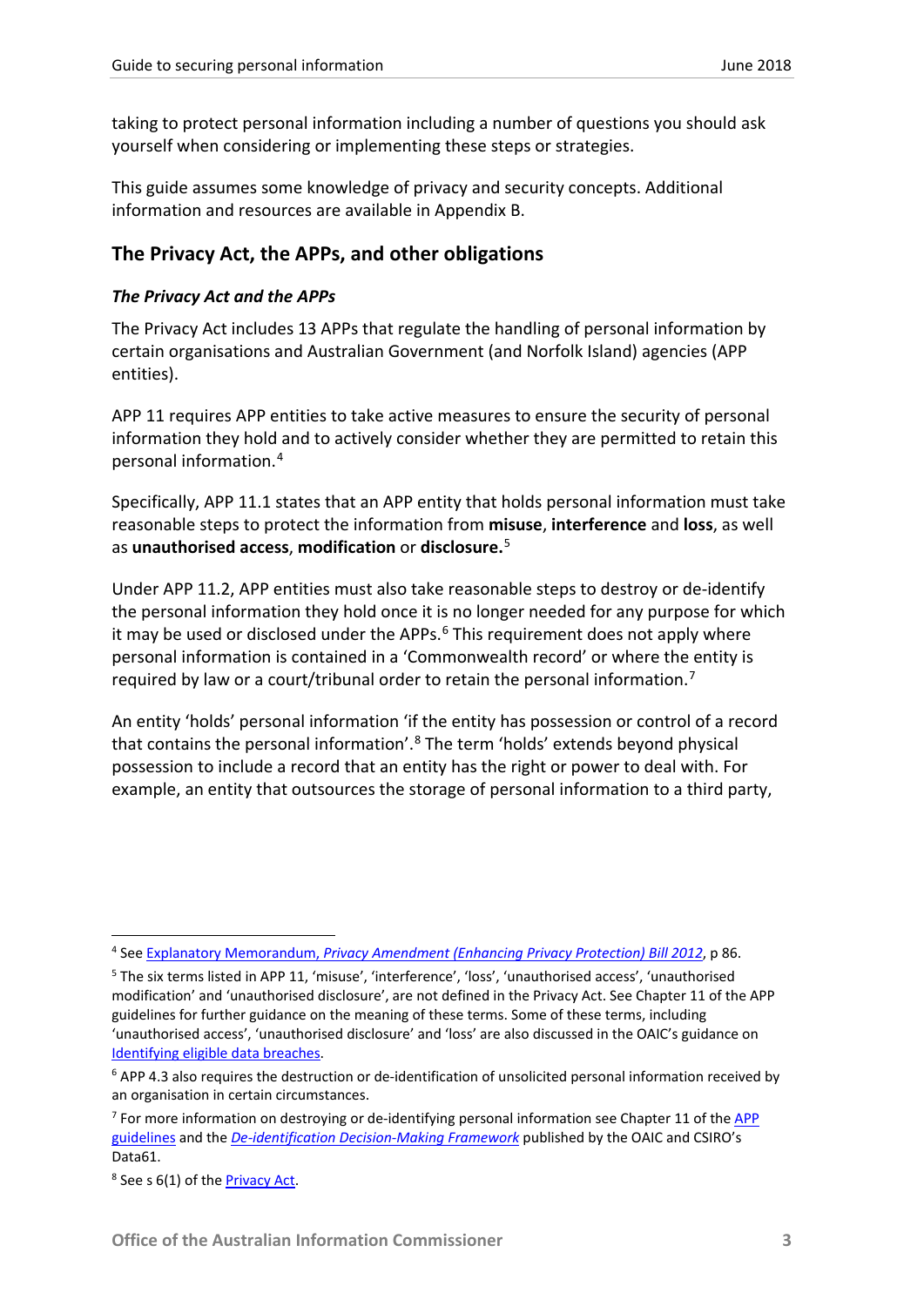taking to protect personal information including a number of questions you should ask yourself when considering or implementing these steps or strategies.

This guide assumes some knowledge of privacy and security concepts. Additional information and resources are available in Appendix B.

## The Privacy Act, the APPs, and other obligations

### *The Privacy Act and the APPs*

The Privacy Act includes 13 APPs that regulate the handling of personal information by certain organisations and Australian Government (and Norfolk Island) agencies (APP entities).

APP 11 requires APP entities to take active measures to ensure the security of personal information they hold and to actively consider whether they are permitted to retain this personal information.[4]

Specifically, APP 11.1 states that an APP entity that holds personal information must take reasonable steps to protect the information from **misuse**, **interference** and **loss**, as well as **unauthorised access**, **modification** or **disclosure.**[5]

Under APP 11.2, APP entities must also take reasonable steps to destroy or de-identify the personal information they hold once it is no longer needed for any purpose for which it may be used or disclosed under the APPs.[6] This requirement does not apply where personal information is contained in a 'Commonwealth record' or where the entity is required by law or a court/tribunal order to retain the personal information.[7]

An entity 'holds' personal information 'if the entity has possession or control of a record that contains the personal information'.[8] The term 'holds' extends beyond physical possession to include a record that an entity has the right or power to deal with. For example, an entity that outsources the storage of personal information to a third party,

---

[4] See Explanatory Memorandum, *Privacy Amendment (Enhancing Privacy Protection) Bill 2012*, p 86.

[5] The six terms listed in APP 11, 'misuse', 'interference', 'loss', 'unauthorised access', 'unauthorised modification' and 'unauthorised disclosure', are not defined in the Privacy Act. See Chapter 11 of the APP guidelines for further guidance on the meaning of these terms. Some of these terms, including 'unauthorised access', 'unauthorised disclosure' and 'loss' are also discussed in the OAIC's guidance on Identifying eligible data breaches.

[6] APP 4.3 also requires the destruction or de-identification of unsolicited personal information received by an organisation in certain circumstances.

[7] For more information on destroying or de-identifying personal information see Chapter 11 of the APP guidelines and the *De-identification Decision-Making Framework* published by the OAIC and CSIRO's Data61.

[8] See s 6(1) of the Privacy Act.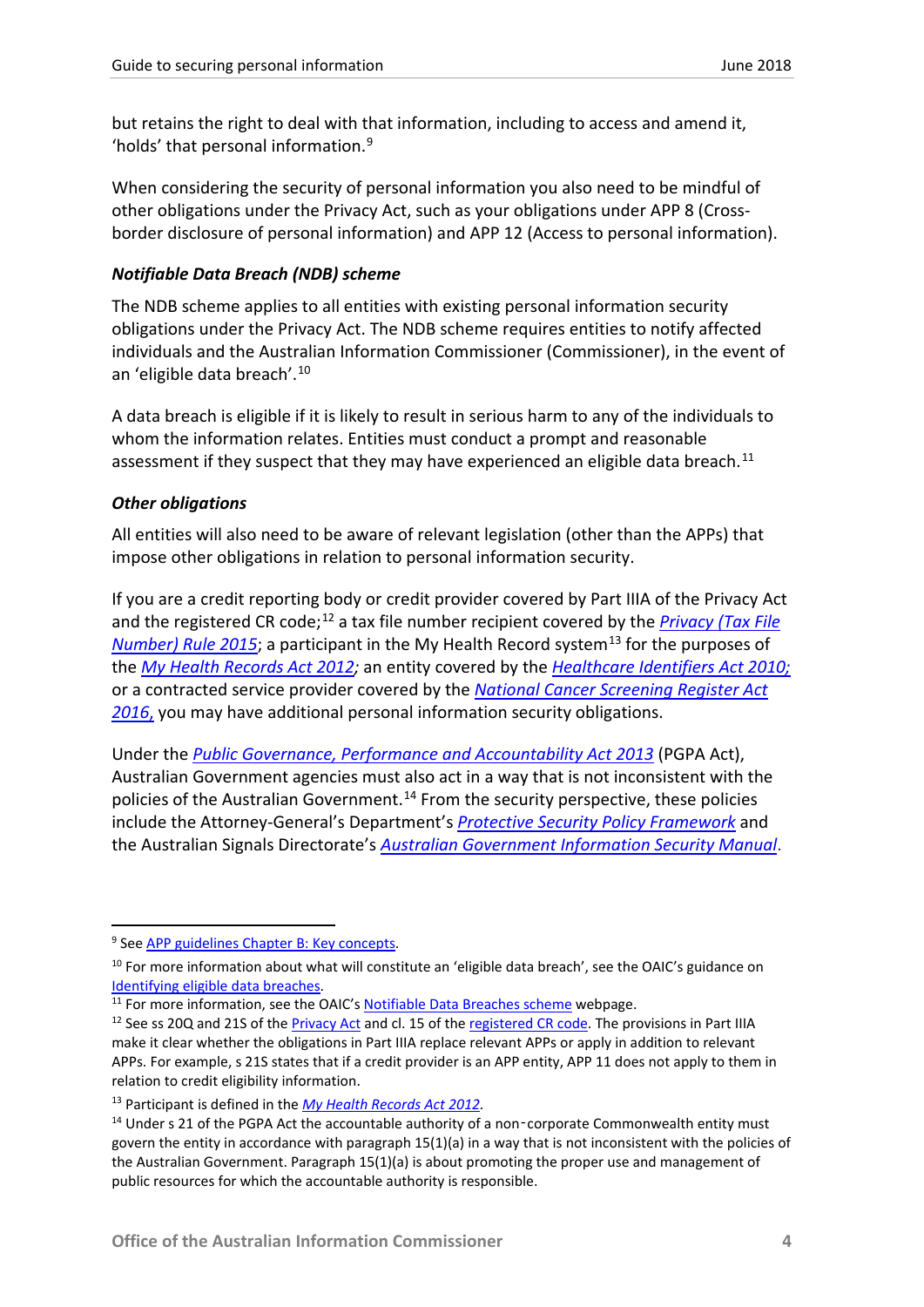but retains the right to deal with that information, including to access and amend it, 'holds' that personal information.[9]

When considering the security of personal information you also need to be mindful of other obligations under the Privacy Act, such as your obligations under APP 8 (Cross-border disclosure of personal information) and APP 12 (Access to personal information).

#### *Notifiable Data Breach (NDB) scheme*

The NDB scheme applies to all entities with existing personal information security obligations under the Privacy Act. The NDB scheme requires entities to notify affected individuals and the Australian Information Commissioner (Commissioner), in the event of an 'eligible data breach'.[10]

A data breach is eligible if it is likely to result in serious harm to any of the individuals to whom the information relates. Entities must conduct a prompt and reasonable assessment if they suspect that they may have experienced an eligible data breach.[11]

#### *Other obligations*

All entities will also need to be aware of relevant legislation (other than the APPs) that impose other obligations in relation to personal information security.

If you are a credit reporting body or credit provider covered by Part IIIA of the Privacy Act and the registered CR code;[12] a tax file number recipient covered by the *Privacy (Tax File Number) Rule 2015*; a participant in the My Health Record system[13] for the purposes of the *My Health Records Act 2012;* an entity covered by the *Healthcare Identifiers Act 2010;* or a contracted service provider covered by the *National Cancer Screening Register Act 2016,* you may have additional personal information security obligations.

Under the *Public Governance, Performance and Accountability Act 2013* (PGPA Act), Australian Government agencies must also act in a way that is not inconsistent with the policies of the Australian Government.[14] From the security perspective, these policies include the Attorney-General's Department's *Protective Security Policy Framework* and the Australian Signals Directorate's *Australian Government Information Security Manual*.

---

[9] See APP guidelines Chapter B: Key concepts.

[10] For more information about what will constitute an 'eligible data breach', see the OAIC's guidance on Identifying eligible data breaches.

[11] For more information, see the OAIC's Notifiable Data Breaches scheme webpage.

[12] See ss 20Q and 21S of the Privacy Act and cl. 15 of the registered CR code. The provisions in Part IIIA make it clear whether the obligations in Part IIIA replace relevant APPs or apply in addition to relevant APPs. For example, s 21S states that if a credit provider is an APP entity, APP 11 does not apply to them in relation to credit eligibility information.

[13] Participant is defined in the *My Health Records Act 2012*.

[14] Under s 21 of the PGPA Act the accountable authority of a non-corporate Commonwealth entity must govern the entity in accordance with paragraph 15(1)(a) in a way that is not inconsistent with the policies of the Australian Government. Paragraph 15(1)(a) is about promoting the proper use and management of public resources for which the accountable authority is responsible.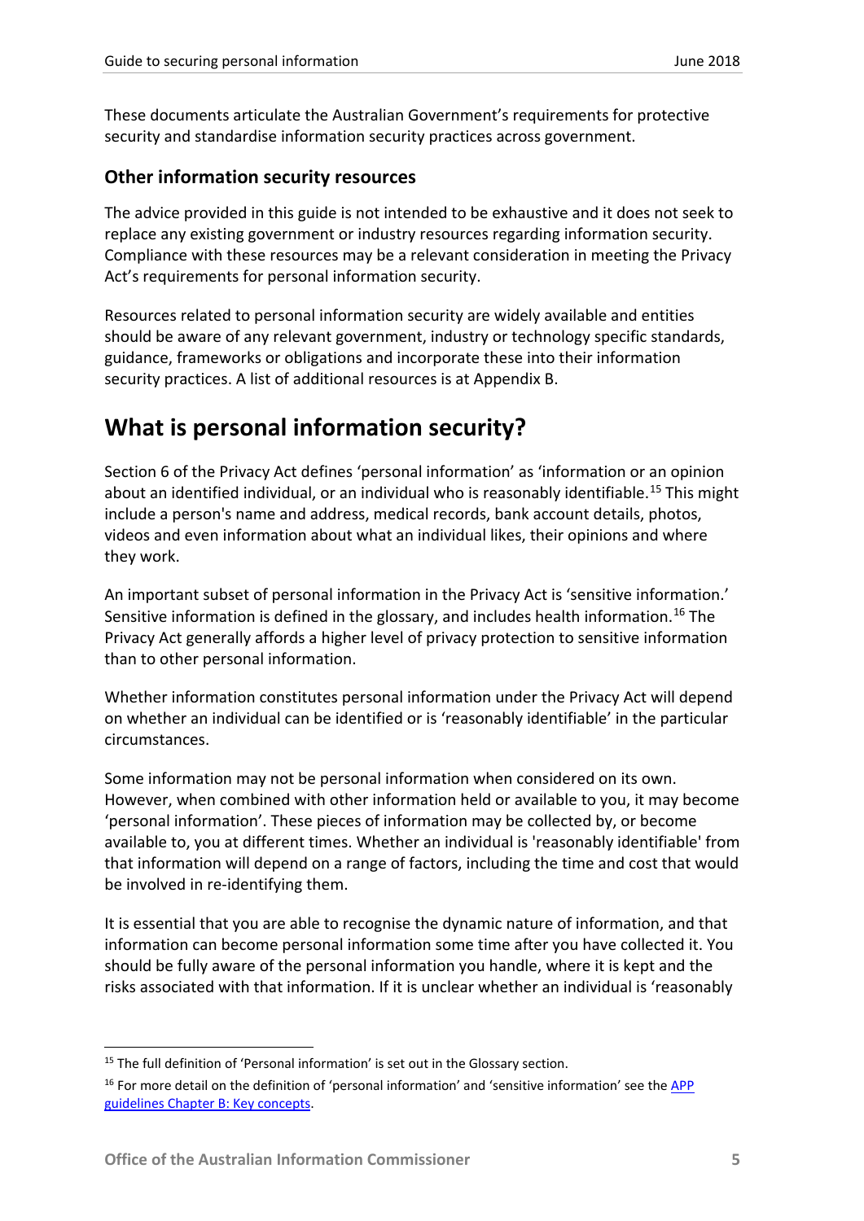These documents articulate the Australian Government's requirements for protective security and standardise information security practices across government.

### Other information security resources

The advice provided in this guide is not intended to be exhaustive and it does not seek to replace any existing government or industry resources regarding information security. Compliance with these resources may be a relevant consideration in meeting the Privacy Act's requirements for personal information security.

Resources related to personal information security are widely available and entities should be aware of any relevant government, industry or technology specific standards, guidance, frameworks or obligations and incorporate these into their information security practices. A list of additional resources is at Appendix B.

## What is personal information security?

Section 6 of the Privacy Act defines 'personal information' as 'information or an opinion about an identified individual, or an individual who is reasonably identifiable.[15] This might include a person's name and address, medical records, bank account details, photos, videos and even information about what an individual likes, their opinions and where they work.

An important subset of personal information in the Privacy Act is 'sensitive information.' Sensitive information is defined in the glossary, and includes health information.[16] The Privacy Act generally affords a higher level of privacy protection to sensitive information than to other personal information.

Whether information constitutes personal information under the Privacy Act will depend on whether an individual can be identified or is 'reasonably identifiable' in the particular circumstances.

Some information may not be personal information when considered on its own. However, when combined with other information held or available to you, it may become 'personal information'. These pieces of information may be collected by, or become available to, you at different times. Whether an individual is 'reasonably identifiable' from that information will depend on a range of factors, including the time and cost that would be involved in re-identifying them.

It is essential that you are able to recognise the dynamic nature of information, and that information can become personal information some time after you have collected it. You should be fully aware of the personal information you handle, where it is kept and the risks associated with that information. If it is unclear whether an individual is 'reasonably

[15] The full definition of 'Personal information' is set out in the Glossary section.

[16] For more detail on the definition of 'personal information' and 'sensitive information' see the APP guidelines Chapter B: Key concepts.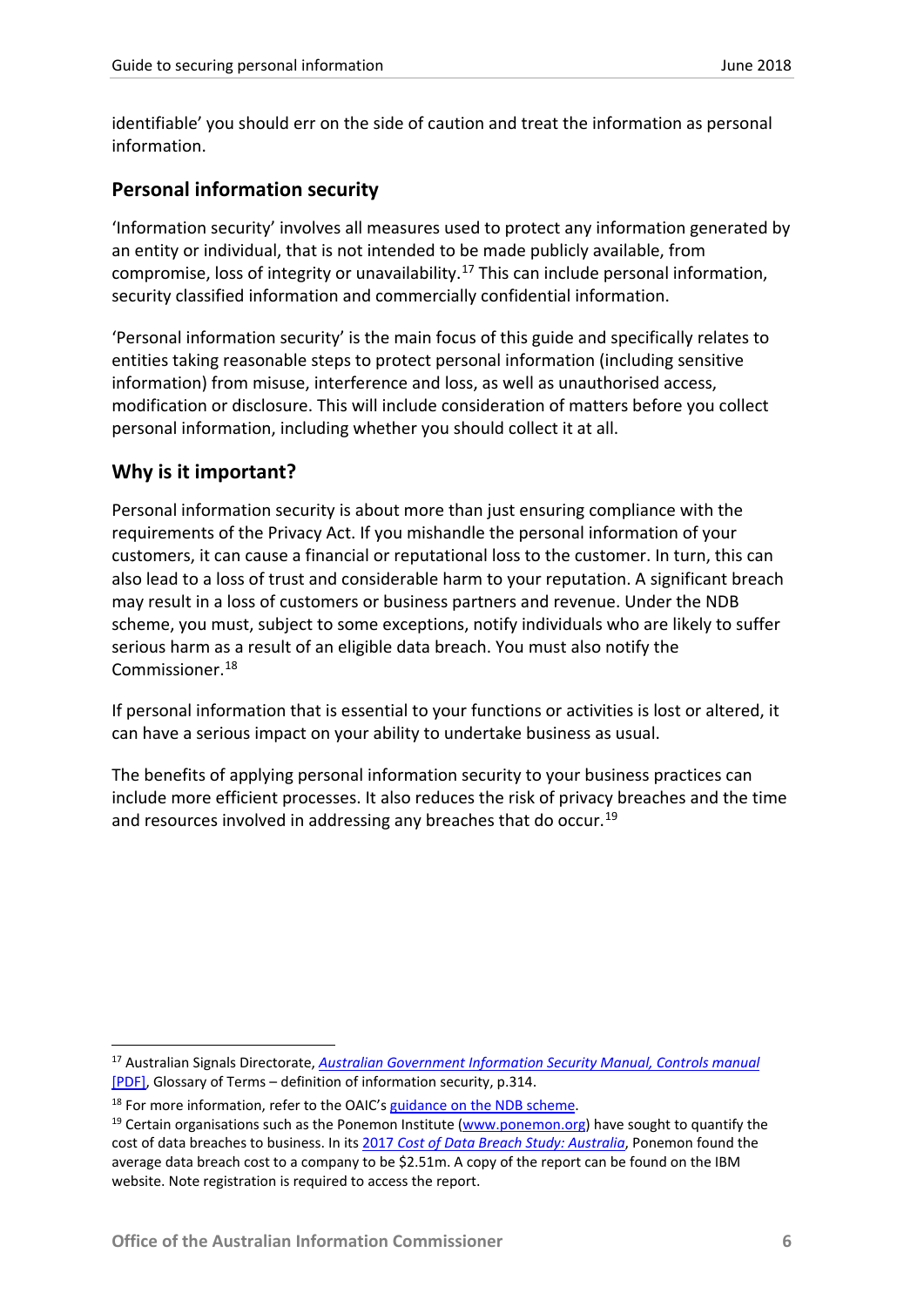identifiable' you should err on the side of caution and treat the information as personal information.

## Personal information security

'Information security' involves all measures used to protect any information generated by an entity or individual, that is not intended to be made publicly available, from compromise, loss of integrity or unavailability.[17] This can include personal information, security classified information and commercially confidential information.

'Personal information security' is the main focus of this guide and specifically relates to entities taking reasonable steps to protect personal information (including sensitive information) from misuse, interference and loss, as well as unauthorised access, modification or disclosure. This will include consideration of matters before you collect personal information, including whether you should collect it at all.

## Why is it important?

Personal information security is about more than just ensuring compliance with the requirements of the Privacy Act. If you mishandle the personal information of your customers, it can cause a financial or reputational loss to the customer. In turn, this can also lead to a loss of trust and considerable harm to your reputation. A significant breach may result in a loss of customers or business partners and revenue. Under the NDB scheme, you must, subject to some exceptions, notify individuals who are likely to suffer serious harm as a result of an eligible data breach. You must also notify the Commissioner.[18]

If personal information that is essential to your functions or activities is lost or altered, it can have a serious impact on your ability to undertake business as usual.

The benefits of applying personal information security to your business practices can include more efficient processes. It also reduces the risk of privacy breaches and the time and resources involved in addressing any breaches that do occur.[19]

---

[17] Australian Signals Directorate, *Australian Government Information Security Manual, Controls manual* [PDF], Glossary of Terms – definition of information security, p.314.

[18] For more information, refer to the OAIC's guidance on the NDB scheme.

[19] Certain organisations such as the Ponemon Institute (www.ponemon.org) have sought to quantify the cost of data breaches to business. In its 2017 *Cost of Data Breach Study: Australia*, Ponemon found the average data breach cost to a company to be $2.51m. A copy of the report can be found on the IBM website. Note registration is required to access the report.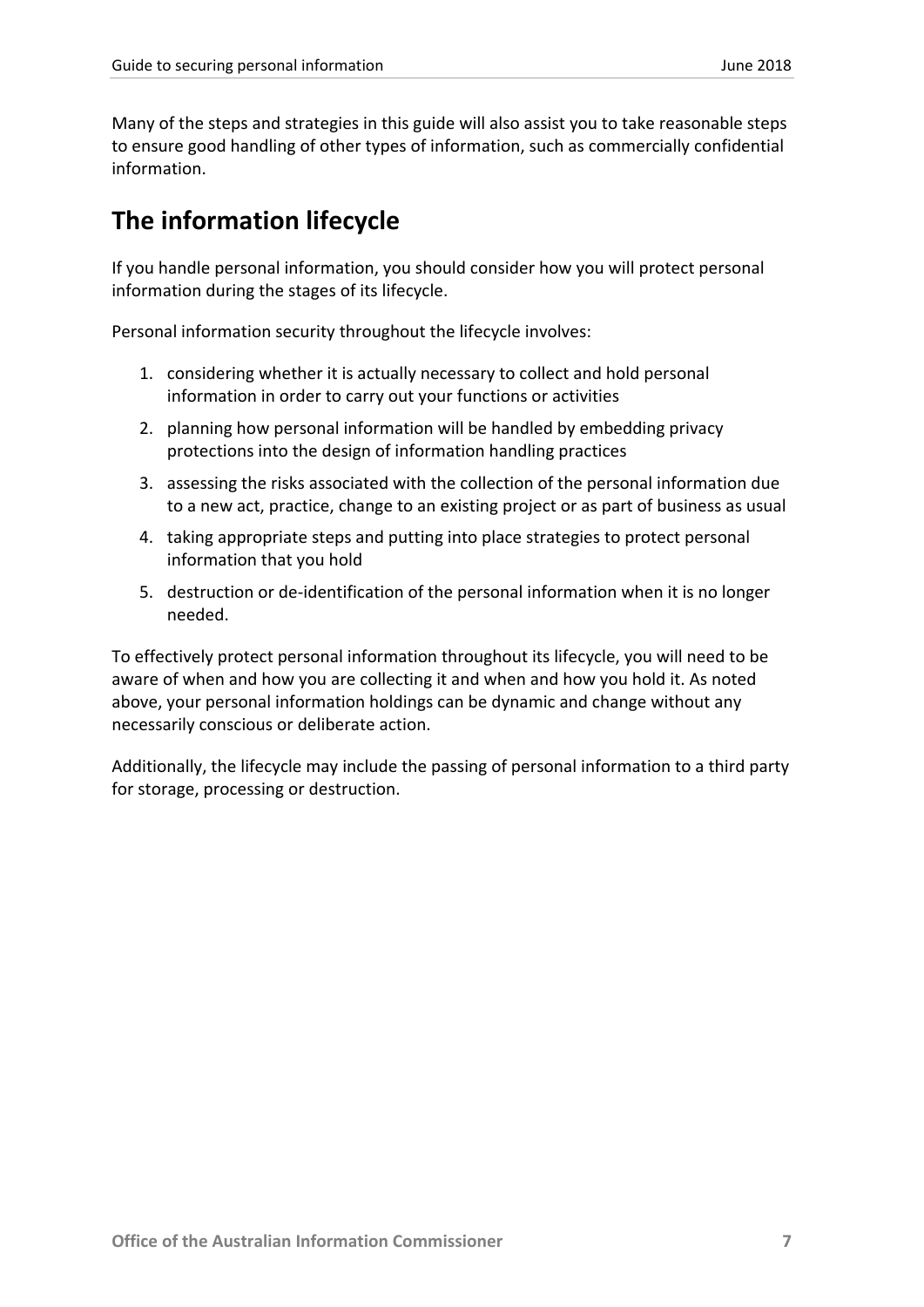Many of the steps and strategies in this guide will also assist you to take reasonable steps to ensure good handling of other types of information, such as commercially confidential information.

## The information lifecycle

If you handle personal information, you should consider how you will protect personal information during the stages of its lifecycle.

Personal information security throughout the lifecycle involves:

1. considering whether it is actually necessary to collect and hold personal information in order to carry out your functions or activities
2. planning how personal information will be handled by embedding privacy protections into the design of information handling practices
3. assessing the risks associated with the collection of the personal information due to a new act, practice, change to an existing project or as part of business as usual
4. taking appropriate steps and putting into place strategies to protect personal information that you hold
5. destruction or de-identification of the personal information when it is no longer needed.

To effectively protect personal information throughout its lifecycle, you will need to be aware of when and how you are collecting it and when and how you hold it. As noted above, your personal information holdings can be dynamic and change without any necessarily conscious or deliberate action.

Additionally, the lifecycle may include the passing of personal information to a third party for storage, processing or destruction.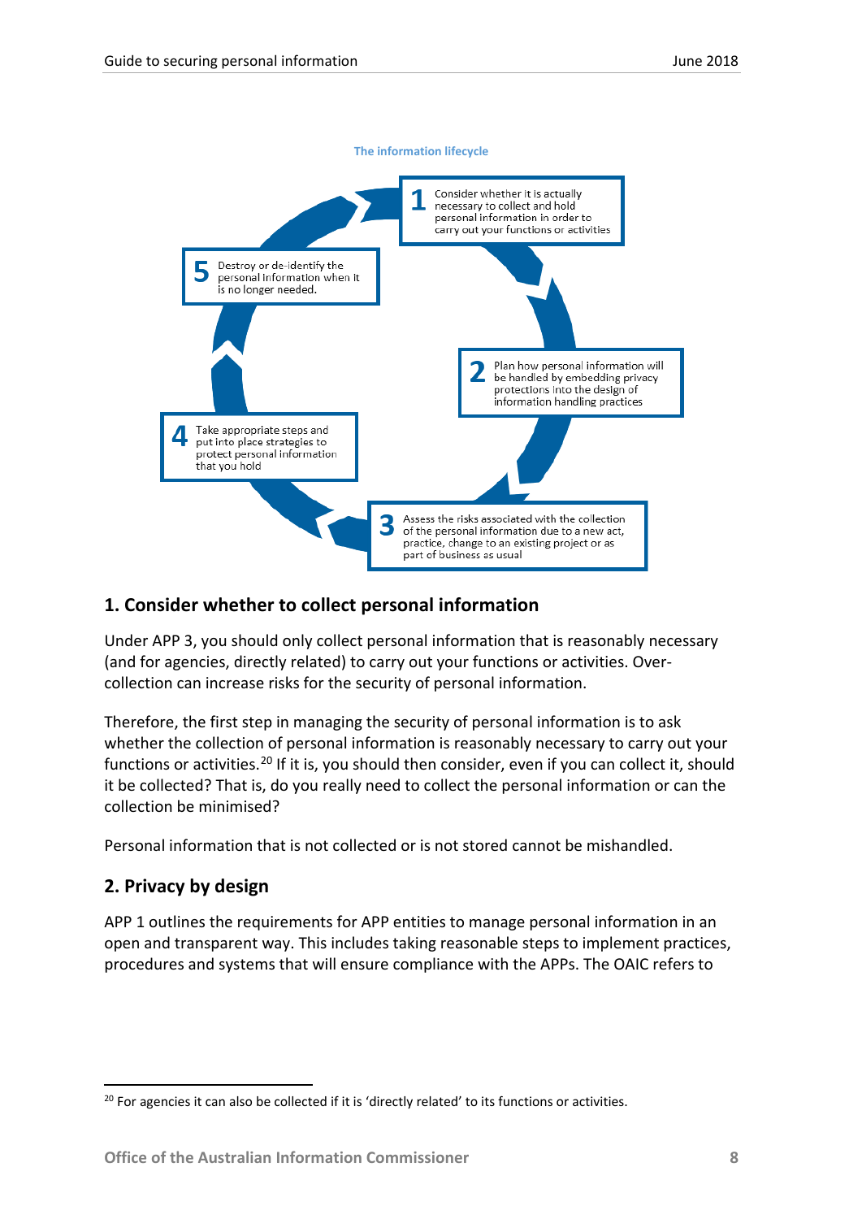The information lifecycle

1 Consider whether it is actually necessary to collect and hold personal information in order to carry out your functions or activities

2 Plan how personal information will be handled by embedding privacy protections into the design of information handling practices

3 Assess the risks associated with the collection of the personal information due to a new act, practice, change to an existing project or as part of business as usual

4 Take appropriate steps and put into place strategies to protect personal information that you hold

5 Destroy or de-identify the personal information when it is no longer needed.

## 1. Consider whether to collect personal information

Under APP 3, you should only collect personal information that is reasonably necessary (and for agencies, directly related) to carry out your functions or activities. Over-collection can increase risks for the security of personal information.

Therefore, the first step in managing the security of personal information is to ask whether the collection of personal information is reasonably necessary to carry out your functions or activities.[20] If it is, you should then consider, even if you can collect it, should it be collected? That is, do you really need to collect the personal information or can the collection be minimised?

Personal information that is not collected or is not stored cannot be mishandled.

## 2. Privacy by design

APP 1 outlines the requirements for APP entities to manage personal information in an open and transparent way. This includes taking reasonable steps to implement practices, procedures and systems that will ensure compliance with the APPs. The OAIC refers to

[20] For agencies it can also be collected if it is 'directly related' to its functions or activities.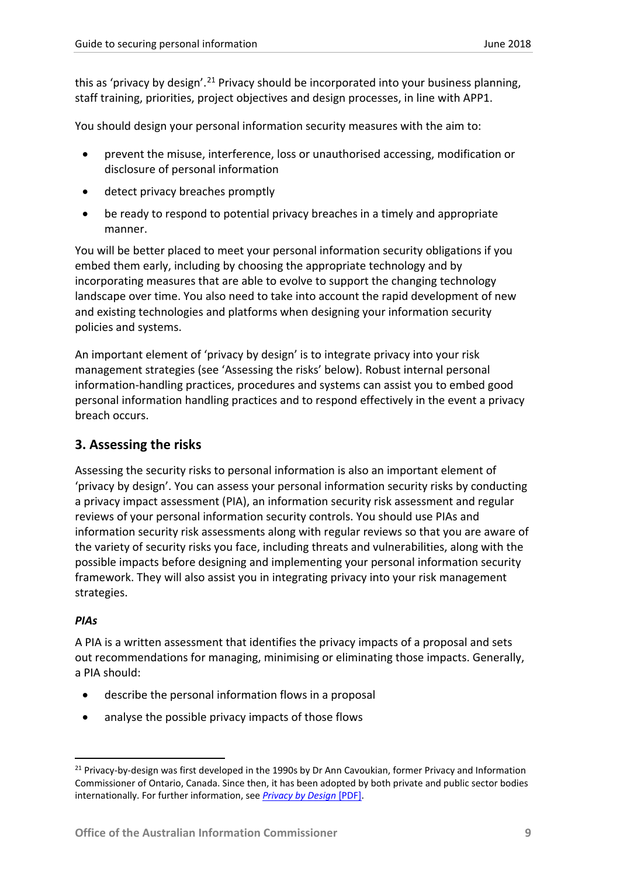this as 'privacy by design'.[21] Privacy should be incorporated into your business planning, staff training, priorities, project objectives and design processes, in line with APP1.

You should design your personal information security measures with the aim to:

- prevent the misuse, interference, loss or unauthorised accessing, modification or disclosure of personal information
- detect privacy breaches promptly
- be ready to respond to potential privacy breaches in a timely and appropriate manner.

You will be better placed to meet your personal information security obligations if you embed them early, including by choosing the appropriate technology and by incorporating measures that are able to evolve to support the changing technology landscape over time. You also need to take into account the rapid development of new and existing technologies and platforms when designing your information security policies and systems.

An important element of 'privacy by design' is to integrate privacy into your risk management strategies (see 'Assessing the risks' below). Robust internal personal information-handling practices, procedures and systems can assist you to embed good personal information handling practices and to respond effectively in the event a privacy breach occurs.

## 3. Assessing the risks

Assessing the security risks to personal information is also an important element of 'privacy by design'. You can assess your personal information security risks by conducting a privacy impact assessment (PIA), an information security risk assessment and regular reviews of your personal information security controls. You should use PIAs and information security risk assessments along with regular reviews so that you are aware of the variety of security risks you face, including threats and vulnerabilities, along with the possible impacts before designing and implementing your personal information security framework. They will also assist you in integrating privacy into your risk management strategies.

### *PIAs*

A PIA is a written assessment that identifies the privacy impacts of a proposal and sets out recommendations for managing, minimising or eliminating those impacts. Generally, a PIA should:

- describe the personal information flows in a proposal
- analyse the possible privacy impacts of those flows

---

[21] Privacy-by-design was first developed in the 1990s by Dr Ann Cavoukian, former Privacy and Information Commissioner of Ontario, Canada. Since then, it has been adopted by both private and public sector bodies internationally. For further information, see *Privacy by Design* [PDF].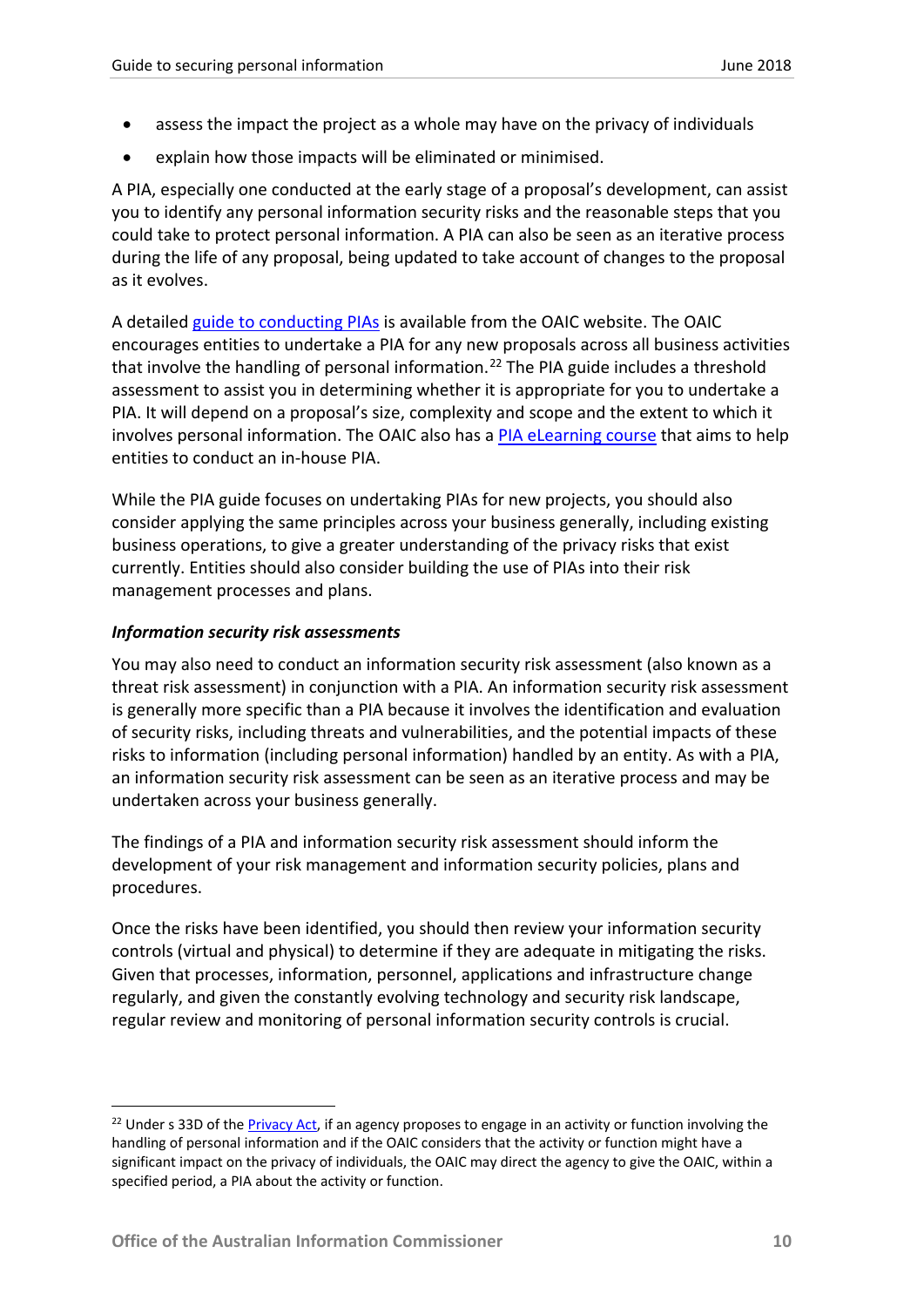- assess the impact the project as a whole may have on the privacy of individuals
- explain how those impacts will be eliminated or minimised.

A PIA, especially one conducted at the early stage of a proposal's development, can assist you to identify any personal information security risks and the reasonable steps that you could take to protect personal information. A PIA can also be seen as an iterative process during the life of any proposal, being updated to take account of changes to the proposal as it evolves.

A detailed [guide to conducting PIAs](guide to conducting PIAs) is available from the OAIC website. The OAIC encourages entities to undertake a PIA for any new proposals across all business activities that involve the handling of personal information.[22] The PIA guide includes a threshold assessment to assist you in determining whether it is appropriate for you to undertake a PIA. It will depend on a proposal's size, complexity and scope and the extent to which it involves personal information. The OAIC also has a [PIA eLearning course](PIA eLearning course) that aims to help entities to conduct an in-house PIA.

While the PIA guide focuses on undertaking PIAs for new projects, you should also consider applying the same principles across your business generally, including existing business operations, to give a greater understanding of the privacy risks that exist currently. Entities should also consider building the use of PIAs into their risk management processes and plans.

***Information security risk assessments***

You may also need to conduct an information security risk assessment (also known as a threat risk assessment) in conjunction with a PIA. An information security risk assessment is generally more specific than a PIA because it involves the identification and evaluation of security risks, including threats and vulnerabilities, and the potential impacts of these risks to information (including personal information) handled by an entity. As with a PIA, an information security risk assessment can be seen as an iterative process and may be undertaken across your business generally.

The findings of a PIA and information security risk assessment should inform the development of your risk management and information security policies, plans and procedures.

Once the risks have been identified, you should then review your information security controls (virtual and physical) to determine if they are adequate in mitigating the risks. Given that processes, information, personnel, applications and infrastructure change regularly, and given the constantly evolving technology and security risk landscape, regular review and monitoring of personal information security controls is crucial.

---

[22] Under s 33D of the [Privacy Act](Privacy Act), if an agency proposes to engage in an activity or function involving the handling of personal information and if the OAIC considers that the activity or function might have a significant impact on the privacy of individuals, the OAIC may direct the agency to give the OAIC, within a specified period, a PIA about the activity or function.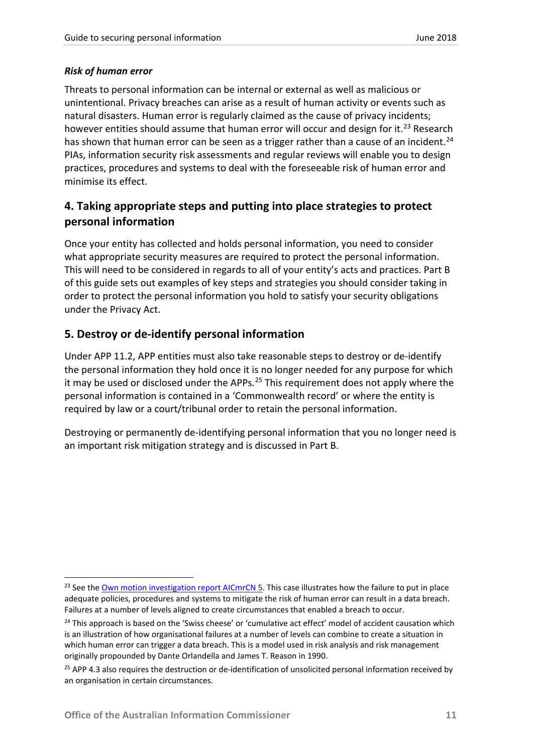#### *Risk of human error*

Threats to personal information can be internal or external as well as malicious or unintentional. Privacy breaches can arise as a result of human activity or events such as natural disasters. Human error is regularly claimed as the cause of privacy incidents; however entities should assume that human error will occur and design for it.[23] Research has shown that human error can be seen as a trigger rather than a cause of an incident.[24] PIAs, information security risk assessments and regular reviews will enable you to design practices, procedures and systems to deal with the foreseeable risk of human error and minimise its effect.

## 4. Taking appropriate steps and putting into place strategies to protect personal information

Once your entity has collected and holds personal information, you need to consider what appropriate security measures are required to protect the personal information. This will need to be considered in regards to all of your entity's acts and practices. Part B of this guide sets out examples of key steps and strategies you should consider taking in order to protect the personal information you hold to satisfy your security obligations under the Privacy Act.

## 5. Destroy or de-identify personal information

Under APP 11.2, APP entities must also take reasonable steps to destroy or de-identify the personal information they hold once it is no longer needed for any purpose for which it may be used or disclosed under the APPs.[25] This requirement does not apply where the personal information is contained in a 'Commonwealth record' or where the entity is required by law or a court/tribunal order to retain the personal information.

Destroying or permanently de-identifying personal information that you no longer need is an important risk mitigation strategy and is discussed in Part B.

---

[23] See the Own motion investigation report AICmrCN 5. This case illustrates how the failure to put in place adequate policies, procedures and systems to mitigate the risk of human error can result in a data breach. Failures at a number of levels aligned to create circumstances that enabled a breach to occur.

[24] This approach is based on the 'Swiss cheese' or 'cumulative act effect' model of accident causation which is an illustration of how organisational failures at a number of levels can combine to create a situation in which human error can trigger a data breach. This is a model used in risk analysis and risk management originally propounded by Dante Orlandella and James T. Reason in 1990.

[25] APP 4.3 also requires the destruction or de-identification of unsolicited personal information received by an organisation in certain circumstances.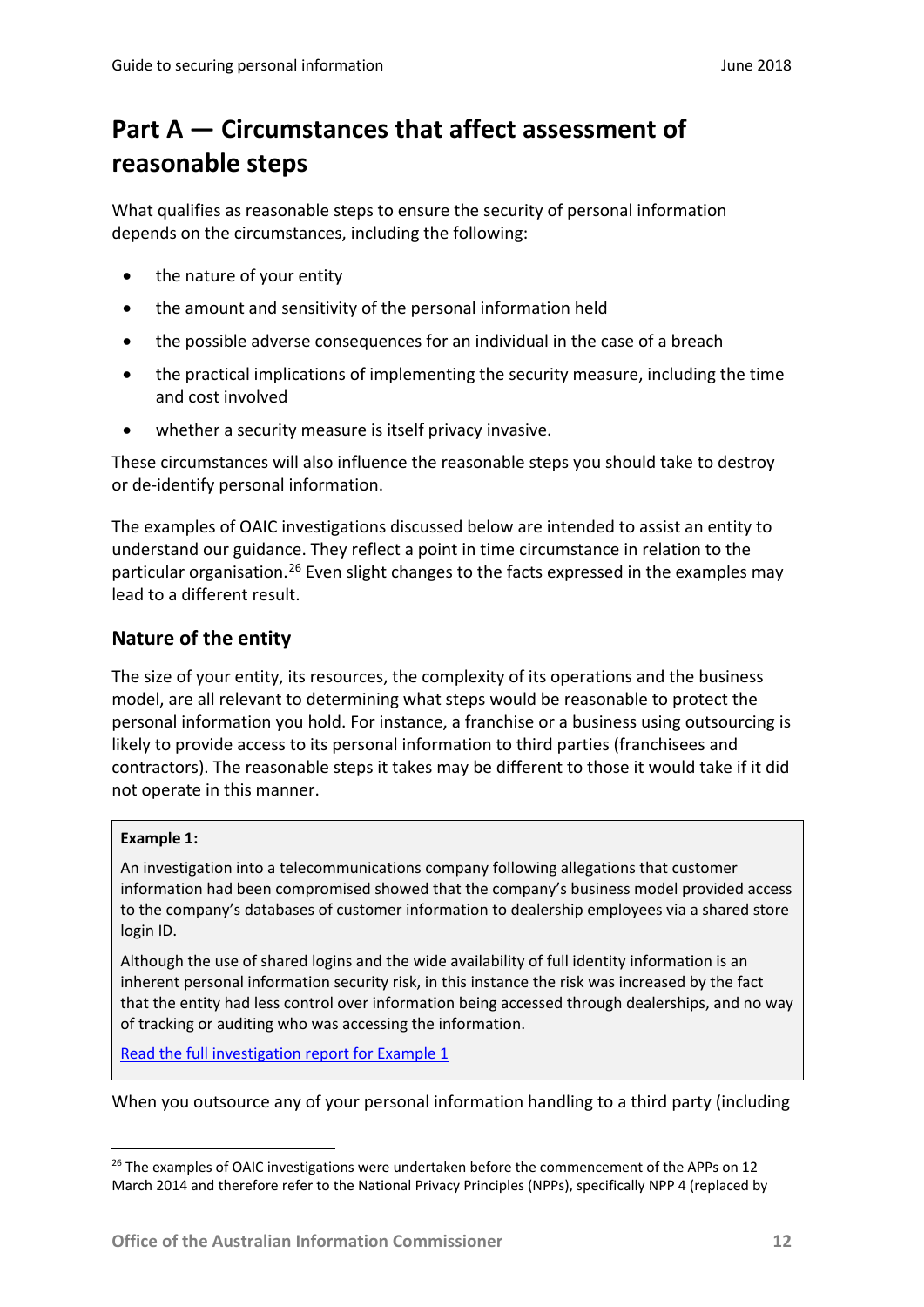# Part A — Circumstances that affect assessment of reasonable steps

What qualifies as reasonable steps to ensure the security of personal information depends on the circumstances, including the following:

- the nature of your entity
- the amount and sensitivity of the personal information held
- the possible adverse consequences for an individual in the case of a breach
- the practical implications of implementing the security measure, including the time and cost involved
- whether a security measure is itself privacy invasive.

These circumstances will also influence the reasonable steps you should take to destroy or de-identify personal information.

The examples of OAIC investigations discussed below are intended to assist an entity to understand our guidance. They reflect a point in time circumstance in relation to the particular organisation.[26] Even slight changes to the facts expressed in the examples may lead to a different result.

## Nature of the entity

The size of your entity, its resources, the complexity of its operations and the business model, are all relevant to determining what steps would be reasonable to protect the personal information you hold. For instance, a franchise or a business using outsourcing is likely to provide access to its personal information to third parties (franchisees and contractors). The reasonable steps it takes may be different to those it would take if it did not operate in this manner.

> **Example 1:**
>
> An investigation into a telecommunications company following allegations that customer information had been compromised showed that the company's business model provided access to the company's databases of customer information to dealership employees via a shared store login ID.
>
> Although the use of shared logins and the wide availability of full identity information is an inherent personal information security risk, in this instance the risk was increased by the fact that the entity had less control over information being accessed through dealerships, and no way of tracking or auditing who was accessing the information.
>
> Read the full investigation report for Example 1

When you outsource any of your personal information handling to a third party (including

---

[26] The examples of OAIC investigations were undertaken before the commencement of the APPs on 12 March 2014 and therefore refer to the National Privacy Principles (NPPs), specifically NPP 4 (replaced by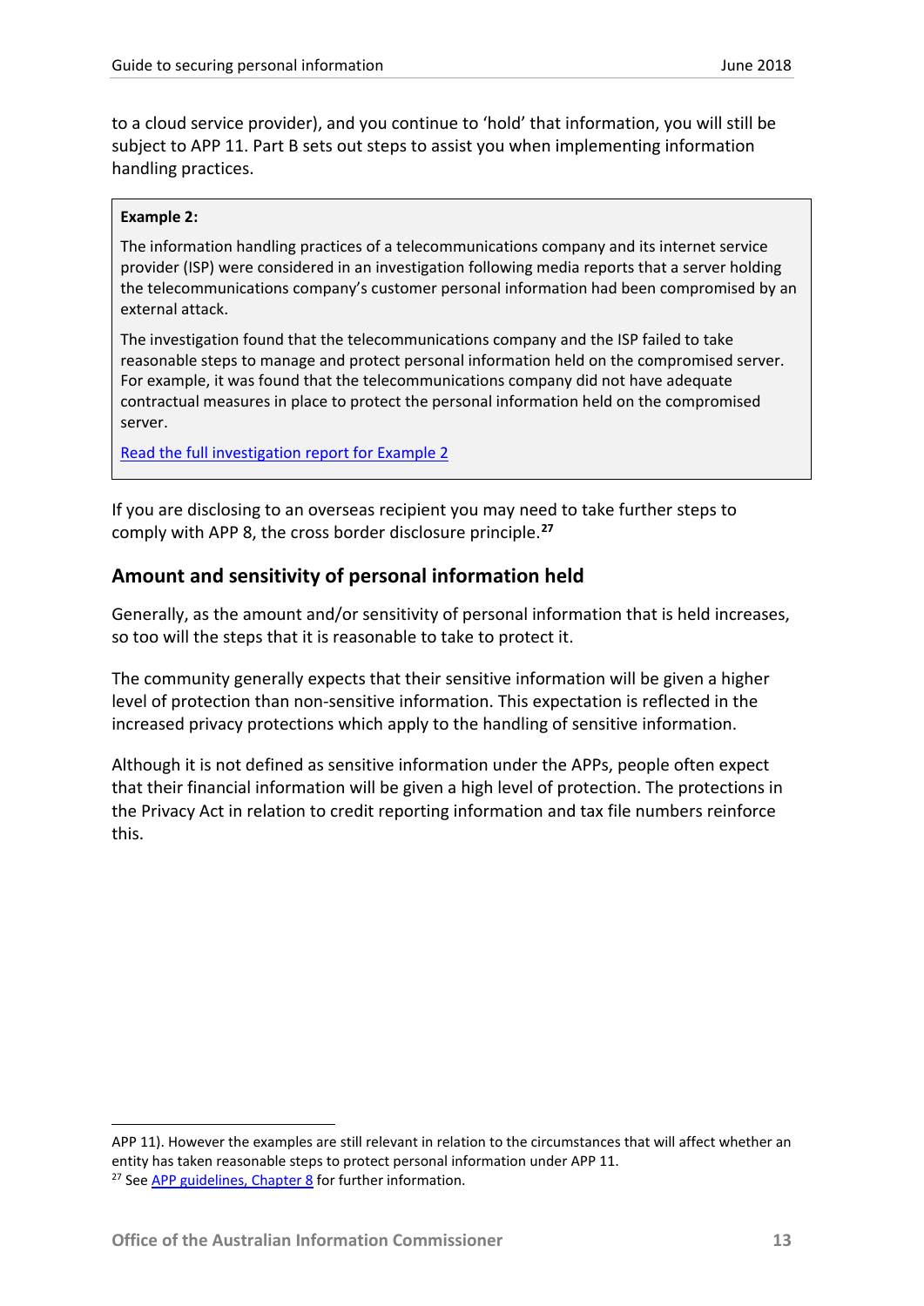to a cloud service provider), and you continue to 'hold' that information, you will still be subject to APP 11. Part B sets out steps to assist you when implementing information handling practices.

> **Example 2:**
>
> The information handling practices of a telecommunications company and its internet service provider (ISP) were considered in an investigation following media reports that a server holding the telecommunications company's customer personal information had been compromised by an external attack.
>
> The investigation found that the telecommunications company and the ISP failed to take reasonable steps to manage and protect personal information held on the compromised server. For example, it was found that the telecommunications company did not have adequate contractual measures in place to protect the personal information held on the compromised server.
>
> Read the full investigation report for Example 2

If you are disclosing to an overseas recipient you may need to take further steps to comply with APP 8, the cross border disclosure principle.[27]

## Amount and sensitivity of personal information held

Generally, as the amount and/or sensitivity of personal information that is held increases, so too will the steps that it is reasonable to take to protect it.

The community generally expects that their sensitive information will be given a higher level of protection than non-sensitive information. This expectation is reflected in the increased privacy protections which apply to the handling of sensitive information.

Although it is not defined as sensitive information under the APPs, people often expect that their financial information will be given a high level of protection. The protections in the Privacy Act in relation to credit reporting information and tax file numbers reinforce this.

---

APP 11). However the examples are still relevant in relation to the circumstances that will affect whether an entity has taken reasonable steps to protect personal information under APP 11.

[27] See APP guidelines, Chapter 8 for further information.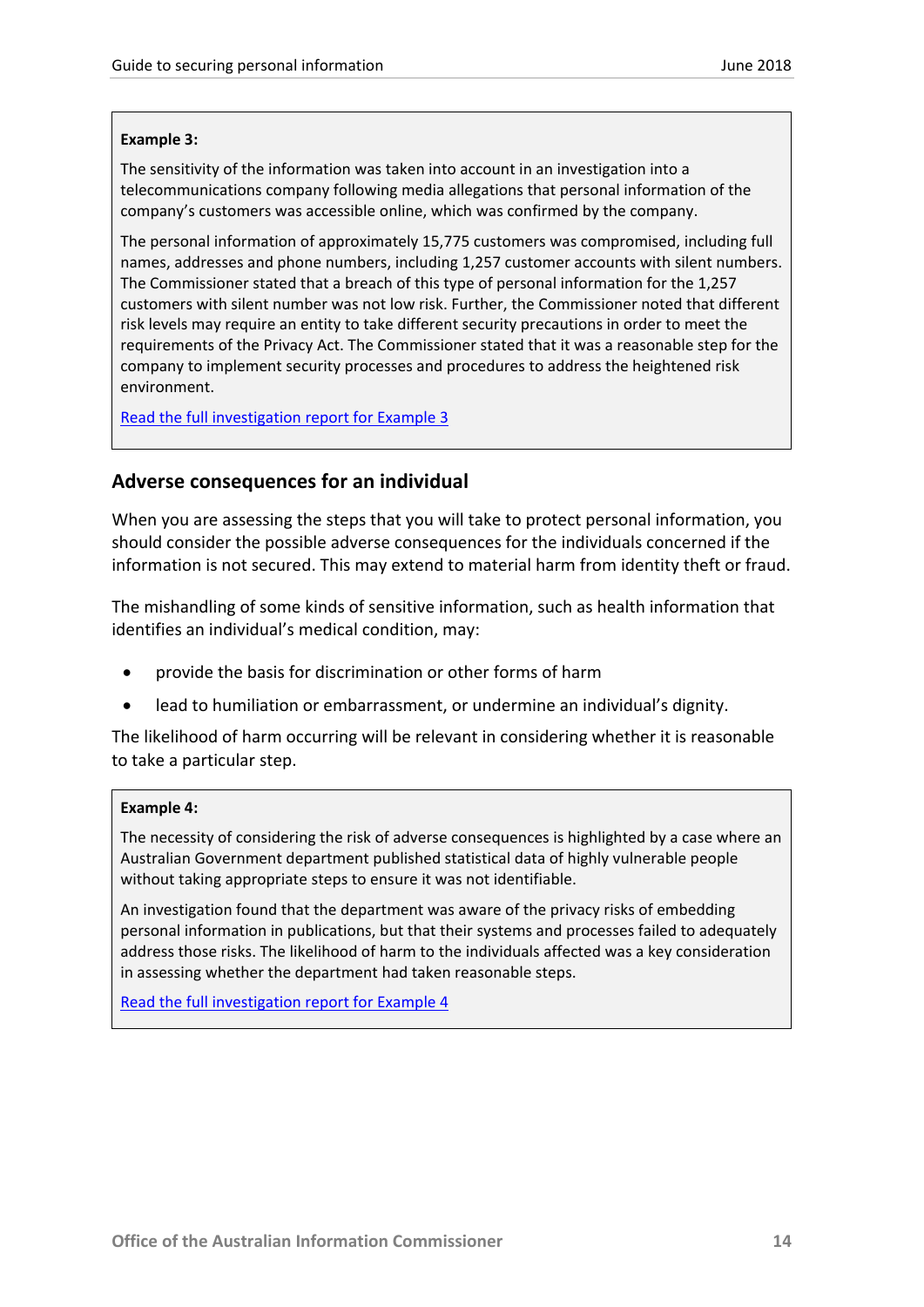**Example 3:**

The sensitivity of the information was taken into account in an investigation into a telecommunications company following media allegations that personal information of the company's customers was accessible online, which was confirmed by the company.

The personal information of approximately 15,775 customers was compromised, including full names, addresses and phone numbers, including 1,257 customer accounts with silent numbers. The Commissioner stated that a breach of this type of personal information for the 1,257 customers with silent number was not low risk. Further, the Commissioner noted that different risk levels may require an entity to take different security precautions in order to meet the requirements of the Privacy Act. The Commissioner stated that it was a reasonable step for the company to implement security processes and procedures to address the heightened risk environment.

Read the full investigation report for Example 3

## Adverse consequences for an individual

When you are assessing the steps that you will take to protect personal information, you should consider the possible adverse consequences for the individuals concerned if the information is not secured. This may extend to material harm from identity theft or fraud.

The mishandling of some kinds of sensitive information, such as health information that identifies an individual's medical condition, may:

- provide the basis for discrimination or other forms of harm
- lead to humiliation or embarrassment, or undermine an individual's dignity.

The likelihood of harm occurring will be relevant in considering whether it is reasonable to take a particular step.

**Example 4:**

The necessity of considering the risk of adverse consequences is highlighted by a case where an Australian Government department published statistical data of highly vulnerable people without taking appropriate steps to ensure it was not identifiable.

An investigation found that the department was aware of the privacy risks of embedding personal information in publications, but that their systems and processes failed to adequately address those risks. The likelihood of harm to the individuals affected was a key consideration in assessing whether the department had taken reasonable steps.

Read the full investigation report for Example 4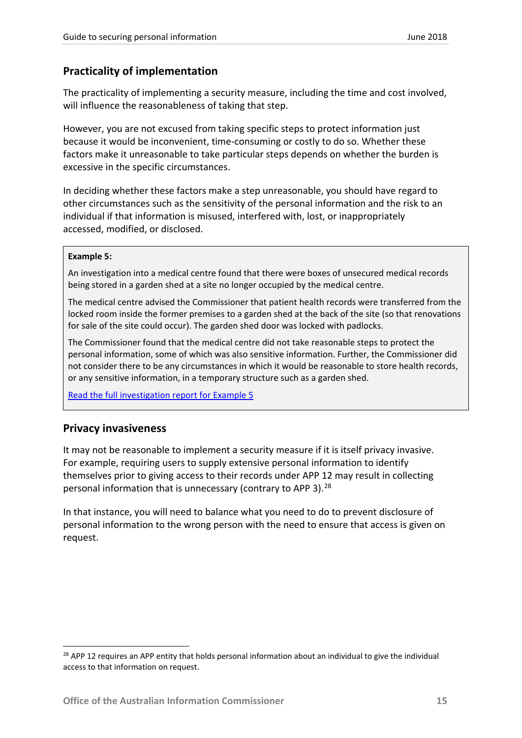## Practicality of implementation

The practicality of implementing a security measure, including the time and cost involved, will influence the reasonableness of taking that step.

However, you are not excused from taking specific steps to protect information just because it would be inconvenient, time-consuming or costly to do so. Whether these factors make it unreasonable to take particular steps depends on whether the burden is excessive in the specific circumstances.

In deciding whether these factors make a step unreasonable, you should have regard to other circumstances such as the sensitivity of the personal information and the risk to an individual if that information is misused, interfered with, lost, or inappropriately accessed, modified, or disclosed.

> **Example 5:**
>
> An investigation into a medical centre found that there were boxes of unsecured medical records being stored in a garden shed at a site no longer occupied by the medical centre.
>
> The medical centre advised the Commissioner that patient health records were transferred from the locked room inside the former premises to a garden shed at the back of the site (so that renovations for sale of the site could occur). The garden shed door was locked with padlocks.
>
> The Commissioner found that the medical centre did not take reasonable steps to protect the personal information, some of which was also sensitive information. Further, the Commissioner did not consider there to be any circumstances in which it would be reasonable to store health records, or any sensitive information, in a temporary structure such as a garden shed.
>
> Read the full investigation report for Example 5

## Privacy invasiveness

It may not be reasonable to implement a security measure if it is itself privacy invasive. For example, requiring users to supply extensive personal information to identify themselves prior to giving access to their records under APP 12 may result in collecting personal information that is unnecessary (contrary to APP 3).[28]

In that instance, you will need to balance what you need to do to prevent disclosure of personal information to the wrong person with the need to ensure that access is given on request.

---

[28] APP 12 requires an APP entity that holds personal information about an individual to give the individual access to that information on request.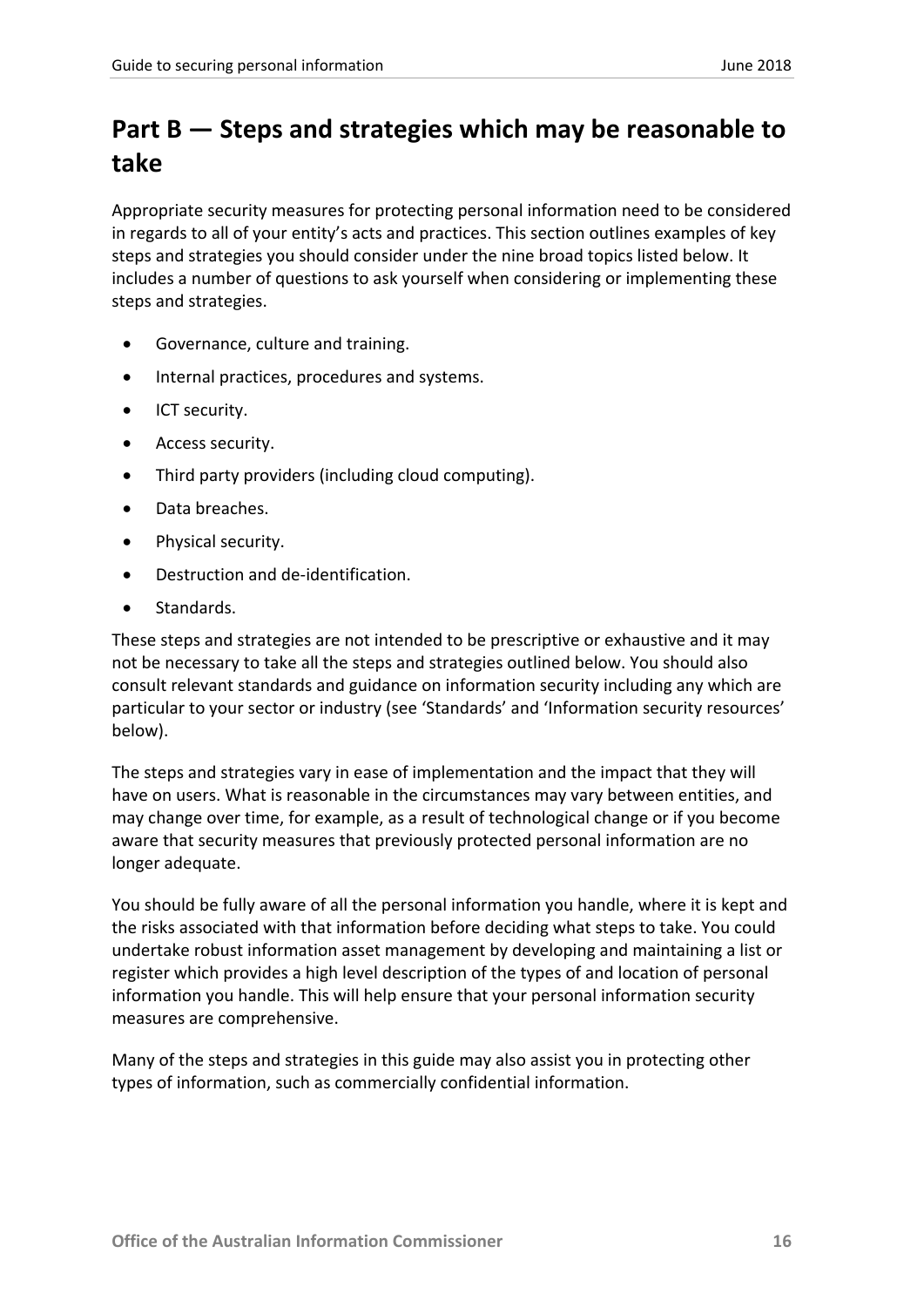# Part B — Steps and strategies which may be reasonable to take

Appropriate security measures for protecting personal information need to be considered in regards to all of your entity's acts and practices. This section outlines examples of key steps and strategies you should consider under the nine broad topics listed below. It includes a number of questions to ask yourself when considering or implementing these steps and strategies.

- Governance, culture and training.
- Internal practices, procedures and systems.
- ICT security.
- Access security.
- Third party providers (including cloud computing).
- Data breaches.
- Physical security.
- Destruction and de-identification.
- Standards.

These steps and strategies are not intended to be prescriptive or exhaustive and it may not be necessary to take all the steps and strategies outlined below. You should also consult relevant standards and guidance on information security including any which are particular to your sector or industry (see 'Standards' and 'Information security resources' below).

The steps and strategies vary in ease of implementation and the impact that they will have on users. What is reasonable in the circumstances may vary between entities, and may change over time, for example, as a result of technological change or if you become aware that security measures that previously protected personal information are no longer adequate.

You should be fully aware of all the personal information you handle, where it is kept and the risks associated with that information before deciding what steps to take. You could undertake robust information asset management by developing and maintaining a list or register which provides a high level description of the types of and location of personal information you handle. This will help ensure that your personal information security measures are comprehensive.

Many of the steps and strategies in this guide may also assist you in protecting other types of information, such as commercially confidential information.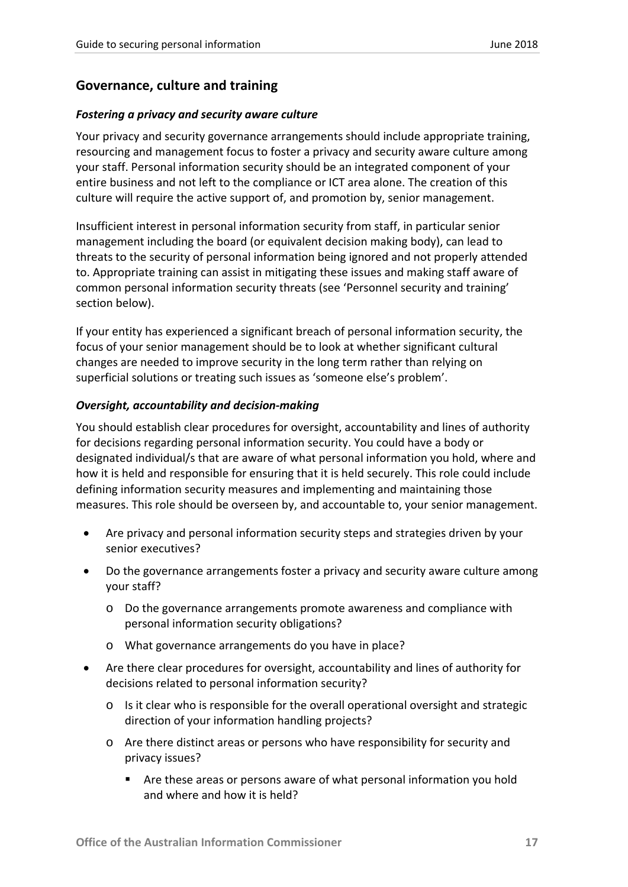## Governance, culture and training

### *Fostering a privacy and security aware culture*

Your privacy and security governance arrangements should include appropriate training, resourcing and management focus to foster a privacy and security aware culture among your staff. Personal information security should be an integrated component of your entire business and not left to the compliance or ICT area alone. The creation of this culture will require the active support of, and promotion by, senior management.

Insufficient interest in personal information security from staff, in particular senior management including the board (or equivalent decision making body), can lead to threats to the security of personal information being ignored and not properly attended to. Appropriate training can assist in mitigating these issues and making staff aware of common personal information security threats (see 'Personnel security and training' section below).

If your entity has experienced a significant breach of personal information security, the focus of your senior management should be to look at whether significant cultural changes are needed to improve security in the long term rather than relying on superficial solutions or treating such issues as 'someone else's problem'.

### *Oversight, accountability and decision-making*

You should establish clear procedures for oversight, accountability and lines of authority for decisions regarding personal information security. You could have a body or designated individual/s that are aware of what personal information you hold, where and how it is held and responsible for ensuring that it is held securely. This role could include defining information security measures and implementing and maintaining those measures. This role should be overseen by, and accountable to, your senior management.

- Are privacy and personal information security steps and strategies driven by your senior executives?
- Do the governance arrangements foster a privacy and security aware culture among your staff?
    - Do the governance arrangements promote awareness and compliance with personal information security obligations?
    - What governance arrangements do you have in place?
- Are there clear procedures for oversight, accountability and lines of authority for decisions related to personal information security?
    - Is it clear who is responsible for the overall operational oversight and strategic direction of your information handling projects?
    - Are there distinct areas or persons who have responsibility for security and privacy issues?
        - Are these areas or persons aware of what personal information you hold and where and how it is held?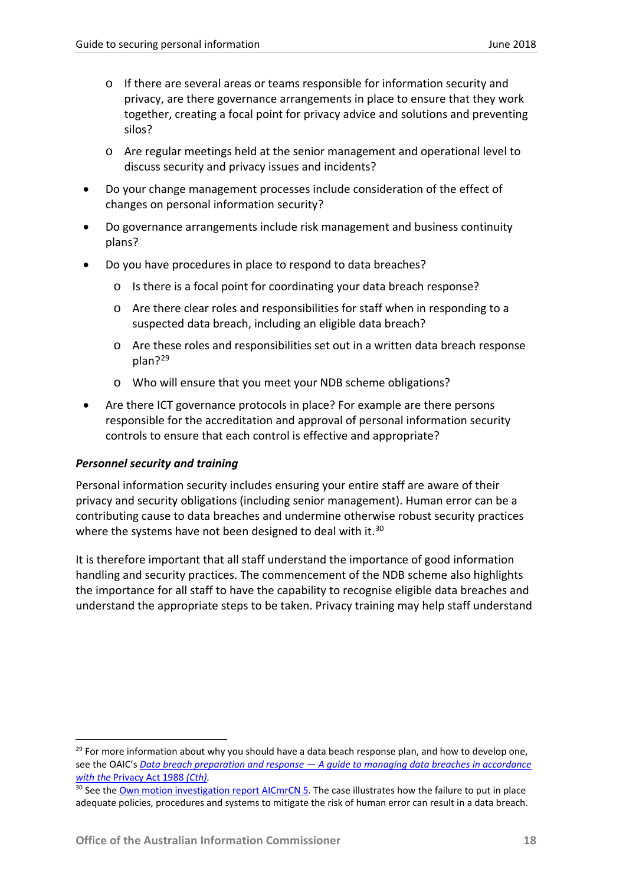- If there are several areas or teams responsible for information security and privacy, are there governance arrangements in place to ensure that they work together, creating a focal point for privacy advice and solutions and preventing silos?
  - Are regular meetings held at the senior management and operational level to discuss security and privacy issues and incidents?
- Do your change management processes include consideration of the effect of changes on personal information security?
- Do governance arrangements include risk management and business continuity plans?
- Do you have procedures in place to respond to data breaches?
  - Is there is a focal point for coordinating your data breach response?
  - Are there clear roles and responsibilities for staff when in responding to a suspected data breach, including an eligible data breach?
  - Are these roles and responsibilities set out in a written data breach response plan?[29]
  - Who will ensure that you meet your NDB scheme obligations?
- Are there ICT governance protocols in place? For example are there persons responsible for the accreditation and approval of personal information security controls to ensure that each control is effective and appropriate?

***Personnel security and training***

Personal information security includes ensuring your entire staff are aware of their privacy and security obligations (including senior management). Human error can be a contributing cause to data breaches and undermine otherwise robust security practices where the systems have not been designed to deal with it.[30]

It is therefore important that all staff understand the importance of good information handling and security practices. The commencement of the NDB scheme also highlights the importance for all staff to have the capability to recognise eligible data breaches and understand the appropriate steps to be taken. Privacy training may help staff understand

---

[29] For more information about why you should have a data beach response plan, and how to develop one, see the OAIC's *Data breach preparation and response — A guide to managing data breaches in accordance with the* Privacy Act 1988 *(Cth)*.

[30] See the Own motion investigation report AICmrCN 5. The case illustrates how the failure to put in place adequate policies, procedures and systems to mitigate the risk of human error can result in a data breach.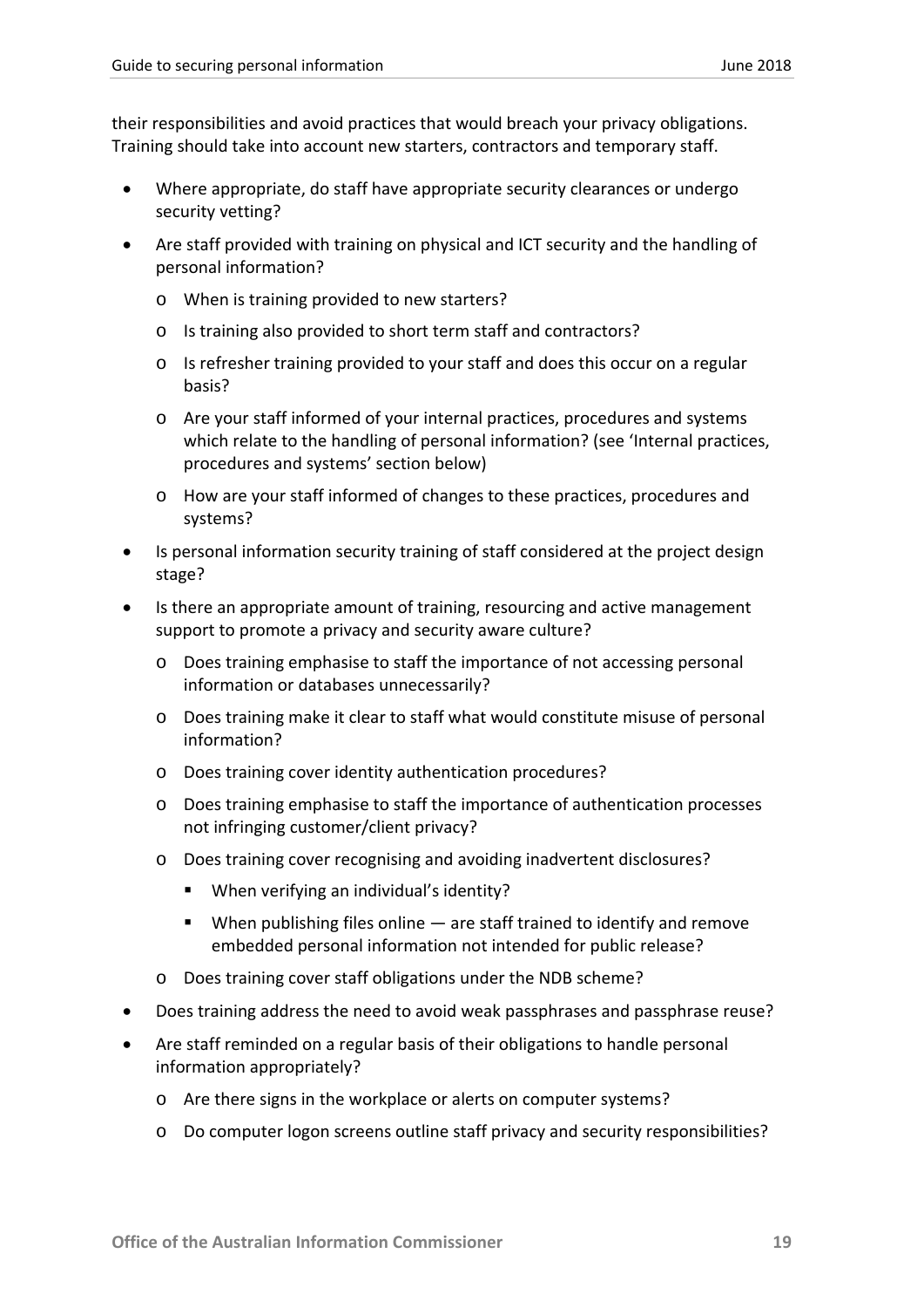their responsibilities and avoid practices that would breach your privacy obligations. Training should take into account new starters, contractors and temporary staff.

- Where appropriate, do staff have appropriate security clearances or undergo security vetting?
- Are staff provided with training on physical and ICT security and the handling of personal information?
  - When is training provided to new starters?
  - Is training also provided to short term staff and contractors?
  - Is refresher training provided to your staff and does this occur on a regular basis?
  - Are your staff informed of your internal practices, procedures and systems which relate to the handling of personal information? (see 'Internal practices, procedures and systems' section below)
  - How are your staff informed of changes to these practices, procedures and systems?
- Is personal information security training of staff considered at the project design stage?
- Is there an appropriate amount of training, resourcing and active management support to promote a privacy and security aware culture?
  - Does training emphasise to staff the importance of not accessing personal information or databases unnecessarily?
  - Does training make it clear to staff what would constitute misuse of personal information?
  - Does training cover identity authentication procedures?
  - Does training emphasise to staff the importance of authentication processes not infringing customer/client privacy?
  - Does training cover recognising and avoiding inadvertent disclosures?
    - When verifying an individual's identity?
    - When publishing files online — are staff trained to identify and remove embedded personal information not intended for public release?
  - Does training cover staff obligations under the NDB scheme?
- Does training address the need to avoid weak passphrases and passphrase reuse?
- Are staff reminded on a regular basis of their obligations to handle personal information appropriately?
  - Are there signs in the workplace or alerts on computer systems?
  - Do computer logon screens outline staff privacy and security responsibilities?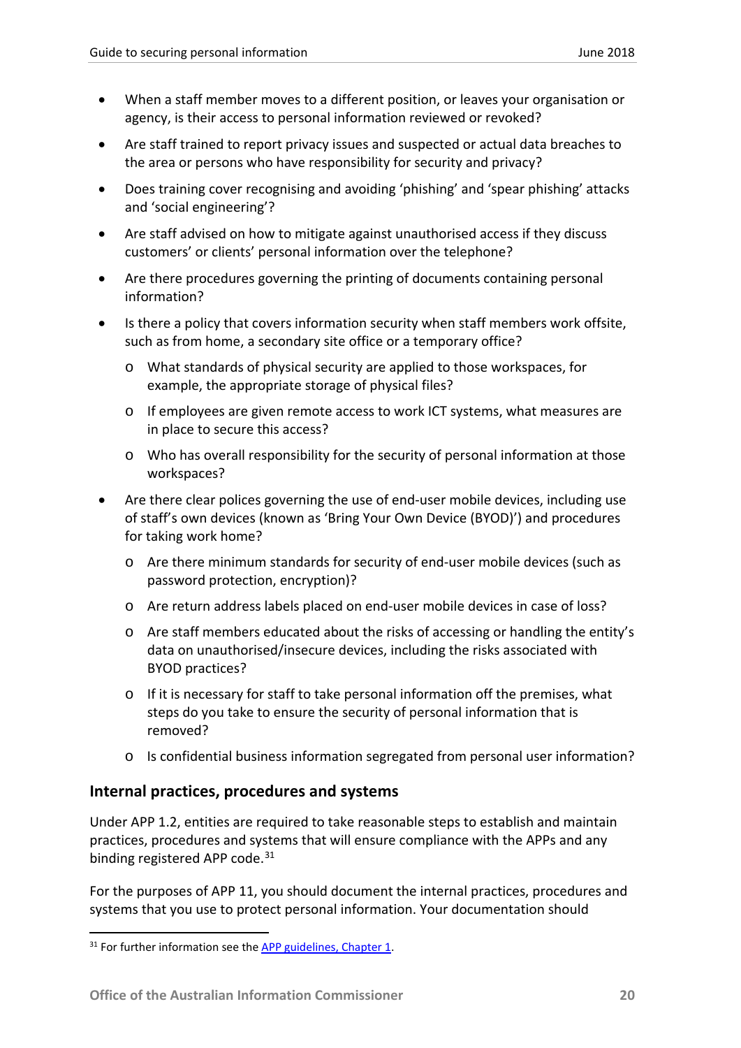- When a staff member moves to a different position, or leaves your organisation or agency, is their access to personal information reviewed or revoked?
- Are staff trained to report privacy issues and suspected or actual data breaches to the area or persons who have responsibility for security and privacy?
- Does training cover recognising and avoiding 'phishing' and 'spear phishing' attacks and 'social engineering'?
- Are staff advised on how to mitigate against unauthorised access if they discuss customers' or clients' personal information over the telephone?
- Are there procedures governing the printing of documents containing personal information?
- Is there a policy that covers information security when staff members work offsite, such as from home, a secondary site office or a temporary office?
    - What standards of physical security are applied to those workspaces, for example, the appropriate storage of physical files?
    - If employees are given remote access to work ICT systems, what measures are in place to secure this access?
    - Who has overall responsibility for the security of personal information at those workspaces?
- Are there clear polices governing the use of end-user mobile devices, including use of staff's own devices (known as 'Bring Your Own Device (BYOD)') and procedures for taking work home?
    - Are there minimum standards for security of end-user mobile devices (such as password protection, encryption)?
    - Are return address labels placed on end-user mobile devices in case of loss?
    - Are staff members educated about the risks of accessing or handling the entity's data on unauthorised/insecure devices, including the risks associated with BYOD practices?
    - If it is necessary for staff to take personal information off the premises, what steps do you take to ensure the security of personal information that is removed?
    - Is confidential business information segregated from personal user information?

## Internal practices, procedures and systems

Under APP 1.2, entities are required to take reasonable steps to establish and maintain practices, procedures and systems that will ensure compliance with the APPs and any binding registered APP code.[31]

For the purposes of APP 11, you should document the internal practices, procedures and systems that you use to protect personal information. Your documentation should

[31] For further information see the APP guidelines, Chapter 1.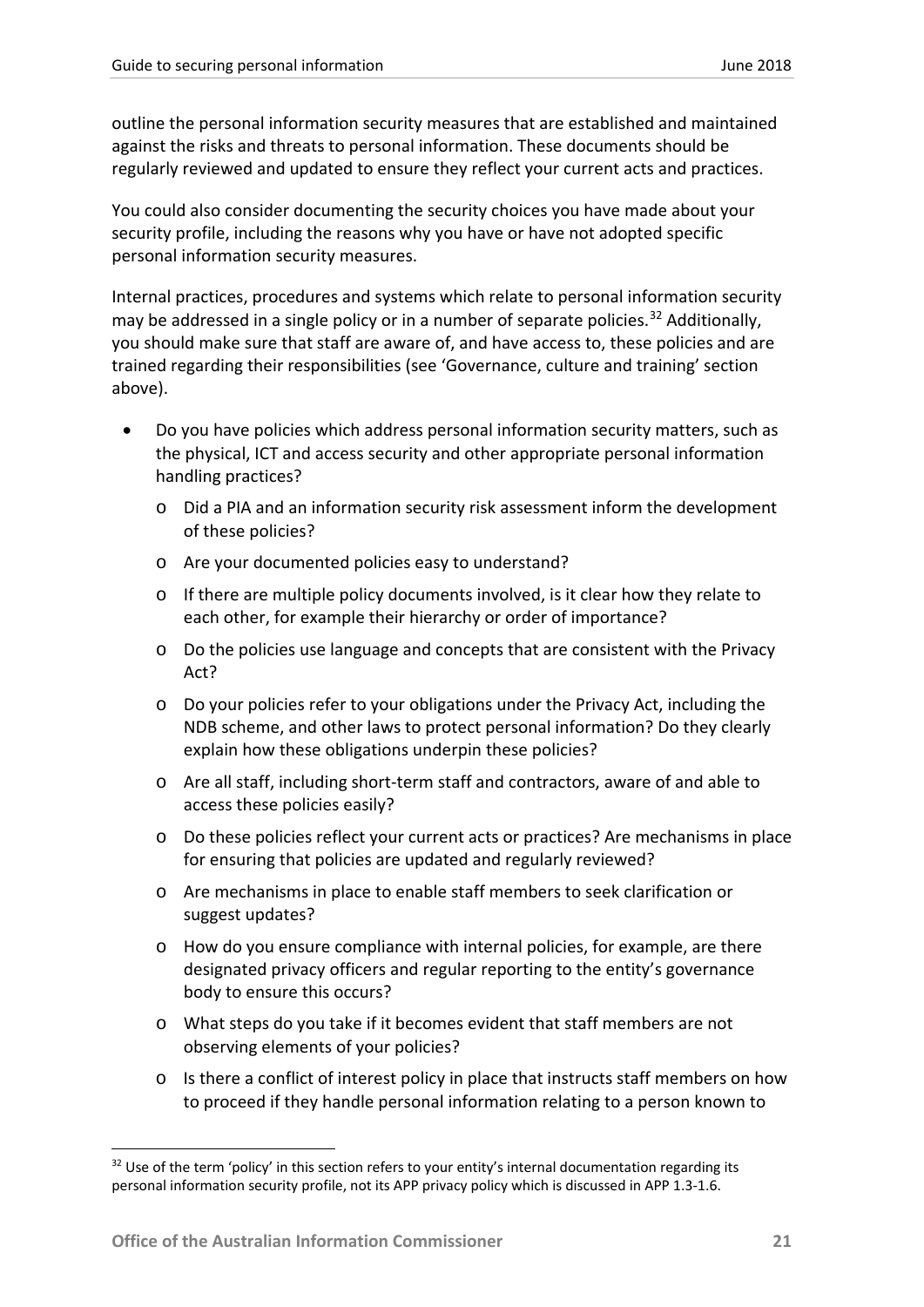outline the personal information security measures that are established and maintained against the risks and threats to personal information. These documents should be regularly reviewed and updated to ensure they reflect your current acts and practices.

You could also consider documenting the security choices you have made about your security profile, including the reasons why you have or have not adopted specific personal information security measures.

Internal practices, procedures and systems which relate to personal information security may be addressed in a single policy or in a number of separate policies.[32] Additionally, you should make sure that staff are aware of, and have access to, these policies and are trained regarding their responsibilities (see 'Governance, culture and training' section above).

- Do you have policies which address personal information security matters, such as the physical, ICT and access security and other appropriate personal information handling practices?
  - Did a PIA and an information security risk assessment inform the development of these policies?
  - Are your documented policies easy to understand?
  - If there are multiple policy documents involved, is it clear how they relate to each other, for example their hierarchy or order of importance?
  - Do the policies use language and concepts that are consistent with the Privacy Act?
  - Do your policies refer to your obligations under the Privacy Act, including the NDB scheme, and other laws to protect personal information? Do they clearly explain how these obligations underpin these policies?
  - Are all staff, including short-term staff and contractors, aware of and able to access these policies easily?
  - Do these policies reflect your current acts or practices? Are mechanisms in place for ensuring that policies are updated and regularly reviewed?
  - Are mechanisms in place to enable staff members to seek clarification or suggest updates?
  - How do you ensure compliance with internal policies, for example, are there designated privacy officers and regular reporting to the entity's governance body to ensure this occurs?
  - What steps do you take if it becomes evident that staff members are not observing elements of your policies?
  - Is there a conflict of interest policy in place that instructs staff members on how to proceed if they handle personal information relating to a person known to

[32] Use of the term 'policy' in this section refers to your entity's internal documentation regarding its personal information security profile, not its APP privacy policy which is discussed in APP 1.3-1.6.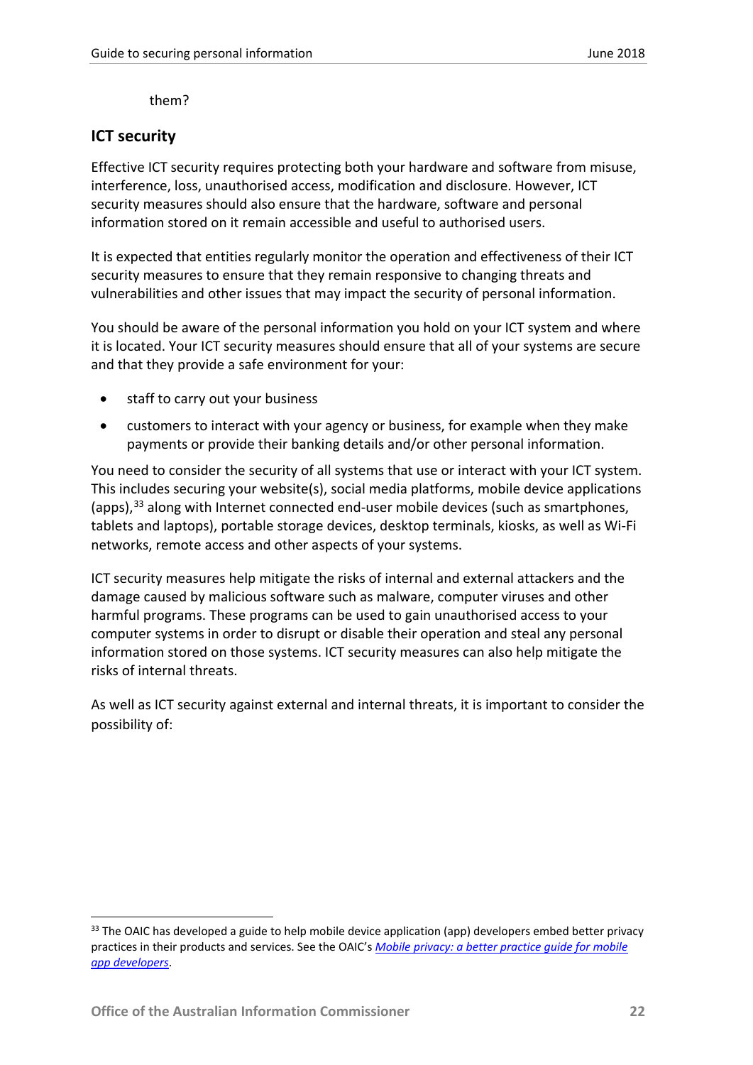them?

## ICT security

Effective ICT security requires protecting both your hardware and software from misuse, interference, loss, unauthorised access, modification and disclosure. However, ICT security measures should also ensure that the hardware, software and personal information stored on it remain accessible and useful to authorised users.

It is expected that entities regularly monitor the operation and effectiveness of their ICT security measures to ensure that they remain responsive to changing threats and vulnerabilities and other issues that may impact the security of personal information.

You should be aware of the personal information you hold on your ICT system and where it is located. Your ICT security measures should ensure that all of your systems are secure and that they provide a safe environment for your:

- staff to carry out your business
- customers to interact with your agency or business, for example when they make payments or provide their banking details and/or other personal information.

You need to consider the security of all systems that use or interact with your ICT system. This includes securing your website(s), social media platforms, mobile device applications (apps),[33] along with Internet connected end-user mobile devices (such as smartphones, tablets and laptops), portable storage devices, desktop terminals, kiosks, as well as Wi-Fi networks, remote access and other aspects of your systems.

ICT security measures help mitigate the risks of internal and external attackers and the damage caused by malicious software such as malware, computer viruses and other harmful programs. These programs can be used to gain unauthorised access to your computer systems in order to disrupt or disable their operation and steal any personal information stored on those systems. ICT security measures can also help mitigate the risks of internal threats.

As well as ICT security against external and internal threats, it is important to consider the possibility of:

---

[33] The OAIC has developed a guide to help mobile device application (app) developers embed better privacy practices in their products and services. See the OAIC's *Mobile privacy: a better practice guide for mobile app developers*.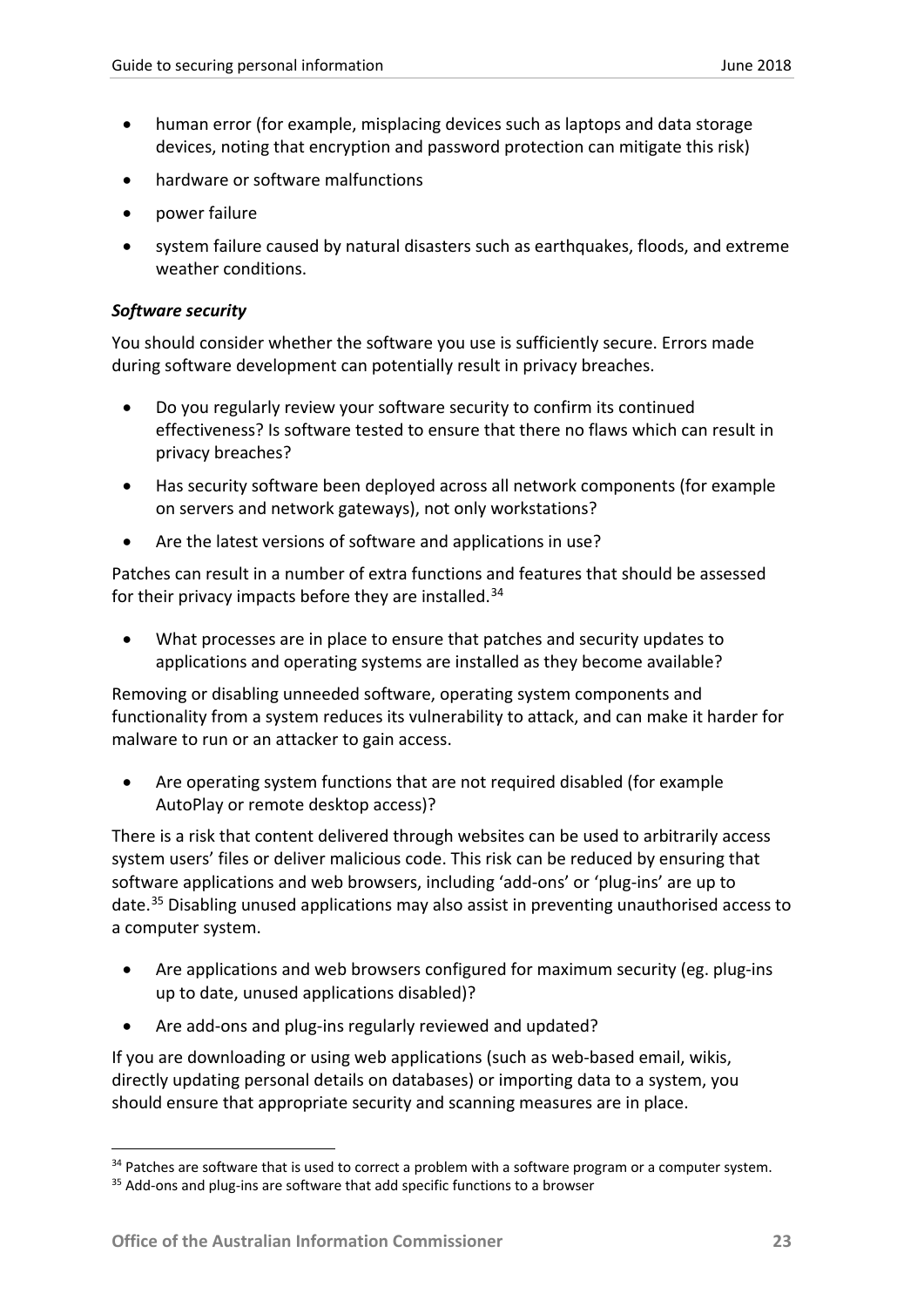- human error (for example, misplacing devices such as laptops and data storage devices, noting that encryption and password protection can mitigate this risk)
- hardware or software malfunctions
- power failure
- system failure caused by natural disasters such as earthquakes, floods, and extreme weather conditions.

***Software security***

You should consider whether the software you use is sufficiently secure. Errors made during software development can potentially result in privacy breaches.

- Do you regularly review your software security to confirm its continued effectiveness? Is software tested to ensure that there no flaws which can result in privacy breaches?
- Has security software been deployed across all network components (for example on servers and network gateways), not only workstations?
- Are the latest versions of software and applications in use?

Patches can result in a number of extra functions and features that should be assessed for their privacy impacts before they are installed.[34]

- What processes are in place to ensure that patches and security updates to applications and operating systems are installed as they become available?

Removing or disabling unneeded software, operating system components and functionality from a system reduces its vulnerability to attack, and can make it harder for malware to run or an attacker to gain access.

- Are operating system functions that are not required disabled (for example AutoPlay or remote desktop access)?

There is a risk that content delivered through websites can be used to arbitrarily access system users' files or deliver malicious code. This risk can be reduced by ensuring that software applications and web browsers, including 'add-ons' or 'plug-ins' are up to date.[35] Disabling unused applications may also assist in preventing unauthorised access to a computer system.

- Are applications and web browsers configured for maximum security (eg. plug-ins up to date, unused applications disabled)?
- Are add-ons and plug-ins regularly reviewed and updated?

If you are downloading or using web applications (such as web-based email, wikis, directly updating personal details on databases) or importing data to a system, you should ensure that appropriate security and scanning measures are in place.

---

[34] Patches are software that is used to correct a problem with a software program or a computer system.

[35] Add-ons and plug-ins are software that add specific functions to a browser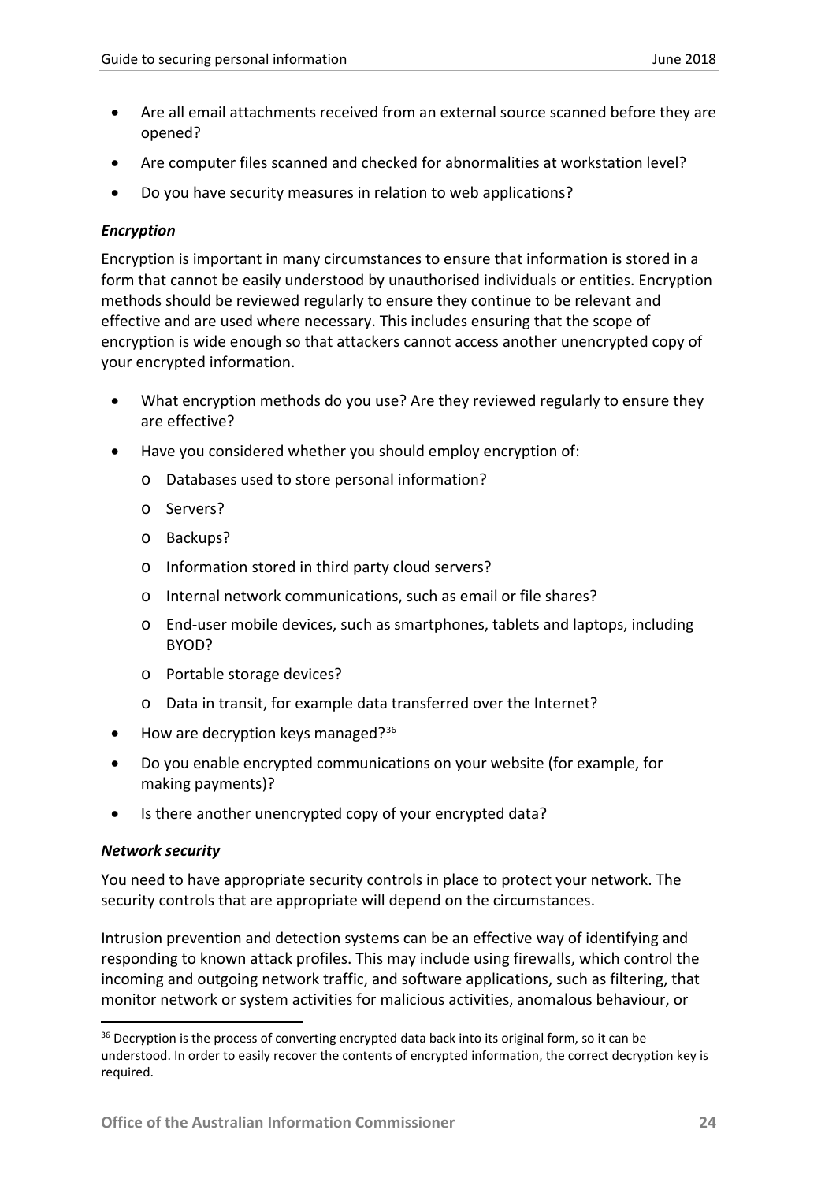- Are all email attachments received from an external source scanned before they are opened?
- Are computer files scanned and checked for abnormalities at workstation level?
- Do you have security measures in relation to web applications?

***Encryption***

Encryption is important in many circumstances to ensure that information is stored in a form that cannot be easily understood by unauthorised individuals or entities. Encryption methods should be reviewed regularly to ensure they continue to be relevant and effective and are used where necessary. This includes ensuring that the scope of encryption is wide enough so that attackers cannot access another unencrypted copy of your encrypted information.

- What encryption methods do you use? Are they reviewed regularly to ensure they are effective?
- Have you considered whether you should employ encryption of:
  - Databases used to store personal information?
  - Servers?
  - Backups?
  - Information stored in third party cloud servers?
  - Internal network communications, such as email or file shares?
  - End-user mobile devices, such as smartphones, tablets and laptops, including BYOD?
  - Portable storage devices?
  - Data in transit, for example data transferred over the Internet?
- How are decryption keys managed?[36]
- Do you enable encrypted communications on your website (for example, for making payments)?
- Is there another unencrypted copy of your encrypted data?

***Network security***

You need to have appropriate security controls in place to protect your network. The security controls that are appropriate will depend on the circumstances.

Intrusion prevention and detection systems can be an effective way of identifying and responding to known attack profiles. This may include using firewalls, which control the incoming and outgoing network traffic, and software applications, such as filtering, that monitor network or system activities for malicious activities, anomalous behaviour, or

[36] Decryption is the process of converting encrypted data back into its original form, so it can be understood. In order to easily recover the contents of encrypted information, the correct decryption key is required.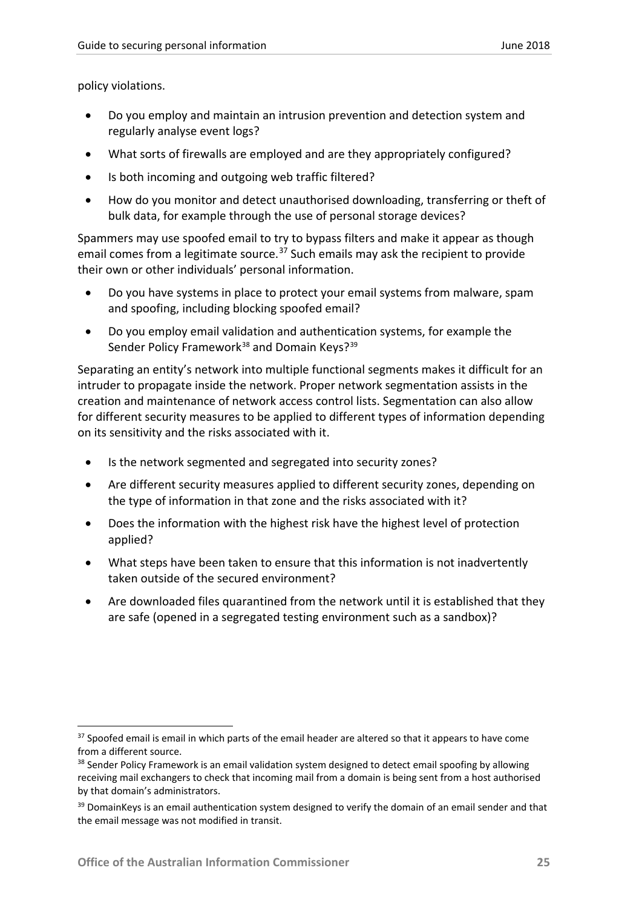policy violations.

- Do you employ and maintain an intrusion prevention and detection system and regularly analyse event logs?
- What sorts of firewalls are employed and are they appropriately configured?
- Is both incoming and outgoing web traffic filtered?
- How do you monitor and detect unauthorised downloading, transferring or theft of bulk data, for example through the use of personal storage devices?

Spammers may use spoofed email to try to bypass filters and make it appear as though email comes from a legitimate source.[37] Such emails may ask the recipient to provide their own or other individuals' personal information.

- Do you have systems in place to protect your email systems from malware, spam and spoofing, including blocking spoofed email?
- Do you employ email validation and authentication systems, for example the Sender Policy Framework[38] and Domain Keys?[39]

Separating an entity's network into multiple functional segments makes it difficult for an intruder to propagate inside the network. Proper network segmentation assists in the creation and maintenance of network access control lists. Segmentation can also allow for different security measures to be applied to different types of information depending on its sensitivity and the risks associated with it.

- Is the network segmented and segregated into security zones?
- Are different security measures applied to different security zones, depending on the type of information in that zone and the risks associated with it?
- Does the information with the highest risk have the highest level of protection applied?
- What steps have been taken to ensure that this information is not inadvertently taken outside of the secured environment?
- Are downloaded files quarantined from the network until it is established that they are safe (opened in a segregated testing environment such as a sandbox)?

---

[37] Spoofed email is email in which parts of the email header are altered so that it appears to have come from a different source.

[38] Sender Policy Framework is an email validation system designed to detect email spoofing by allowing receiving mail exchangers to check that incoming mail from a domain is being sent from a host authorised by that domain's administrators.

[39] DomainKeys is an email authentication system designed to verify the domain of an email sender and that the email message was not modified in transit.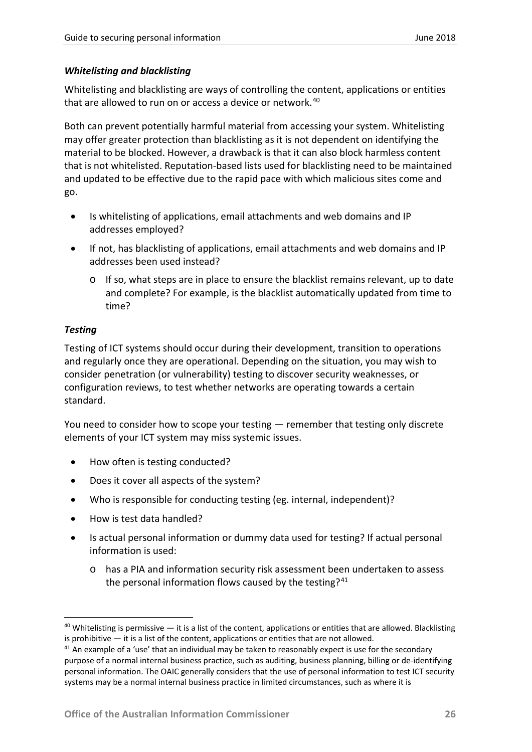### *Whitelisting and blacklisting*

Whitelisting and blacklisting are ways of controlling the content, applications or entities that are allowed to run on or access a device or network.[40]

Both can prevent potentially harmful material from accessing your system. Whitelisting may offer greater protection than blacklisting as it is not dependent on identifying the material to be blocked. However, a drawback is that it can also block harmless content that is not whitelisted. Reputation-based lists used for blacklisting need to be maintained and updated to be effective due to the rapid pace with which malicious sites come and go.

- Is whitelisting of applications, email attachments and web domains and IP addresses employed?
- If not, has blacklisting of applications, email attachments and web domains and IP addresses been used instead?
  - If so, what steps are in place to ensure the blacklist remains relevant, up to date and complete? For example, is the blacklist automatically updated from time to time?

### *Testing*

Testing of ICT systems should occur during their development, transition to operations and regularly once they are operational. Depending on the situation, you may wish to consider penetration (or vulnerability) testing to discover security weaknesses, or configuration reviews, to test whether networks are operating towards a certain standard.

You need to consider how to scope your testing — remember that testing only discrete elements of your ICT system may miss systemic issues.

- How often is testing conducted?
- Does it cover all aspects of the system?
- Who is responsible for conducting testing (eg. internal, independent)?
- How is test data handled?
- Is actual personal information or dummy data used for testing? If actual personal information is used:
  - has a PIA and information security risk assessment been undertaken to assess the personal information flows caused by the testing?[41]

---

[40] Whitelisting is permissive — it is a list of the content, applications or entities that are allowed. Blacklisting is prohibitive — it is a list of the content, applications or entities that are not allowed.

[41] An example of a 'use' that an individual may be taken to reasonably expect is use for the secondary purpose of a normal internal business practice, such as auditing, business planning, billing or de-identifying personal information. The OAIC generally considers that the use of personal information to test ICT security systems may be a normal internal business practice in limited circumstances, such as where it is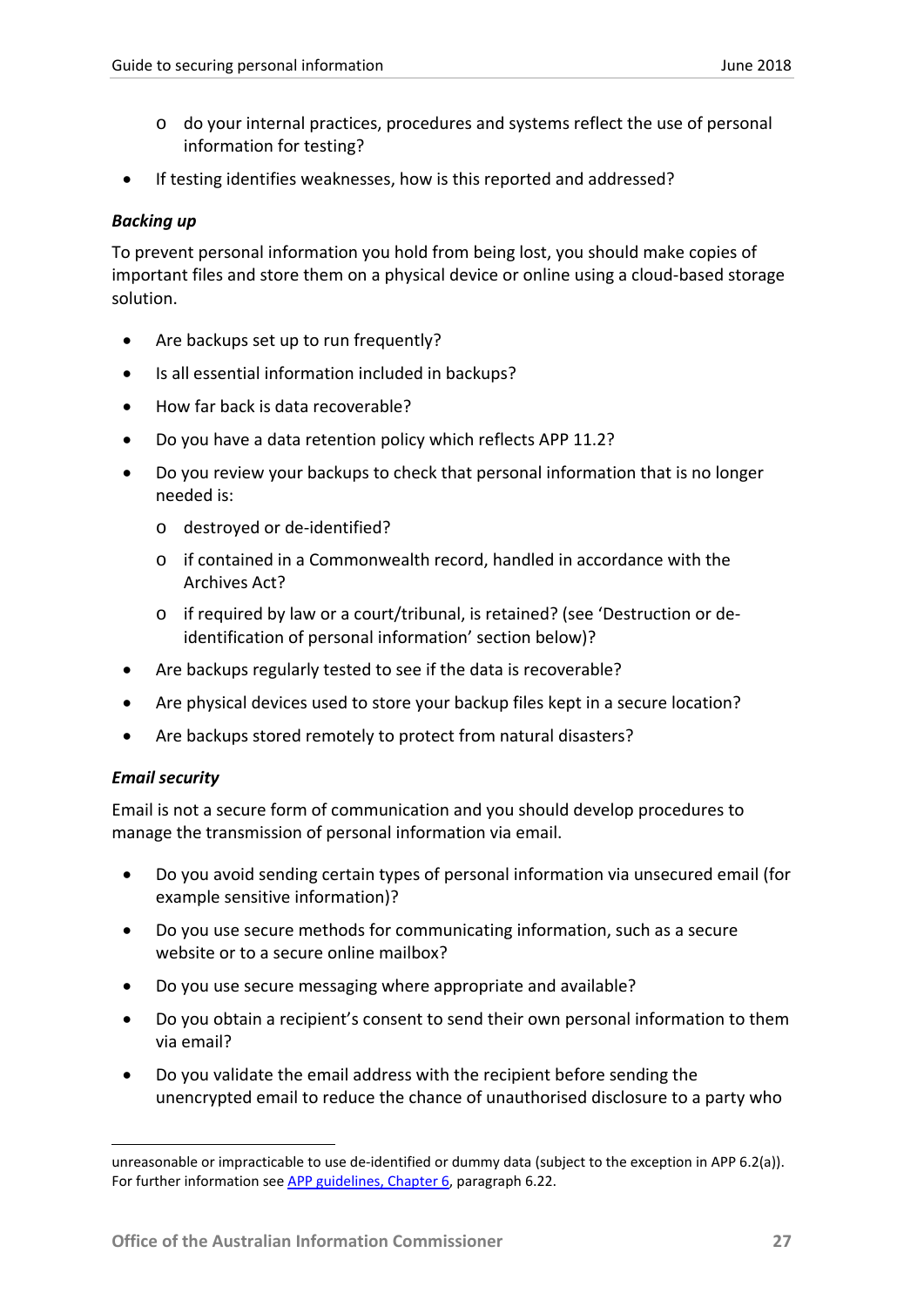- do your internal practices, procedures and systems reflect the use of personal information for testing?
- If testing identifies weaknesses, how is this reported and addressed?

***Backing up***

To prevent personal information you hold from being lost, you should make copies of important files and store them on a physical device or online using a cloud-based storage solution.

- Are backups set up to run frequently?
- Is all essential information included in backups?
- How far back is data recoverable?
- Do you have a data retention policy which reflects APP 11.2?
- Do you review your backups to check that personal information that is no longer needed is:
    - destroyed or de-identified?
    - if contained in a Commonwealth record, handled in accordance with the Archives Act?
    - if required by law or a court/tribunal, is retained? (see 'Destruction or de-identification of personal information' section below)?
- Are backups regularly tested to see if the data is recoverable?
- Are physical devices used to store your backup files kept in a secure location?
- Are backups stored remotely to protect from natural disasters?

***Email security***

Email is not a secure form of communication and you should develop procedures to manage the transmission of personal information via email.

- Do you avoid sending certain types of personal information via unsecured email (for example sensitive information)?
- Do you use secure methods for communicating information, such as a secure website or to a secure online mailbox?
- Do you use secure messaging where appropriate and available?
- Do you obtain a recipient's consent to send their own personal information to them via email?
- Do you validate the email address with the recipient before sending the unencrypted email to reduce the chance of unauthorised disclosure to a party who

---

unreasonable or impracticable to use de-identified or dummy data (subject to the exception in APP 6.2(a)). For further information see [APP guidelines, Chapter 6](), paragraph 6.22.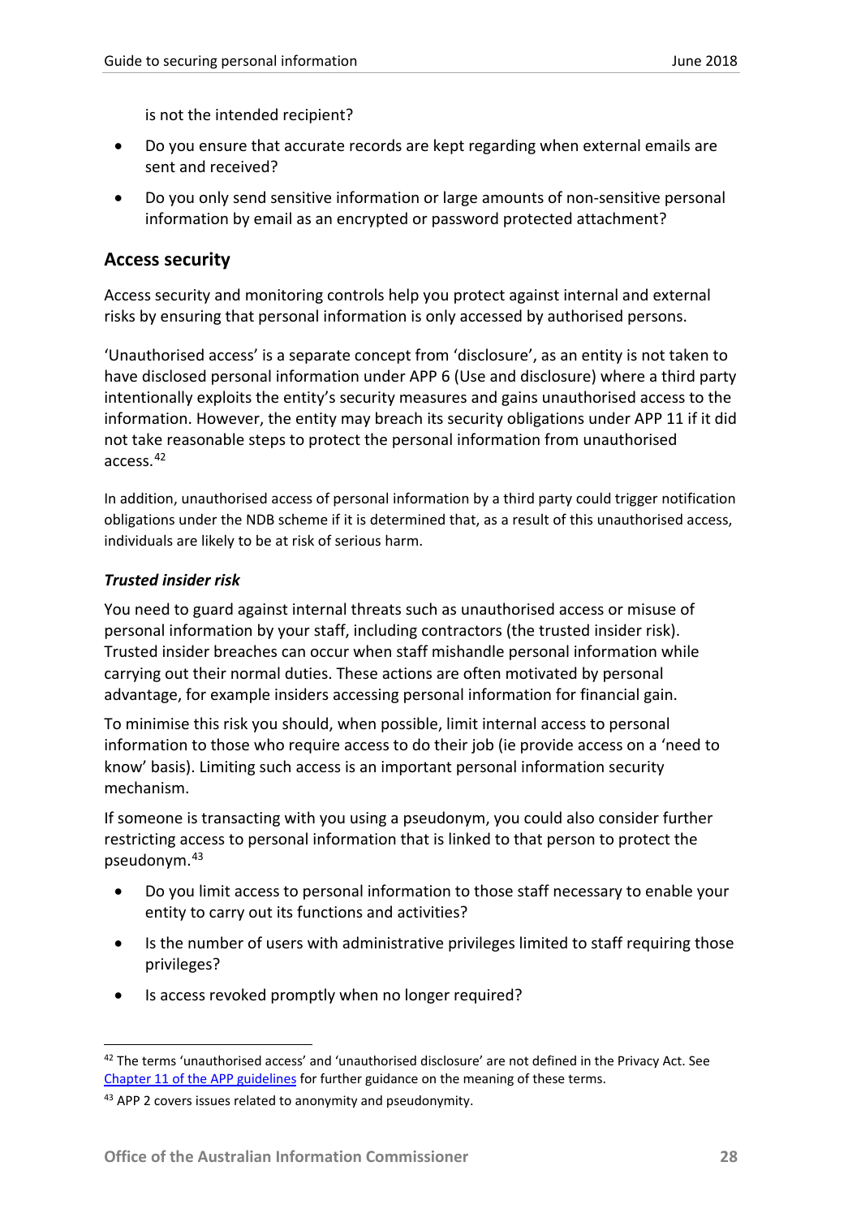is not the intended recipient?

- Do you ensure that accurate records are kept regarding when external emails are sent and received?
- Do you only send sensitive information or large amounts of non-sensitive personal information by email as an encrypted or password protected attachment?

## Access security

Access security and monitoring controls help you protect against internal and external risks by ensuring that personal information is only accessed by authorised persons.

'Unauthorised access' is a separate concept from 'disclosure', as an entity is not taken to have disclosed personal information under APP 6 (Use and disclosure) where a third party intentionally exploits the entity's security measures and gains unauthorised access to the information. However, the entity may breach its security obligations under APP 11 if it did not take reasonable steps to protect the personal information from unauthorised access.[42]

In addition, unauthorised access of personal information by a third party could trigger notification obligations under the NDB scheme if it is determined that, as a result of this unauthorised access, individuals are likely to be at risk of serious harm.

### *Trusted insider risk*

You need to guard against internal threats such as unauthorised access or misuse of personal information by your staff, including contractors (the trusted insider risk). Trusted insider breaches can occur when staff mishandle personal information while carrying out their normal duties. These actions are often motivated by personal advantage, for example insiders accessing personal information for financial gain.

To minimise this risk you should, when possible, limit internal access to personal information to those who require access to do their job (ie provide access on a 'need to know' basis). Limiting such access is an important personal information security mechanism.

If someone is transacting with you using a pseudonym, you could also consider further restricting access to personal information that is linked to that person to protect the pseudonym.[43]

- Do you limit access to personal information to those staff necessary to enable your entity to carry out its functions and activities?
- Is the number of users with administrative privileges limited to staff requiring those privileges?
- Is access revoked promptly when no longer required?

---

[42] The terms 'unauthorised access' and 'unauthorised disclosure' are not defined in the Privacy Act. See [Chapter 11 of the APP guidelines](#) for further guidance on the meaning of these terms.

[43] APP 2 covers issues related to anonymity and pseudonymity.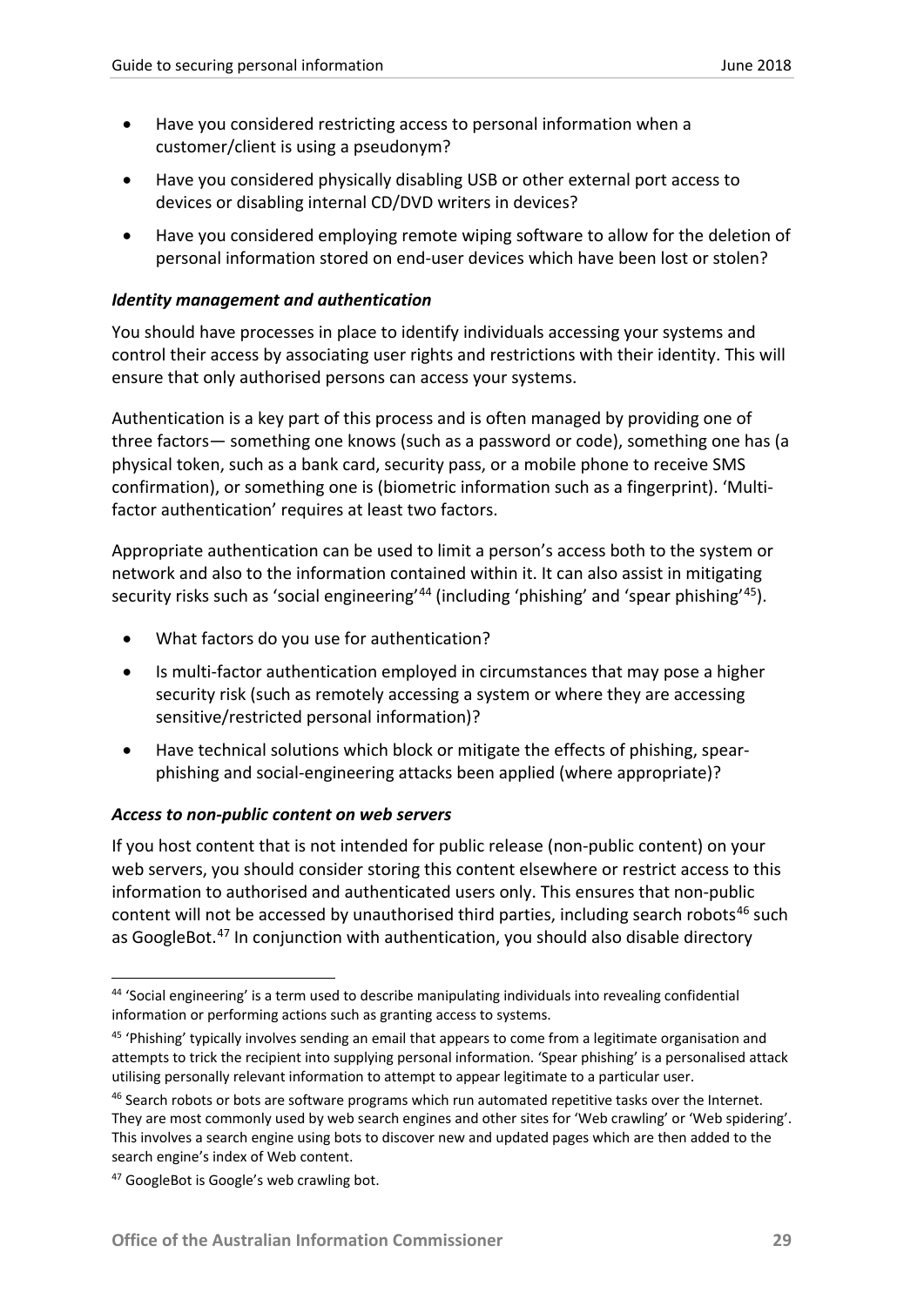- Have you considered restricting access to personal information when a customer/client is using a pseudonym?
- Have you considered physically disabling USB or other external port access to devices or disabling internal CD/DVD writers in devices?
- Have you considered employing remote wiping software to allow for the deletion of personal information stored on end-user devices which have been lost or stolen?

***Identity management and authentication***

You should have processes in place to identify individuals accessing your systems and control their access by associating user rights and restrictions with their identity. This will ensure that only authorised persons can access your systems.

Authentication is a key part of this process and is often managed by providing one of three factors— something one knows (such as a password or code), something one has (a physical token, such as a bank card, security pass, or a mobile phone to receive SMS confirmation), or something one is (biometric information such as a fingerprint). 'Multi-factor authentication' requires at least two factors.

Appropriate authentication can be used to limit a person's access both to the system or network and also to the information contained within it. It can also assist in mitigating security risks such as 'social engineering'[44] (including 'phishing' and 'spear phishing'[45]).

- What factors do you use for authentication?
- Is multi-factor authentication employed in circumstances that may pose a higher security risk (such as remotely accessing a system or where they are accessing sensitive/restricted personal information)?
- Have technical solutions which block or mitigate the effects of phishing, spear-phishing and social-engineering attacks been applied (where appropriate)?

***Access to non-public content on web servers***

If you host content that is not intended for public release (non-public content) on your web servers, you should consider storing this content elsewhere or restrict access to this information to authorised and authenticated users only. This ensures that non-public content will not be accessed by unauthorised third parties, including search robots[46] such as GoogleBot.[47] In conjunction with authentication, you should also disable directory

---

[44] 'Social engineering' is a term used to describe manipulating individuals into revealing confidential information or performing actions such as granting access to systems.

[45] 'Phishing' typically involves sending an email that appears to come from a legitimate organisation and attempts to trick the recipient into supplying personal information. 'Spear phishing' is a personalised attack utilising personally relevant information to attempt to appear legitimate to a particular user.

[46] Search robots or bots are software programs which run automated repetitive tasks over the Internet. They are most commonly used by web search engines and other sites for 'Web crawling' or 'Web spidering'. This involves a search engine using bots to discover new and updated pages which are then added to the search engine's index of Web content.

[47] GoogleBot is Google's web crawling bot.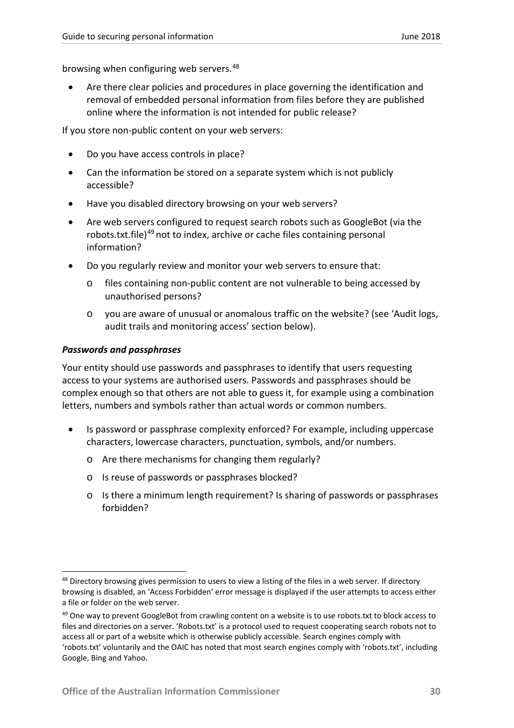browsing when configuring web servers.[48]

- Are there clear policies and procedures in place governing the identification and removal of embedded personal information from files before they are published online where the information is not intended for public release?

If you store non-public content on your web servers:

- Do you have access controls in place?
- Can the information be stored on a separate system which is not publicly accessible?
- Have you disabled directory browsing on your web servers?
- Are web servers configured to request search robots such as GoogleBot (via the robots.txt.file)[49] not to index, archive or cache files containing personal information?
- Do you regularly review and monitor your web servers to ensure that:
    - files containing non-public content are not vulnerable to being accessed by unauthorised persons?
    - you are aware of unusual or anomalous traffic on the website? (see 'Audit logs, audit trails and monitoring access' section below).

***Passwords and passphrases***

Your entity should use passwords and passphrases to identify that users requesting access to your systems are authorised users. Passwords and passphrases should be complex enough so that others are not able to guess it, for example using a combination letters, numbers and symbols rather than actual words or common numbers.

- Is password or passphrase complexity enforced? For example, including uppercase characters, lowercase characters, punctuation, symbols, and/or numbers.
    - Are there mechanisms for changing them regularly?
    - Is reuse of passwords or passphrases blocked?
    - Is there a minimum length requirement? Is sharing of passwords or passphrases forbidden?

---

[48] Directory browsing gives permission to users to view a listing of the files in a web server. If directory browsing is disabled, an 'Access Forbidden' error message is displayed if the user attempts to access either a file or folder on the web server.

[49] One way to prevent GoogleBot from crawling content on a website is to use robots.txt to block access to files and directories on a server. 'Robots.txt' is a protocol used to request cooperating search robots not to access all or part of a website which is otherwise publicly accessible. Search engines comply with 'robots.txt' voluntarily and the OAIC has noted that most search engines comply with 'robots.txt', including Google, Bing and Yahoo.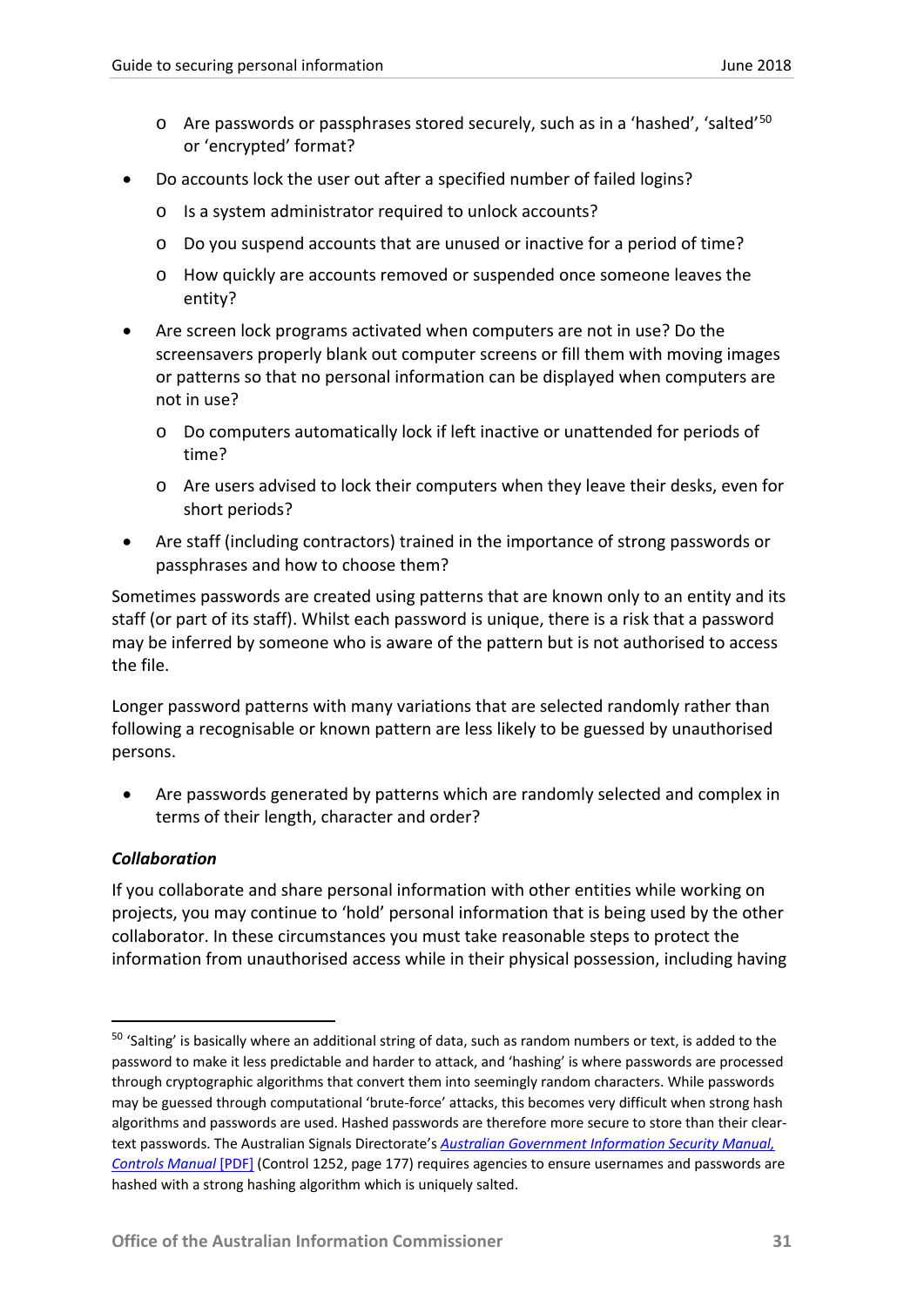- Are passwords or passphrases stored securely, such as in a 'hashed', 'salted'[50] or 'encrypted' format?
- Do accounts lock the user out after a specified number of failed logins?
  - Is a system administrator required to unlock accounts?
  - Do you suspend accounts that are unused or inactive for a period of time?
  - How quickly are accounts removed or suspended once someone leaves the entity?
- Are screen lock programs activated when computers are not in use? Do the screensavers properly blank out computer screens or fill them with moving images or patterns so that no personal information can be displayed when computers are not in use?
  - Do computers automatically lock if left inactive or unattended for periods of time?
  - Are users advised to lock their computers when they leave their desks, even for short periods?
- Are staff (including contractors) trained in the importance of strong passwords or passphrases and how to choose them?

Sometimes passwords are created using patterns that are known only to an entity and its staff (or part of its staff). Whilst each password is unique, there is a risk that a password may be inferred by someone who is aware of the pattern but is not authorised to access the file.

Longer password patterns with many variations that are selected randomly rather than following a recognisable or known pattern are less likely to be guessed by unauthorised persons.

- Are passwords generated by patterns which are randomly selected and complex in terms of their length, character and order?

***Collaboration***

If you collaborate and share personal information with other entities while working on projects, you may continue to 'hold' personal information that is being used by the other collaborator. In these circumstances you must take reasonable steps to protect the information from unauthorised access while in their physical possession, including having

---

[50] 'Salting' is basically where an additional string of data, such as random numbers or text, is added to the password to make it less predictable and harder to attack, and 'hashing' is where passwords are processed through cryptographic algorithms that convert them into seemingly random characters. While passwords may be guessed through computational 'brute-force' attacks, this becomes very difficult when strong hash algorithms and passwords are used. Hashed passwords are therefore more secure to store than their clear-text passwords. The Australian Signals Directorate's *Australian Government Information Security Manual, Controls Manual* [PDF] (Control 1252, page 177) requires agencies to ensure usernames and passwords are hashed with a strong hashing algorithm which is uniquely salted.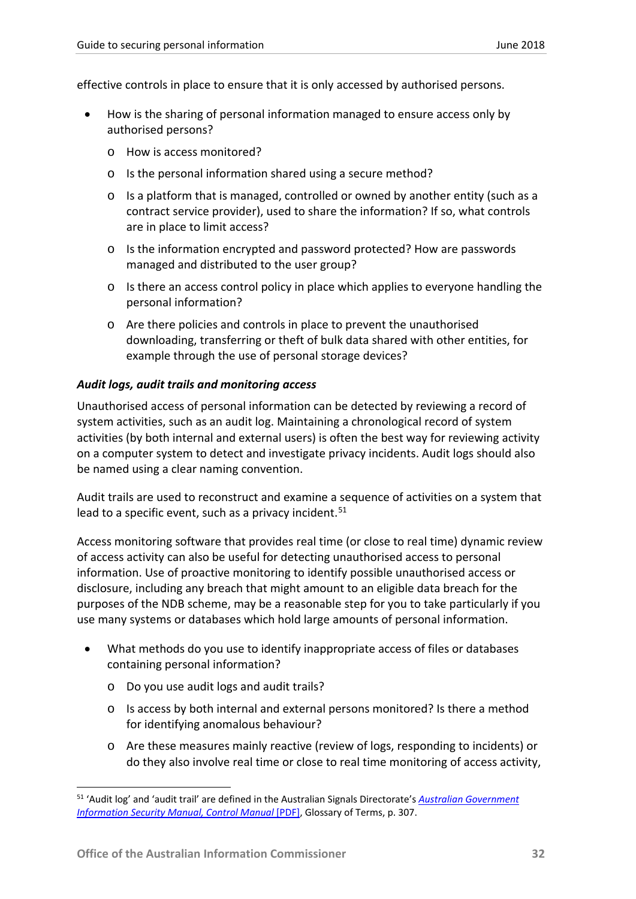effective controls in place to ensure that it is only accessed by authorised persons.

- How is the sharing of personal information managed to ensure access only by authorised persons?
  - How is access monitored?
  - Is the personal information shared using a secure method?
  - Is a platform that is managed, controlled or owned by another entity (such as a contract service provider), used to share the information? If so, what controls are in place to limit access?
  - Is the information encrypted and password protected? How are passwords managed and distributed to the user group?
  - Is there an access control policy in place which applies to everyone handling the personal information?
  - Are there policies and controls in place to prevent the unauthorised downloading, transferring or theft of bulk data shared with other entities, for example through the use of personal storage devices?

***Audit logs, audit trails and monitoring access***

Unauthorised access of personal information can be detected by reviewing a record of system activities, such as an audit log. Maintaining a chronological record of system activities (by both internal and external users) is often the best way for reviewing activity on a computer system to detect and investigate privacy incidents. Audit logs should also be named using a clear naming convention.

Audit trails are used to reconstruct and examine a sequence of activities on a system that lead to a specific event, such as a privacy incident.[51]

Access monitoring software that provides real time (or close to real time) dynamic review of access activity can also be useful for detecting unauthorised access to personal information. Use of proactive monitoring to identify possible unauthorised access or disclosure, including any breach that might amount to an eligible data breach for the purposes of the NDB scheme, may be a reasonable step for you to take particularly if you use many systems or databases which hold large amounts of personal information.

- What methods do you use to identify inappropriate access of files or databases containing personal information?
  - Do you use audit logs and audit trails?
  - Is access by both internal and external persons monitored? Is there a method for identifying anomalous behaviour?
  - Are these measures mainly reactive (review of logs, responding to incidents) or do they also involve real time or close to real time monitoring of access activity,

---

[51] 'Audit log' and 'audit trail' are defined in the Australian Signals Directorate's *Australian Government Information Security Manual, Control Manual* [PDF], Glossary of Terms, p. 307.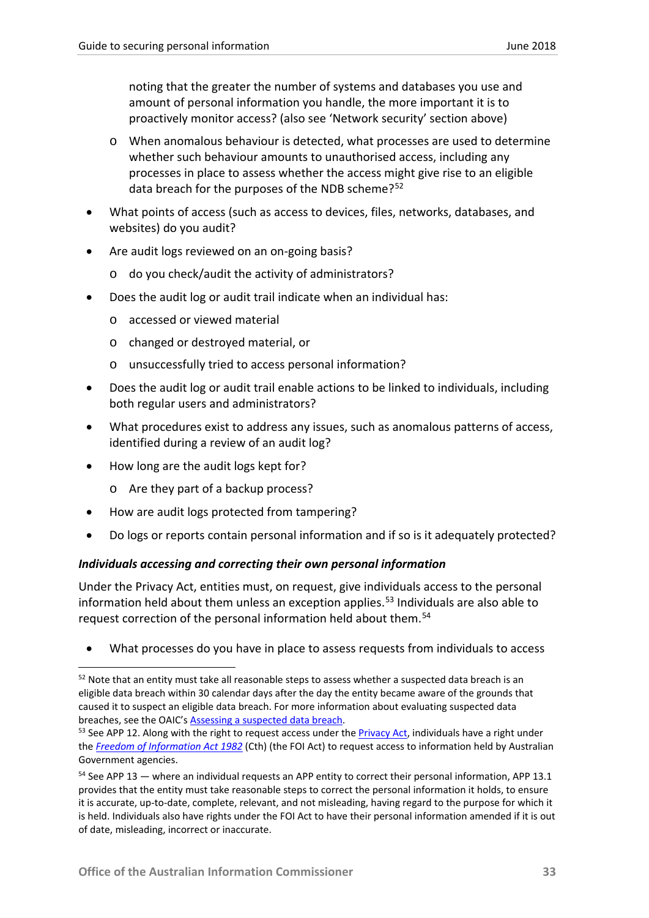noting that the greater the number of systems and databases you use and amount of personal information you handle, the more important it is to proactively monitor access? (also see 'Network security' section above)

  - When anomalous behaviour is detected, what processes are used to determine whether such behaviour amounts to unauthorised access, including any processes in place to assess whether the access might give rise to an eligible data breach for the purposes of the NDB scheme?[52]

- What points of access (such as access to devices, files, networks, databases, and websites) do you audit?
- Are audit logs reviewed on an on-going basis?
  - do you check/audit the activity of administrators?
- Does the audit log or audit trail indicate when an individual has:
  - accessed or viewed material
  - changed or destroyed material, or
  - unsuccessfully tried to access personal information?
- Does the audit log or audit trail enable actions to be linked to individuals, including both regular users and administrators?
- What procedures exist to address any issues, such as anomalous patterns of access, identified during a review of an audit log?
- How long are the audit logs kept for?
  - Are they part of a backup process?
- How are audit logs protected from tampering?
- Do logs or reports contain personal information and if so is it adequately protected?

#### *Individuals accessing and correcting their own personal information*

Under the Privacy Act, entities must, on request, give individuals access to the personal information held about them unless an exception applies.[53] Individuals are also able to request correction of the personal information held about them.[54]

- What processes do you have in place to assess requests from individuals to access

---

[52] Note that an entity must take all reasonable steps to assess whether a suspected data breach is an eligible data breach within 30 calendar days after the day the entity became aware of the grounds that caused it to suspect an eligible data breach. For more information about evaluating suspected data breaches, see the OAIC's Assessing a suspected data breach.

[53] See APP 12. Along with the right to request access under the Privacy Act, individuals have a right under the *Freedom of Information Act 1982* (Cth) (the FOI Act) to request access to information held by Australian Government agencies.

[54] See APP 13 — where an individual requests an APP entity to correct their personal information, APP 13.1 provides that the entity must take reasonable steps to correct the personal information it holds, to ensure it is accurate, up-to-date, complete, relevant, and not misleading, having regard to the purpose for which it is held. Individuals also have rights under the FOI Act to have their personal information amended if it is out of date, misleading, incorrect or inaccurate.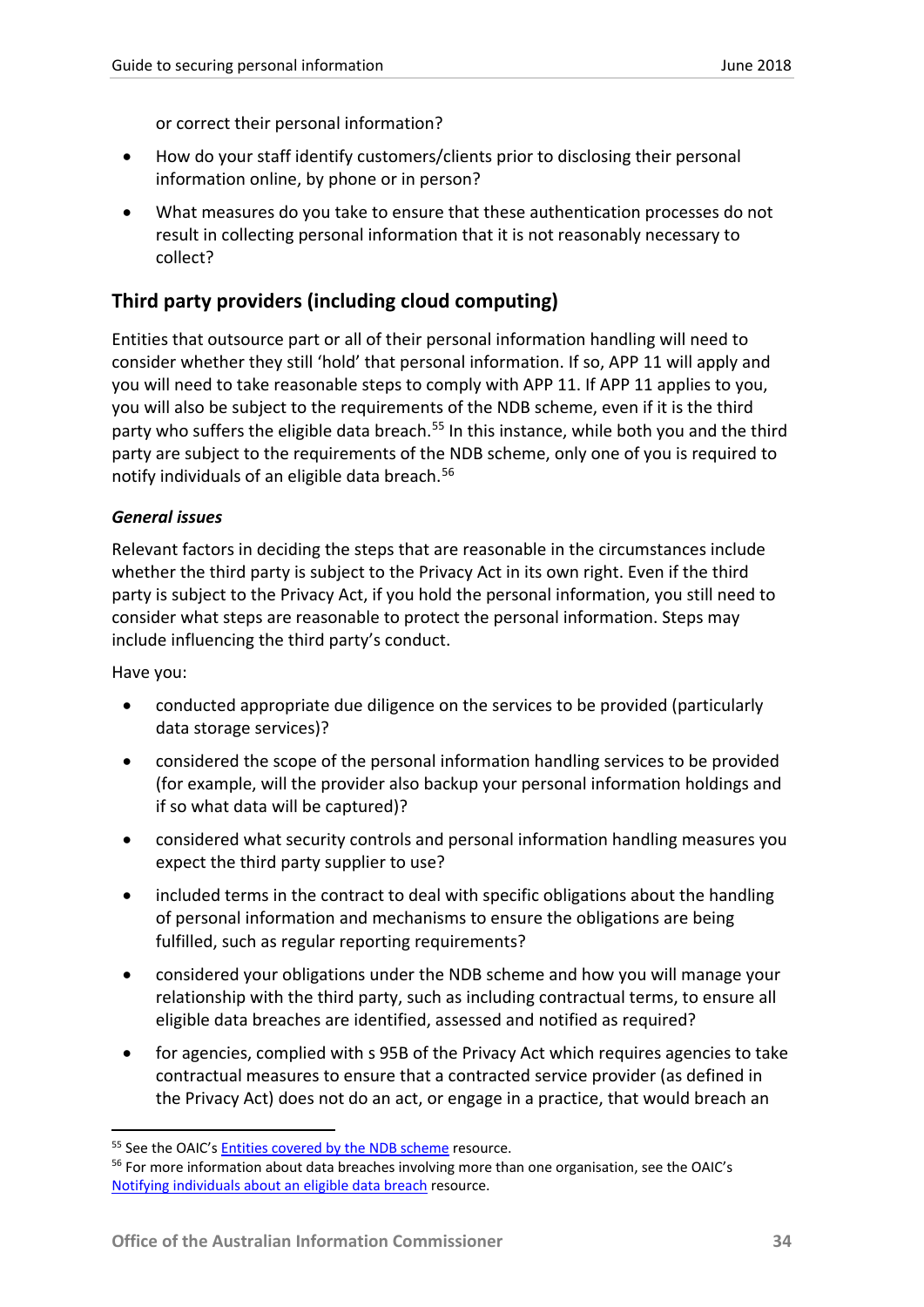or correct their personal information?

- How do your staff identify customers/clients prior to disclosing their personal information online, by phone or in person?
- What measures do you take to ensure that these authentication processes do not result in collecting personal information that it is not reasonably necessary to collect?

## Third party providers (including cloud computing)

Entities that outsource part or all of their personal information handling will need to consider whether they still 'hold' that personal information. If so, APP 11 will apply and you will need to take reasonable steps to comply with APP 11. If APP 11 applies to you, you will also be subject to the requirements of the NDB scheme, even if it is the third party who suffers the eligible data breach.[55] In this instance, while both you and the third party are subject to the requirements of the NDB scheme, only one of you is required to notify individuals of an eligible data breach.[56]

### *General issues*

Relevant factors in deciding the steps that are reasonable in the circumstances include whether the third party is subject to the Privacy Act in its own right. Even if the third party is subject to the Privacy Act, if you hold the personal information, you still need to consider what steps are reasonable to protect the personal information. Steps may include influencing the third party's conduct.

Have you:

- conducted appropriate due diligence on the services to be provided (particularly data storage services)?
- considered the scope of the personal information handling services to be provided (for example, will the provider also backup your personal information holdings and if so what data will be captured)?
- considered what security controls and personal information handling measures you expect the third party supplier to use?
- included terms in the contract to deal with specific obligations about the handling of personal information and mechanisms to ensure the obligations are being fulfilled, such as regular reporting requirements?
- considered your obligations under the NDB scheme and how you will manage your relationship with the third party, such as including contractual terms, to ensure all eligible data breaches are identified, assessed and notified as required?
- for agencies, complied with s 95B of the Privacy Act which requires agencies to take contractual measures to ensure that a contracted service provider (as defined in the Privacy Act) does not do an act, or engage in a practice, that would breach an

[55] See the OAIC's Entities covered by the NDB scheme resource.

[56] For more information about data breaches involving more than one organisation, see the OAIC's Notifying individuals about an eligible data breach resource.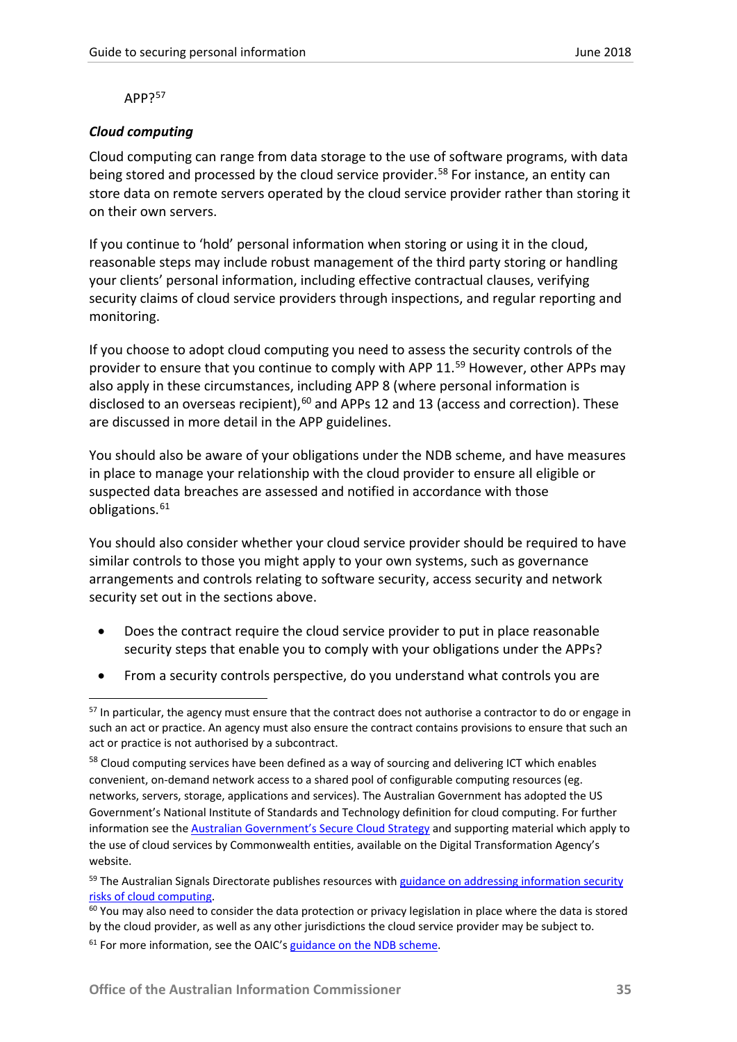APP?[57]

***Cloud computing***

Cloud computing can range from data storage to the use of software programs, with data being stored and processed by the cloud service provider.[58] For instance, an entity can store data on remote servers operated by the cloud service provider rather than storing it on their own servers.

If you continue to 'hold' personal information when storing or using it in the cloud, reasonable steps may include robust management of the third party storing or handling your clients' personal information, including effective contractual clauses, verifying security claims of cloud service providers through inspections, and regular reporting and monitoring.

If you choose to adopt cloud computing you need to assess the security controls of the provider to ensure that you continue to comply with APP 11.[59] However, other APPs may also apply in these circumstances, including APP 8 (where personal information is disclosed to an overseas recipient),[60] and APPs 12 and 13 (access and correction). These are discussed in more detail in the APP guidelines.

You should also be aware of your obligations under the NDB scheme, and have measures in place to manage your relationship with the cloud provider to ensure all eligible or suspected data breaches are assessed and notified in accordance with those obligations.[61]

You should also consider whether your cloud service provider should be required to have similar controls to those you might apply to your own systems, such as governance arrangements and controls relating to software security, access security and network security set out in the sections above.

- Does the contract require the cloud service provider to put in place reasonable security steps that enable you to comply with your obligations under the APPs?
- From a security controls perspective, do you understand what controls you are

---

[57] In particular, the agency must ensure that the contract does not authorise a contractor to do or engage in such an act or practice. An agency must also ensure the contract contains provisions to ensure that such an act or practice is not authorised by a subcontract.

[58] Cloud computing services have been defined as a way of sourcing and delivering ICT which enables convenient, on-demand network access to a shared pool of configurable computing resources (eg. networks, servers, storage, applications and services). The Australian Government has adopted the US Government's National Institute of Standards and Technology definition for cloud computing. For further information see the Australian Government's Secure Cloud Strategy and supporting material which apply to the use of cloud services by Commonwealth entities, available on the Digital Transformation Agency's website.

[59] The Australian Signals Directorate publishes resources with guidance on addressing information security risks of cloud computing.

[60] You may also need to consider the data protection or privacy legislation in place where the data is stored by the cloud provider, as well as any other jurisdictions the cloud service provider may be subject to.

[61] For more information, see the OAIC's guidance on the NDB scheme.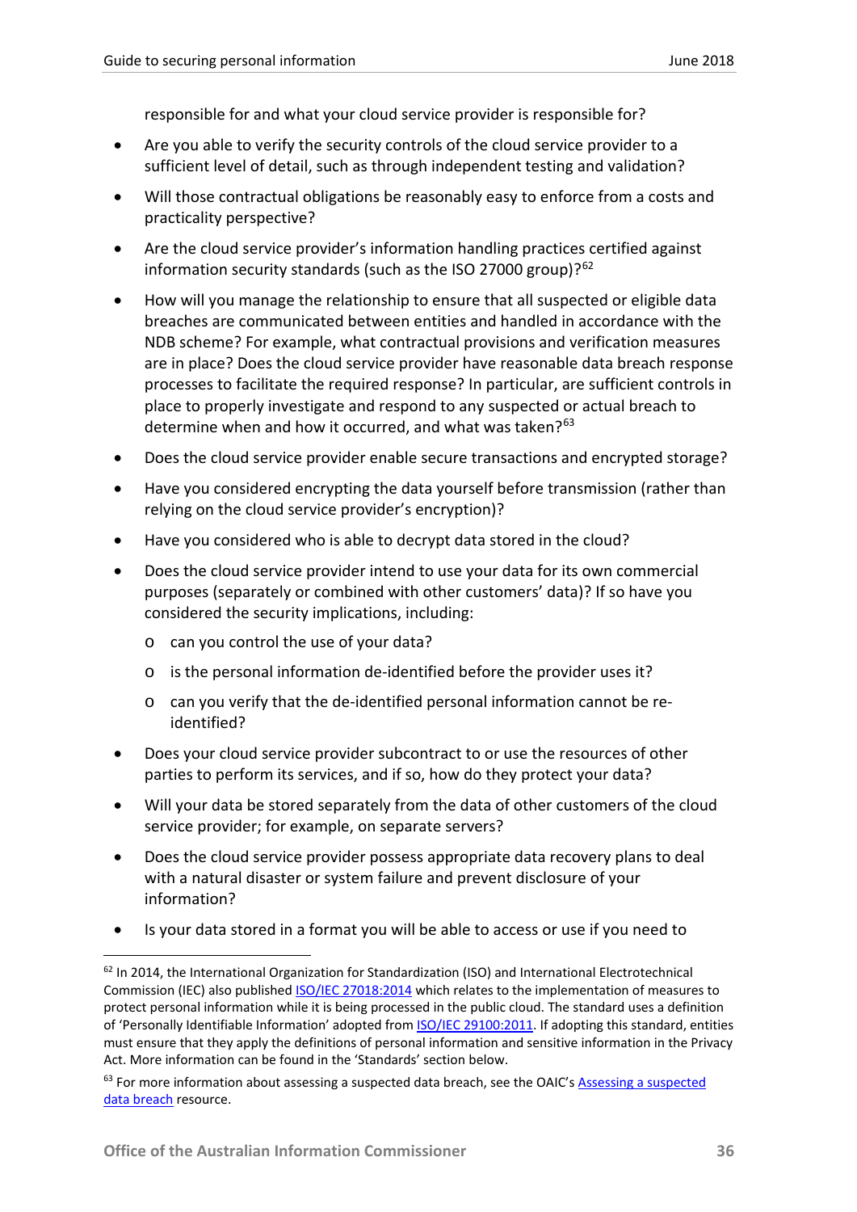responsible for and what your cloud service provider is responsible for?

- Are you able to verify the security controls of the cloud service provider to a sufficient level of detail, such as through independent testing and validation?
- Will those contractual obligations be reasonably easy to enforce from a costs and practicality perspective?
- Are the cloud service provider's information handling practices certified against information security standards (such as the ISO 27000 group)?[62]
- How will you manage the relationship to ensure that all suspected or eligible data breaches are communicated between entities and handled in accordance with the NDB scheme? For example, what contractual provisions and verification measures are in place? Does the cloud service provider have reasonable data breach response processes to facilitate the required response? In particular, are sufficient controls in place to properly investigate and respond to any suspected or actual breach to determine when and how it occurred, and what was taken?[63]
- Does the cloud service provider enable secure transactions and encrypted storage?
- Have you considered encrypting the data yourself before transmission (rather than relying on the cloud service provider's encryption)?
- Have you considered who is able to decrypt data stored in the cloud?
- Does the cloud service provider intend to use your data for its own commercial purposes (separately or combined with other customers' data)? If so have you considered the security implications, including:
  - can you control the use of your data?
  - is the personal information de-identified before the provider uses it?
  - can you verify that the de-identified personal information cannot be re-identified?
- Does your cloud service provider subcontract to or use the resources of other parties to perform its services, and if so, how do they protect your data?
- Will your data be stored separately from the data of other customers of the cloud service provider; for example, on separate servers?
- Does the cloud service provider possess appropriate data recovery plans to deal with a natural disaster or system failure and prevent disclosure of your information?
- Is your data stored in a format you will be able to access or use if you need to

---

[62] In 2014, the International Organization for Standardization (ISO) and International Electrotechnical Commission (IEC) also published ISO/IEC 27018:2014 which relates to the implementation of measures to protect personal information while it is being processed in the public cloud. The standard uses a definition of 'Personally Identifiable Information' adopted from ISO/IEC 29100:2011. If adopting this standard, entities must ensure that they apply the definitions of personal information and sensitive information in the Privacy Act. More information can be found in the 'Standards' section below.

[63] For more information about assessing a suspected data breach, see the OAIC's Assessing a suspected data breach resource.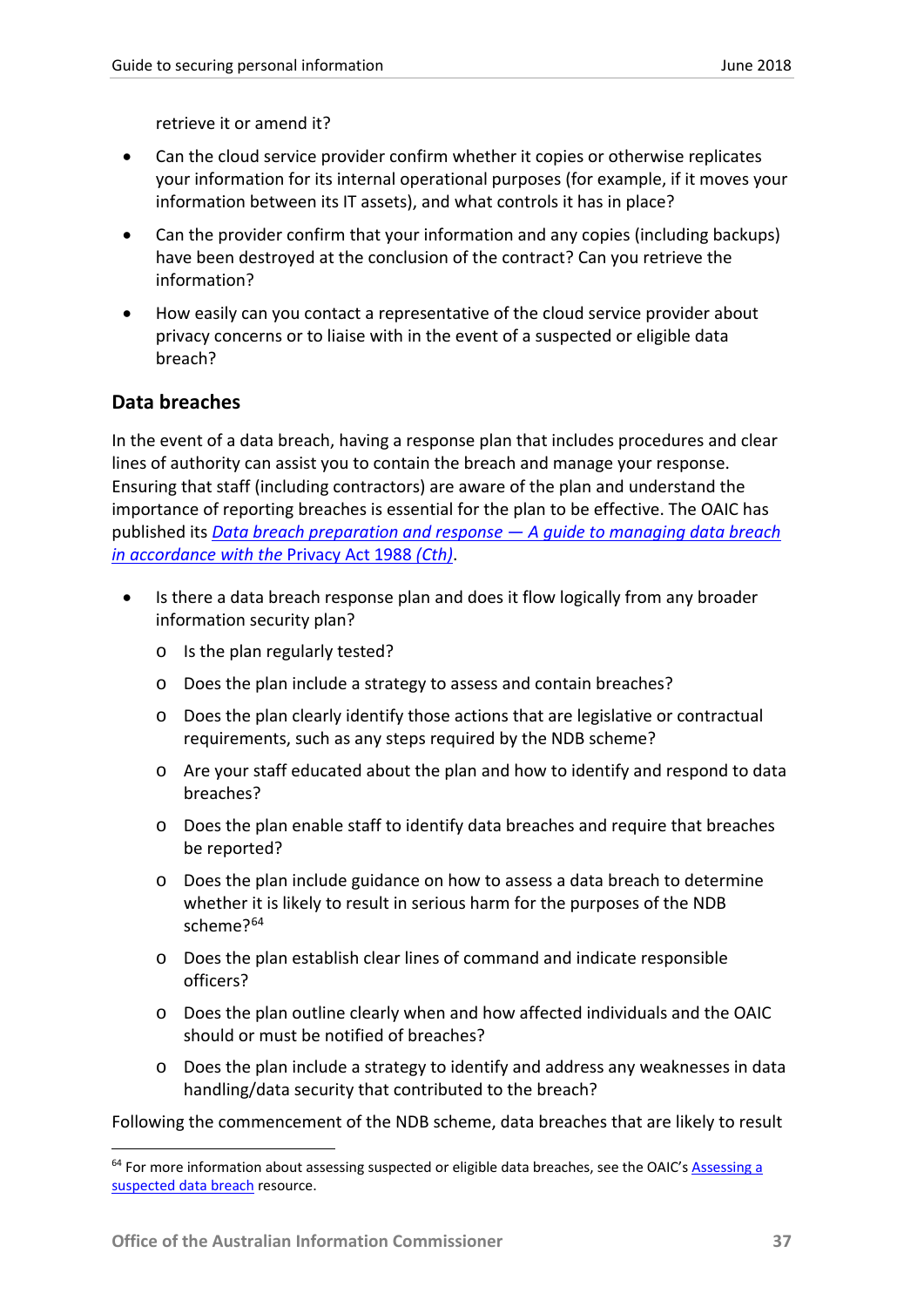retrieve it or amend it?

- Can the cloud service provider confirm whether it copies or otherwise replicates your information for its internal operational purposes (for example, if it moves your information between its IT assets), and what controls it has in place?
- Can the provider confirm that your information and any copies (including backups) have been destroyed at the conclusion of the contract? Can you retrieve the information?
- How easily can you contact a representative of the cloud service provider about privacy concerns or to liaise with in the event of a suspected or eligible data breach?

## Data breaches

In the event of a data breach, having a response plan that includes procedures and clear lines of authority can assist you to contain the breach and manage your response. Ensuring that staff (including contractors) are aware of the plan and understand the importance of reporting breaches is essential for the plan to be effective. The OAIC has published its *Data breach preparation and response — A guide to managing data breach in accordance with the* Privacy Act 1988 *(Cth)*.

- Is there a data breach response plan and does it flow logically from any broader information security plan?
  - Is the plan regularly tested?
  - Does the plan include a strategy to assess and contain breaches?
  - Does the plan clearly identify those actions that are legislative or contractual requirements, such as any steps required by the NDB scheme?
  - Are your staff educated about the plan and how to identify and respond to data breaches?
  - Does the plan enable staff to identify data breaches and require that breaches be reported?
  - Does the plan include guidance on how to assess a data breach to determine whether it is likely to result in serious harm for the purposes of the NDB scheme?[64]
  - Does the plan establish clear lines of command and indicate responsible officers?
  - Does the plan outline clearly when and how affected individuals and the OAIC should or must be notified of breaches?
  - Does the plan include a strategy to identify and address any weaknesses in data handling/data security that contributed to the breach?

Following the commencement of the NDB scheme, data breaches that are likely to result

[64] For more information about assessing suspected or eligible data breaches, see the OAIC's Assessing a suspected data breach resource.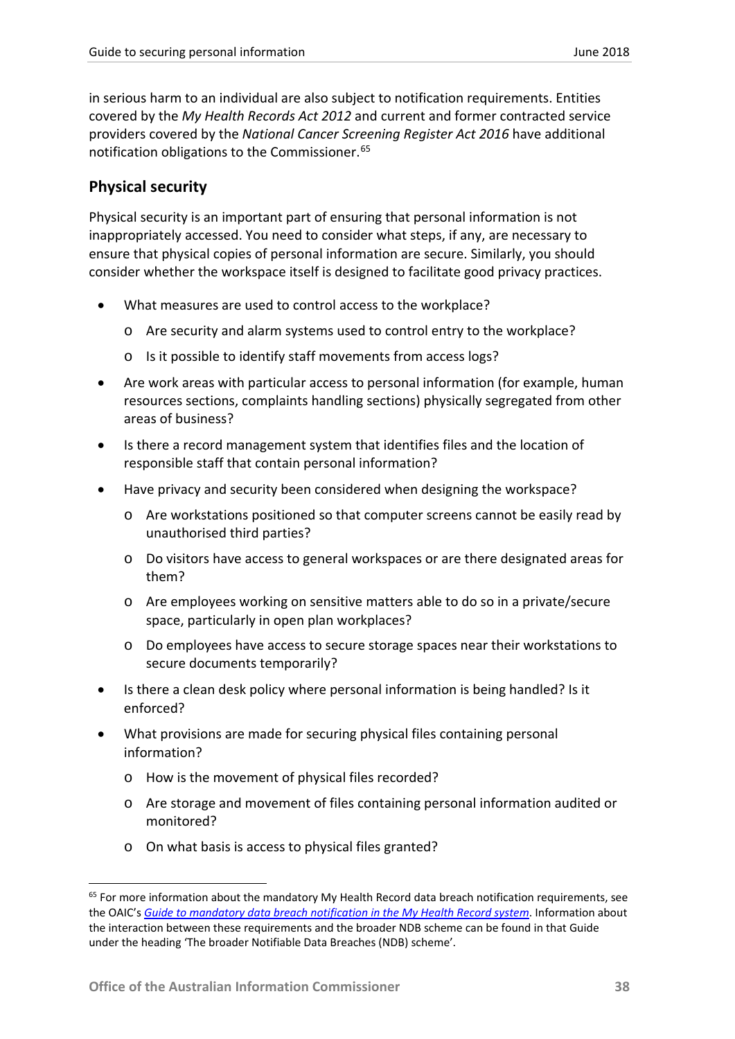in serious harm to an individual are also subject to notification requirements. Entities covered by the *My Health Records Act 2012* and current and former contracted service providers covered by the *National Cancer Screening Register Act 2016* have additional notification obligations to the Commissioner.[65]

## Physical security

Physical security is an important part of ensuring that personal information is not inappropriately accessed. You need to consider what steps, if any, are necessary to ensure that physical copies of personal information are secure. Similarly, you should consider whether the workspace itself is designed to facilitate good privacy practices.

- What measures are used to control access to the workplace?
  - Are security and alarm systems used to control entry to the workplace?
  - Is it possible to identify staff movements from access logs?
- Are work areas with particular access to personal information (for example, human resources sections, complaints handling sections) physically segregated from other areas of business?
- Is there a record management system that identifies files and the location of responsible staff that contain personal information?
- Have privacy and security been considered when designing the workspace?
  - Are workstations positioned so that computer screens cannot be easily read by unauthorised third parties?
  - Do visitors have access to general workspaces or are there designated areas for them?
  - Are employees working on sensitive matters able to do so in a private/secure space, particularly in open plan workplaces?
  - Do employees have access to secure storage spaces near their workstations to secure documents temporarily?
- Is there a clean desk policy where personal information is being handled? Is it enforced?
- What provisions are made for securing physical files containing personal information?
  - How is the movement of physical files recorded?
  - Are storage and movement of files containing personal information audited or monitored?
  - On what basis is access to physical files granted?

---

[65] For more information about the mandatory My Health Record data breach notification requirements, see the OAIC's *Guide to mandatory data breach notification in the My Health Record system*. Information about the interaction between these requirements and the broader NDB scheme can be found in that Guide under the heading 'The broader Notifiable Data Breaches (NDB) scheme'.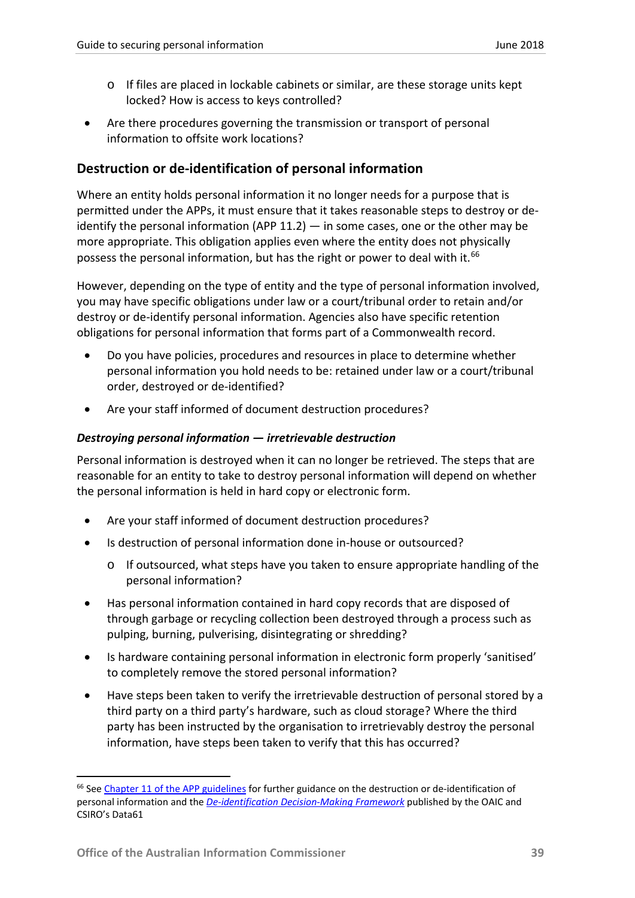- If files are placed in lockable cabinets or similar, are these storage units kept locked? How is access to keys controlled?
- Are there procedures governing the transmission or transport of personal information to offsite work locations?

## Destruction or de-identification of personal information

Where an entity holds personal information it no longer needs for a purpose that is permitted under the APPs, it must ensure that it takes reasonable steps to destroy or de-identify the personal information (APP 11.2) — in some cases, one or the other may be more appropriate. This obligation applies even where the entity does not physically possess the personal information, but has the right or power to deal with it.[66]

However, depending on the type of entity and the type of personal information involved, you may have specific obligations under law or a court/tribunal order to retain and/or destroy or de-identify personal information. Agencies also have specific retention obligations for personal information that forms part of a Commonwealth record.

- Do you have policies, procedures and resources in place to determine whether personal information you hold needs to be: retained under law or a court/tribunal order, destroyed or de-identified?
- Are your staff informed of document destruction procedures?

### *Destroying personal information — irretrievable destruction*

Personal information is destroyed when it can no longer be retrieved. The steps that are reasonable for an entity to take to destroy personal information will depend on whether the personal information is held in hard copy or electronic form.

- Are your staff informed of document destruction procedures?
- Is destruction of personal information done in-house or outsourced?
  - If outsourced, what steps have you taken to ensure appropriate handling of the personal information?
- Has personal information contained in hard copy records that are disposed of through garbage or recycling collection been destroyed through a process such as pulping, burning, pulverising, disintegrating or shredding?
- Is hardware containing personal information in electronic form properly 'sanitised' to completely remove the stored personal information?
- Have steps been taken to verify the irretrievable destruction of personal stored by a third party on a third party's hardware, such as cloud storage? Where the third party has been instructed by the organisation to irretrievably destroy the personal information, have steps been taken to verify that this has occurred?

---

[66] See Chapter 11 of the APP guidelines for further guidance on the destruction or de-identification of personal information and the *De-identification Decision-Making Framework* published by the OAIC and CSIRO's Data61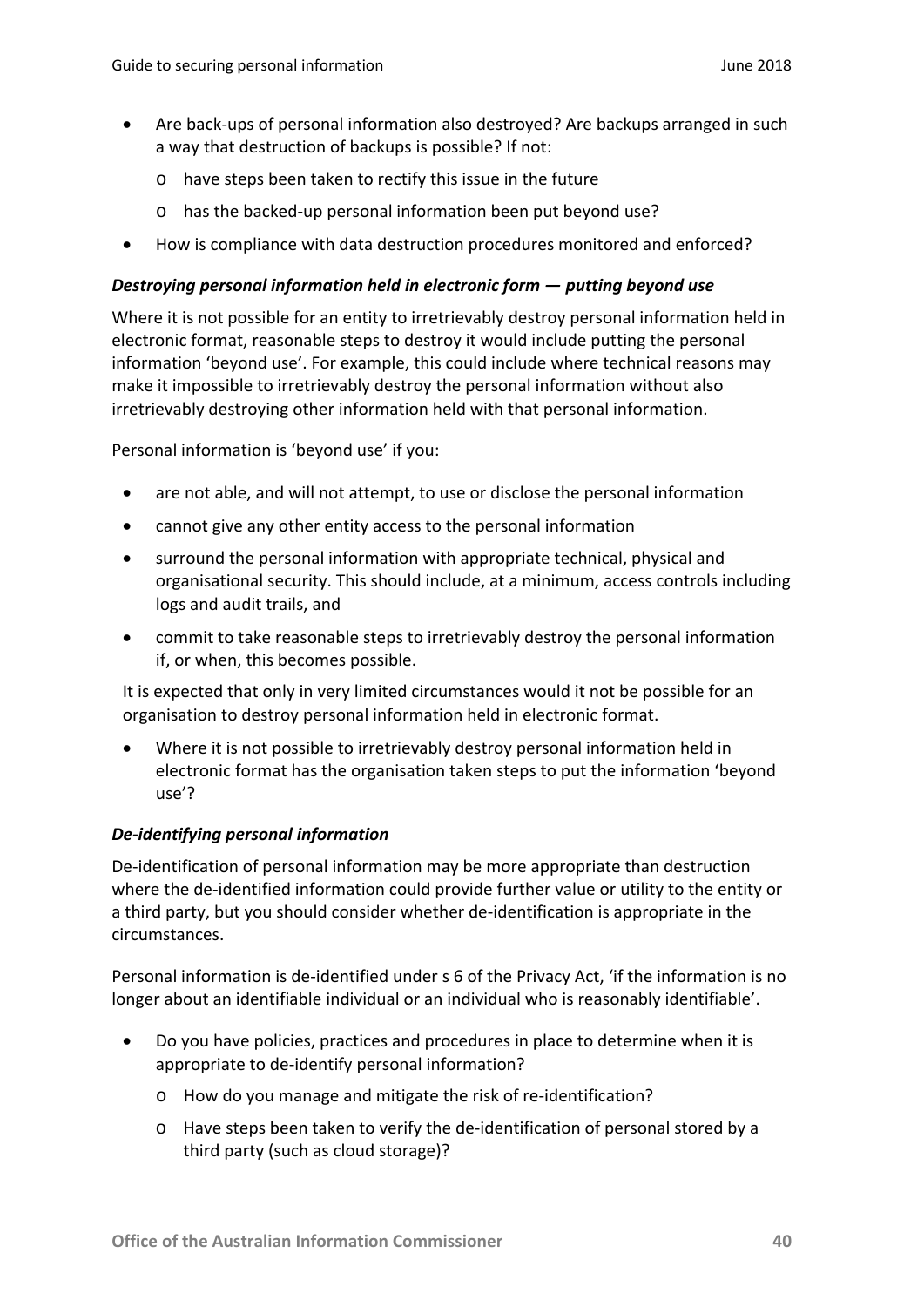- Are back-ups of personal information also destroyed? Are backups arranged in such a way that destruction of backups is possible? If not:
  - have steps been taken to rectify this issue in the future
  - has the backed-up personal information been put beyond use?
- How is compliance with data destruction procedures monitored and enforced?

***Destroying personal information held in electronic form — putting beyond use***

Where it is not possible for an entity to irretrievably destroy personal information held in electronic format, reasonable steps to destroy it would include putting the personal information 'beyond use'. For example, this could include where technical reasons may make it impossible to irretrievably destroy the personal information without also irretrievably destroying other information held with that personal information.

Personal information is 'beyond use' if you:

- are not able, and will not attempt, to use or disclose the personal information
- cannot give any other entity access to the personal information
- surround the personal information with appropriate technical, physical and organisational security. This should include, at a minimum, access controls including logs and audit trails, and
- commit to take reasonable steps to irretrievably destroy the personal information if, or when, this becomes possible.

It is expected that only in very limited circumstances would it not be possible for an organisation to destroy personal information held in electronic format.

- Where it is not possible to irretrievably destroy personal information held in electronic format has the organisation taken steps to put the information 'beyond use'?

***De-identifying personal information***

De-identification of personal information may be more appropriate than destruction where the de-identified information could provide further value or utility to the entity or a third party, but you should consider whether de-identification is appropriate in the circumstances.

Personal information is de-identified under s 6 of the Privacy Act, 'if the information is no longer about an identifiable individual or an individual who is reasonably identifiable'.

- Do you have policies, practices and procedures in place to determine when it is appropriate to de-identify personal information?
  - How do you manage and mitigate the risk of re-identification?
  - Have steps been taken to verify the de-identification of personal stored by a third party (such as cloud storage)?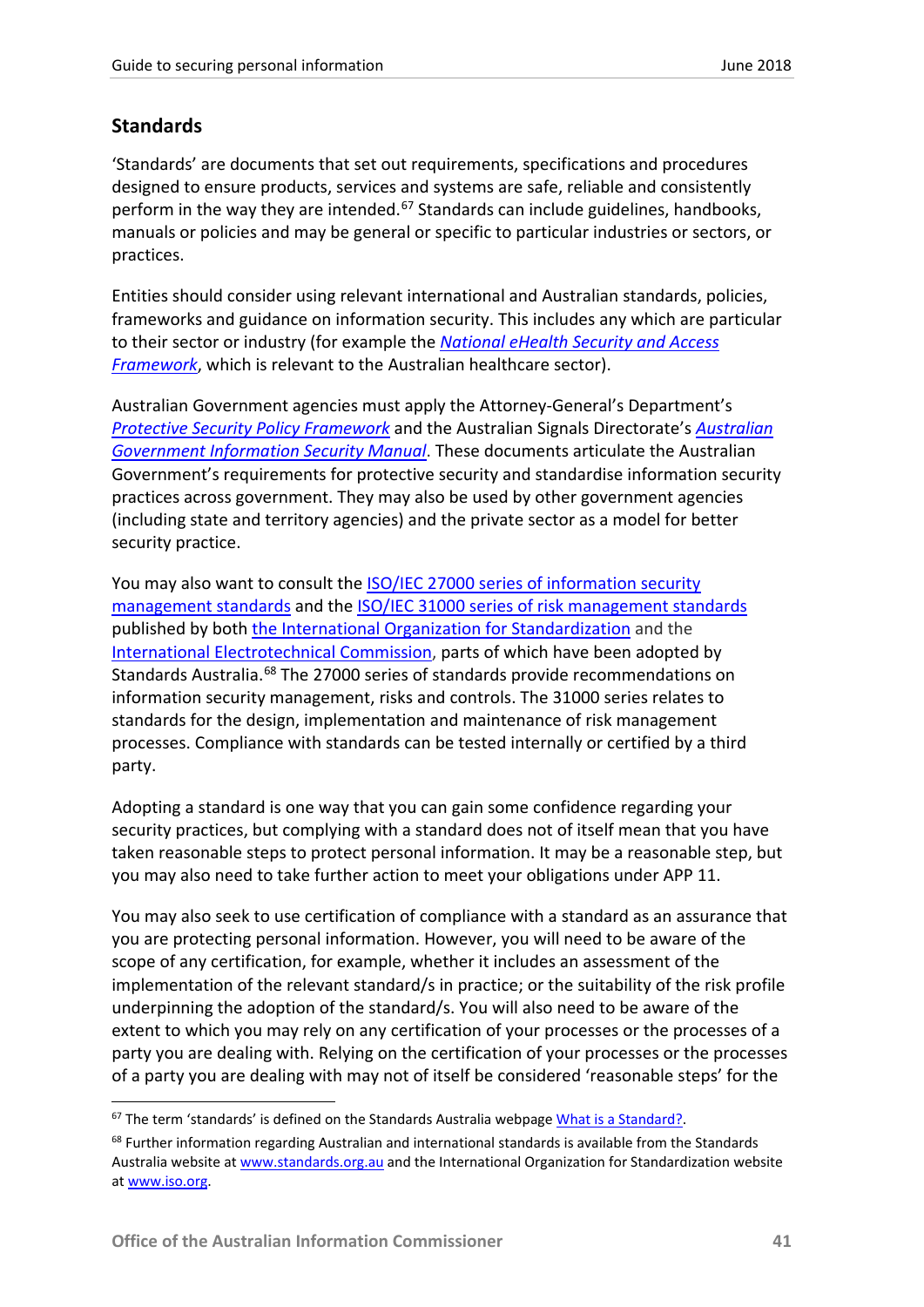## Standards

'Standards' are documents that set out requirements, specifications and procedures designed to ensure products, services and systems are safe, reliable and consistently perform in the way they are intended.[67] Standards can include guidelines, handbooks, manuals or policies and may be general or specific to particular industries or sectors, or practices.

Entities should consider using relevant international and Australian standards, policies, frameworks and guidance on information security. This includes any which are particular to their sector or industry (for example the *National eHealth Security and Access Framework*, which is relevant to the Australian healthcare sector).

Australian Government agencies must apply the Attorney-General's Department's *Protective Security Policy Framework* and the Australian Signals Directorate's *Australian Government Information Security Manual*. These documents articulate the Australian Government's requirements for protective security and standardise information security practices across government. They may also be used by other government agencies (including state and territory agencies) and the private sector as a model for better security practice.

You may also want to consult the ISO/IEC 27000 series of information security management standards and the ISO/IEC 31000 series of risk management standards published by both the International Organization for Standardization and the International Electrotechnical Commission, parts of which have been adopted by Standards Australia.[68] The 27000 series of standards provide recommendations on information security management, risks and controls. The 31000 series relates to standards for the design, implementation and maintenance of risk management processes. Compliance with standards can be tested internally or certified by a third party.

Adopting a standard is one way that you can gain some confidence regarding your security practices, but complying with a standard does not of itself mean that you have taken reasonable steps to protect personal information. It may be a reasonable step, but you may also need to take further action to meet your obligations under APP 11.

You may also seek to use certification of compliance with a standard as an assurance that you are protecting personal information. However, you will need to be aware of the scope of any certification, for example, whether it includes an assessment of the implementation of the relevant standard/s in practice; or the suitability of the risk profile underpinning the adoption of the standard/s. You will also need to be aware of the extent to which you may rely on any certification of your processes or the processes of a party you are dealing with. Relying on the certification of your processes or the processes of a party you are dealing with may not of itself be considered 'reasonable steps' for the

---

[67] The term 'standards' is defined on the Standards Australia webpage What is a Standard?.

[68] Further information regarding Australian and international standards is available from the Standards Australia website at www.standards.org.au and the International Organization for Standardization website at www.iso.org.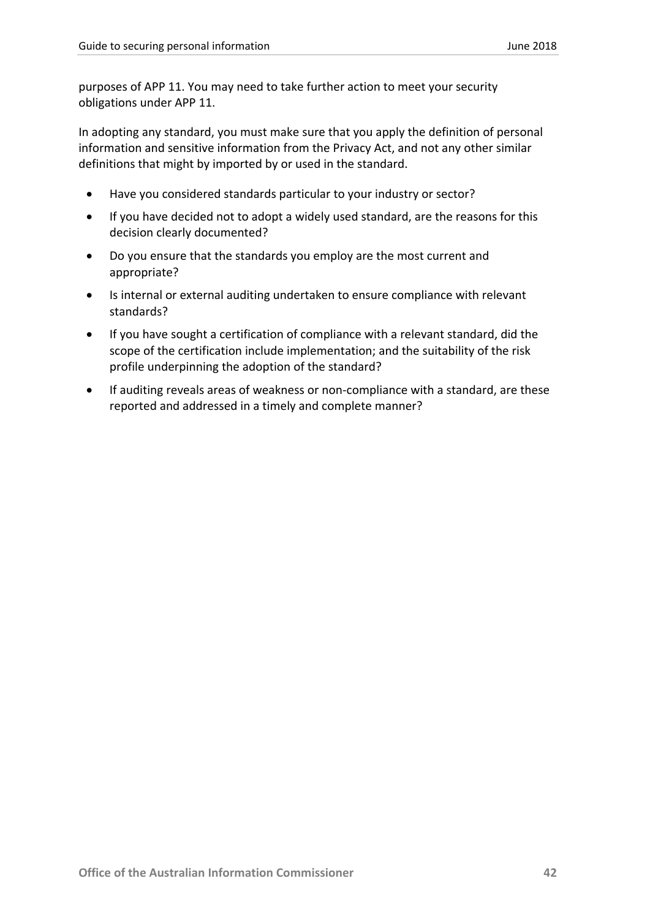purposes of APP 11. You may need to take further action to meet your security obligations under APP 11.

In adopting any standard, you must make sure that you apply the definition of personal information and sensitive information from the Privacy Act, and not any other similar definitions that might by imported by or used in the standard.

- Have you considered standards particular to your industry or sector?
- If you have decided not to adopt a widely used standard, are the reasons for this decision clearly documented?
- Do you ensure that the standards you employ are the most current and appropriate?
- Is internal or external auditing undertaken to ensure compliance with relevant standards?
- If you have sought a certification of compliance with a relevant standard, did the scope of the certification include implementation; and the suitability of the risk profile underpinning the adoption of the standard?
- If auditing reveals areas of weakness or non-compliance with a standard, are these reported and addressed in a timely and complete manner?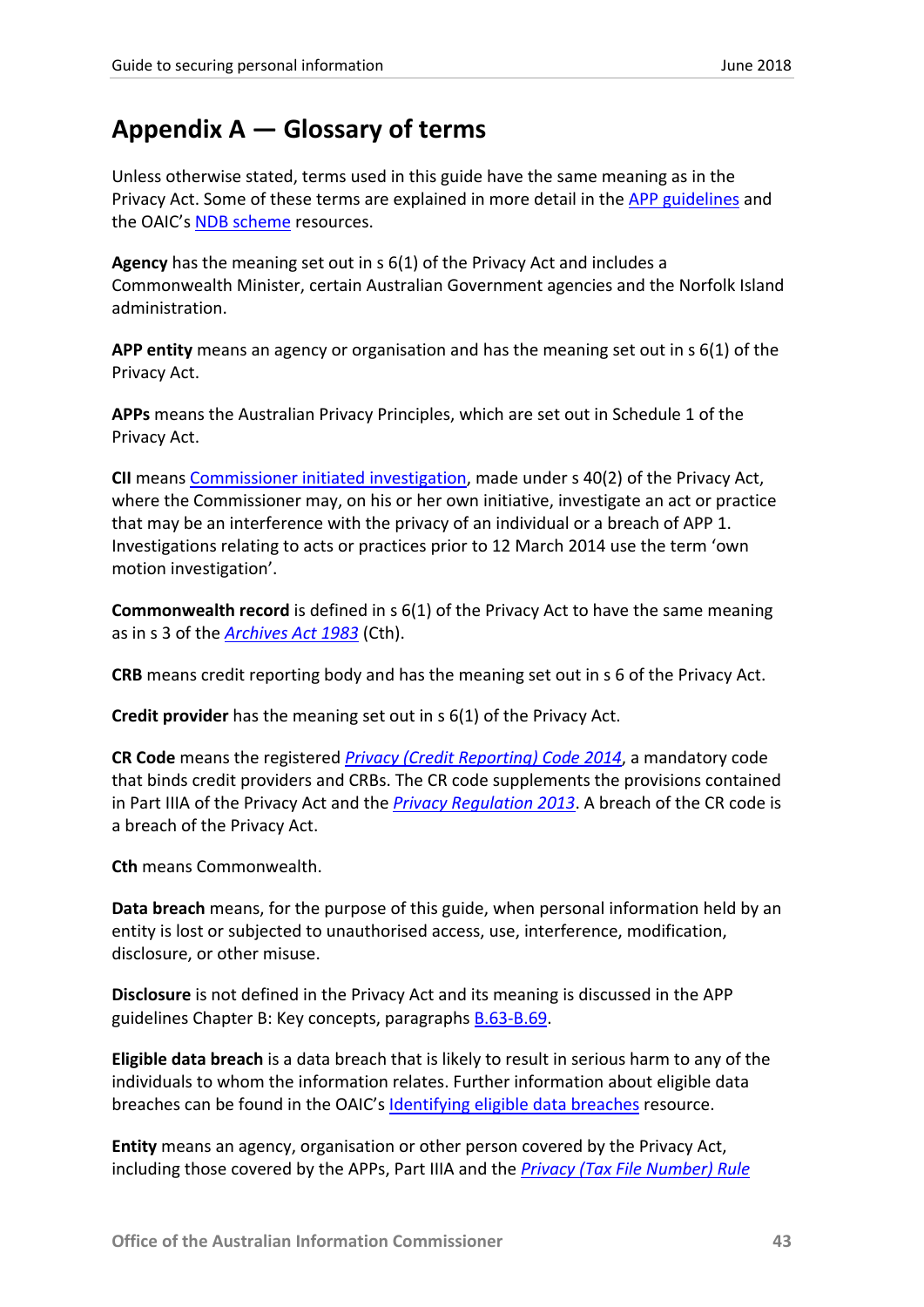# Appendix A — Glossary of terms

Unless otherwise stated, terms used in this guide have the same meaning as in the Privacy Act. Some of these terms are explained in more detail in the APP guidelines and the OAIC's NDB scheme resources.

**Agency** has the meaning set out in s 6(1) of the Privacy Act and includes a Commonwealth Minister, certain Australian Government agencies and the Norfolk Island administration.

**APP entity** means an agency or organisation and has the meaning set out in s 6(1) of the Privacy Act.

**APPs** means the Australian Privacy Principles, which are set out in Schedule 1 of the Privacy Act.

**CII** means Commissioner initiated investigation, made under s 40(2) of the Privacy Act, where the Commissioner may, on his or her own initiative, investigate an act or practice that may be an interference with the privacy of an individual or a breach of APP 1. Investigations relating to acts or practices prior to 12 March 2014 use the term 'own motion investigation'.

**Commonwealth record** is defined in s 6(1) of the Privacy Act to have the same meaning as in s 3 of the *Archives Act 1983* (Cth).

**CRB** means credit reporting body and has the meaning set out in s 6 of the Privacy Act.

**Credit provider** has the meaning set out in s 6(1) of the Privacy Act.

**CR Code** means the registered *Privacy (Credit Reporting) Code 2014*, a mandatory code that binds credit providers and CRBs. The CR code supplements the provisions contained in Part IIIA of the Privacy Act and the *Privacy Regulation 2013*. A breach of the CR code is a breach of the Privacy Act.

**Cth** means Commonwealth.

**Data breach** means, for the purpose of this guide, when personal information held by an entity is lost or subjected to unauthorised access, use, interference, modification, disclosure, or other misuse.

**Disclosure** is not defined in the Privacy Act and its meaning is discussed in the APP guidelines Chapter B: Key concepts, paragraphs B.63-B.69.

**Eligible data breach** is a data breach that is likely to result in serious harm to any of the individuals to whom the information relates. Further information about eligible data breaches can be found in the OAIC's Identifying eligible data breaches resource.

**Entity** means an agency, organisation or other person covered by the Privacy Act, including those covered by the APPs, Part IIIA and the *Privacy (Tax File Number) Rule*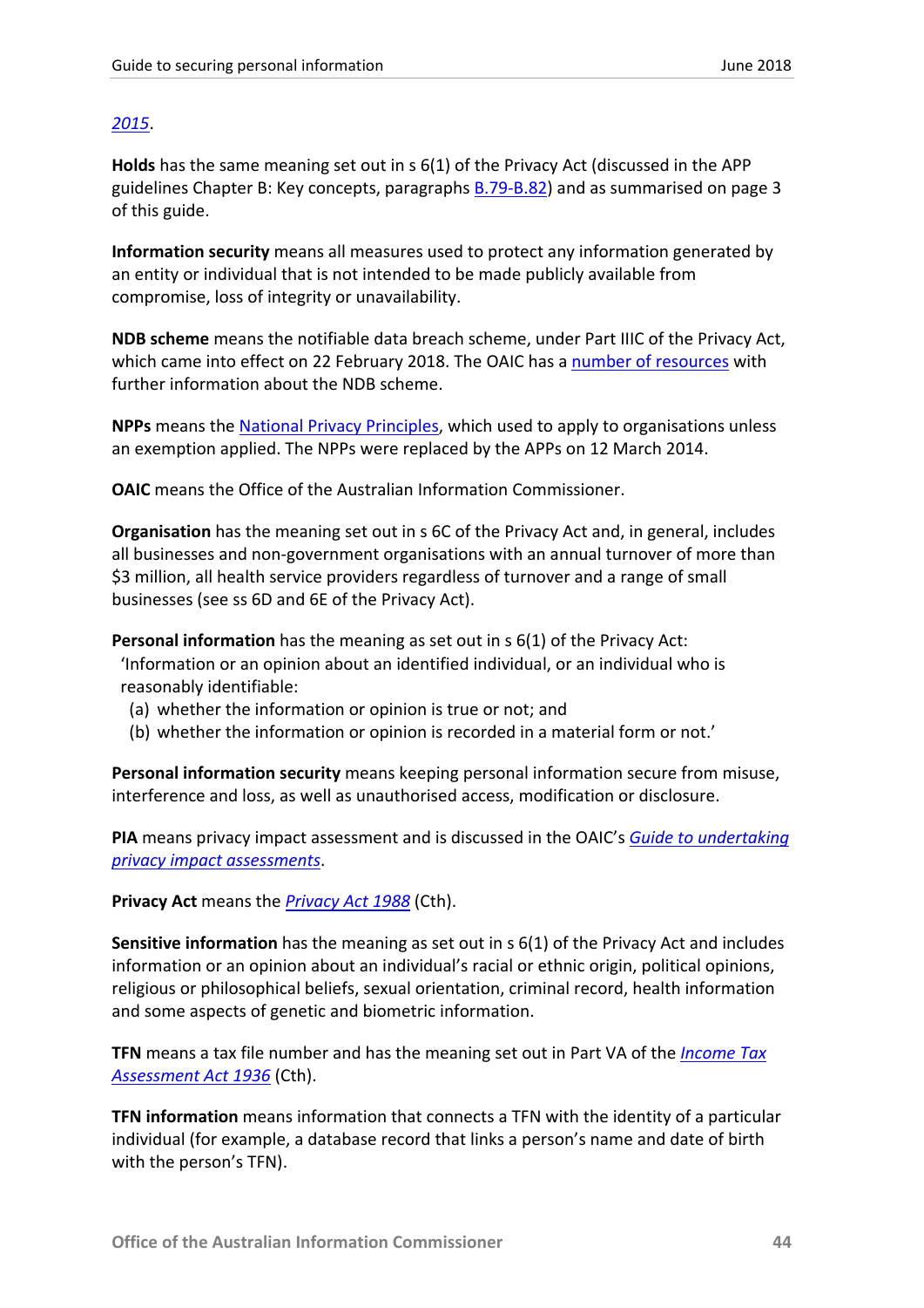*2015*.

**Holds** has the same meaning set out in s 6(1) of the Privacy Act (discussed in the APP guidelines Chapter B: Key concepts, paragraphs B.79-B.82) and as summarised on page 3 of this guide.

**Information security** means all measures used to protect any information generated by an entity or individual that is not intended to be made publicly available from compromise, loss of integrity or unavailability.

**NDB scheme** means the notifiable data breach scheme, under Part IIIC of the Privacy Act, which came into effect on 22 February 2018. The OAIC has a number of resources with further information about the NDB scheme.

**NPPs** means the National Privacy Principles, which used to apply to organisations unless an exemption applied. The NPPs were replaced by the APPs on 12 March 2014.

**OAIC** means the Office of the Australian Information Commissioner.

**Organisation** has the meaning set out in s 6C of the Privacy Act and, in general, includes all businesses and non-government organisations with an annual turnover of more than $3 million, all health service providers regardless of turnover and a range of small businesses (see ss 6D and 6E of the Privacy Act).

**Personal information** has the meaning as set out in s 6(1) of the Privacy Act:

'Information or an opinion about an identified individual, or an individual who is reasonably identifiable:

(a) whether the information or opinion is true or not; and
(b) whether the information or opinion is recorded in a material form or not.'

**Personal information security** means keeping personal information secure from misuse, interference and loss, as well as unauthorised access, modification or disclosure.

**PIA** means privacy impact assessment and is discussed in the OAIC's *Guide to undertaking privacy impact assessments*.

**Privacy Act** means the *Privacy Act 1988* (Cth).

**Sensitive information** has the meaning as set out in s 6(1) of the Privacy Act and includes information or an opinion about an individual's racial or ethnic origin, political opinions, religious or philosophical beliefs, sexual orientation, criminal record, health information and some aspects of genetic and biometric information.

**TFN** means a tax file number and has the meaning set out in Part VA of the *Income Tax Assessment Act 1936* (Cth).

**TFN information** means information that connects a TFN with the identity of a particular individual (for example, a database record that links a person's name and date of birth with the person's TFN).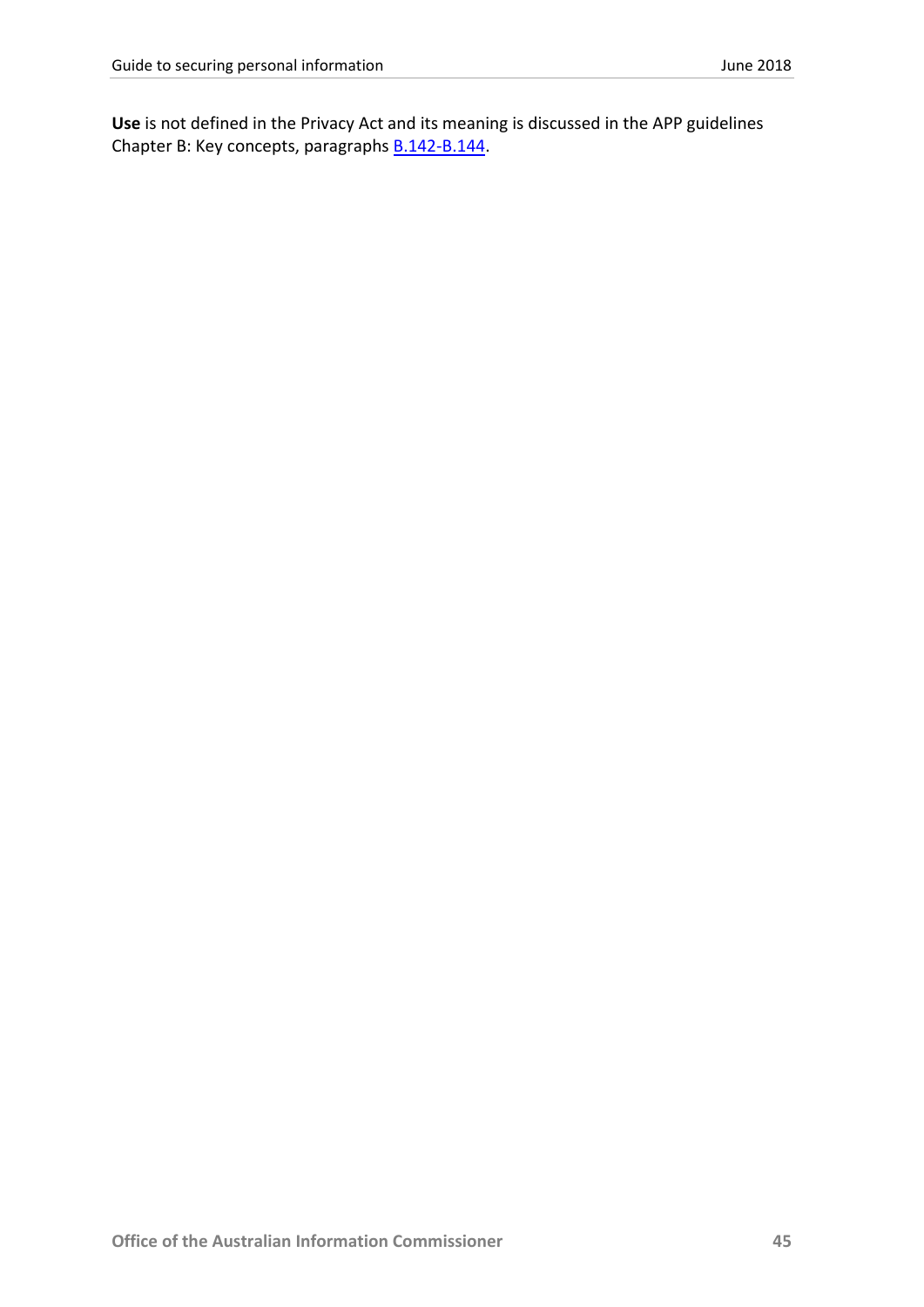**Use** is not defined in the Privacy Act and its meaning is discussed in the APP guidelines Chapter B: Key concepts, paragraphs B.142-B.144.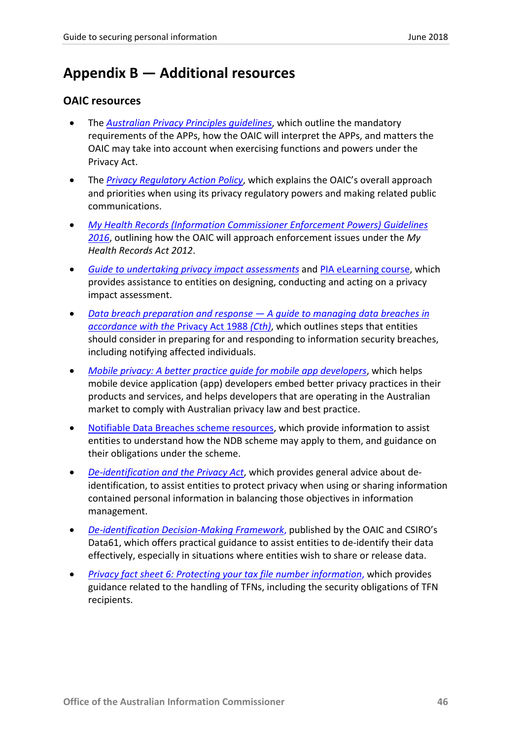# Appendix B — Additional resources

## OAIC resources

- The *Australian Privacy Principles guidelines*, which outline the mandatory requirements of the APPs, how the OAIC will interpret the APPs, and matters the OAIC may take into account when exercising functions and powers under the Privacy Act.
- The *Privacy Regulatory Action Policy*, which explains the OAIC's overall approach and priorities when using its privacy regulatory powers and making related public communications.
- *My Health Records (Information Commissioner Enforcement Powers) Guidelines 2016*, outlining how the OAIC will approach enforcement issues under the *My Health Records Act 2012*.
- *Guide to undertaking privacy impact assessments* and PIA eLearning course, which provides assistance to entities on designing, conducting and acting on a privacy impact assessment.
- *Data breach preparation and response — A guide to managing data breaches in accordance with the* Privacy Act 1988 *(Cth)*, which outlines steps that entities should consider in preparing for and responding to information security breaches, including notifying affected individuals.
- *Mobile privacy: A better practice guide for mobile app developers*, which helps mobile device application (app) developers embed better privacy practices in their products and services, and helps developers that are operating in the Australian market to comply with Australian privacy law and best practice.
- Notifiable Data Breaches scheme resources, which provide information to assist entities to understand how the NDB scheme may apply to them, and guidance on their obligations under the scheme.
- *De-identification and the Privacy Act*, which provides general advice about de-identification, to assist entities to protect privacy when using or sharing information contained personal information in balancing those objectives in information management.
- *De-identification Decision-Making Framework*, published by the OAIC and CSIRO's Data61, which offers practical guidance to assist entities to de-identify their data effectively, especially in situations where entities wish to share or release data.
- *Privacy fact sheet 6: Protecting your tax file number information*, which provides guidance related to the handling of TFNs, including the security obligations of TFN recipients.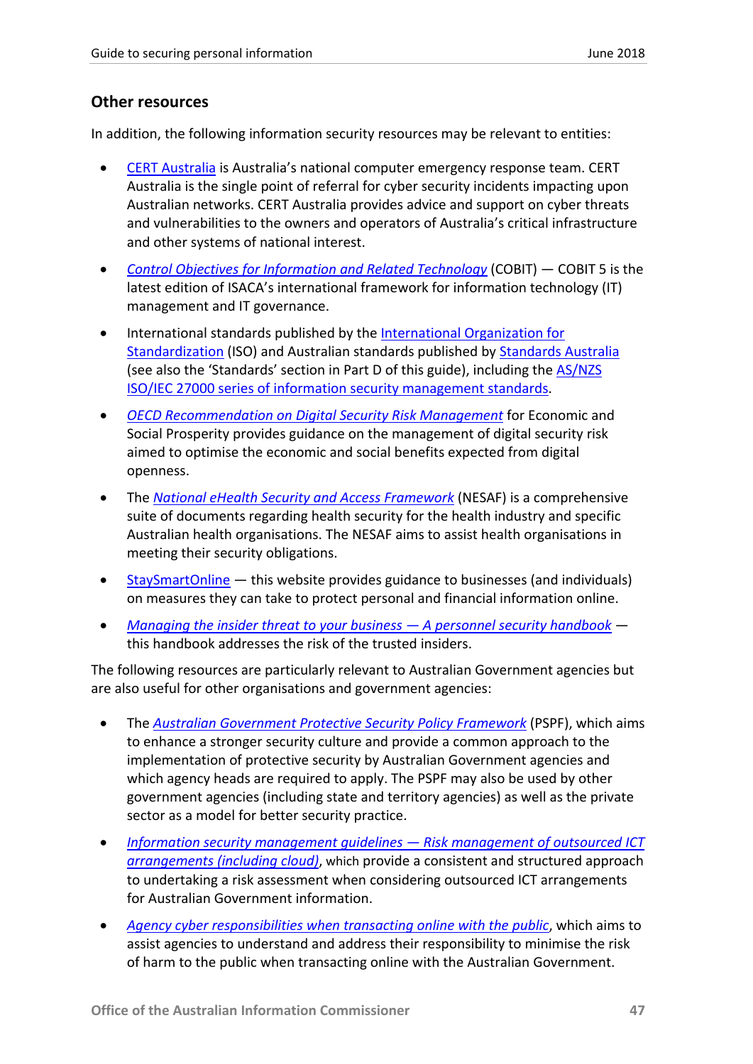## Other resources

In addition, the following information security resources may be relevant to entities:

- CERT Australia is Australia's national computer emergency response team. CERT Australia is the single point of referral for cyber security incidents impacting upon Australian networks. CERT Australia provides advice and support on cyber threats and vulnerabilities to the owners and operators of Australia's critical infrastructure and other systems of national interest.
- *Control Objectives for Information and Related Technology* (COBIT) — COBIT 5 is the latest edition of ISACA's international framework for information technology (IT) management and IT governance.
- International standards published by the International Organization for Standardization (ISO) and Australian standards published by Standards Australia (see also the 'Standards' section in Part D of this guide), including the AS/NZS ISO/IEC 27000 series of information security management standards.
- *OECD Recommendation on Digital Security Risk Management* for Economic and Social Prosperity provides guidance on the management of digital security risk aimed to optimise the economic and social benefits expected from digital openness.
- The *National eHealth Security and Access Framework* (NESAF) is a comprehensive suite of documents regarding health security for the health industry and specific Australian health organisations. The NESAF aims to assist health organisations in meeting their security obligations.
- StaySmartOnline — this website provides guidance to businesses (and individuals) on measures they can take to protect personal and financial information online.
- *Managing the insider threat to your business — A personnel security handbook* — this handbook addresses the risk of the trusted insiders.

The following resources are particularly relevant to Australian Government agencies but are also useful for other organisations and government agencies:

- The *Australian Government Protective Security Policy Framework* (PSPF), which aims to enhance a stronger security culture and provide a common approach to the implementation of protective security by Australian Government agencies and which agency heads are required to apply. The PSPF may also be used by other government agencies (including state and territory agencies) as well as the private sector as a model for better security practice.
- *Information security management guidelines — Risk management of outsourced ICT arrangements (including cloud)*, which provide a consistent and structured approach to undertaking a risk assessment when considering outsourced ICT arrangements for Australian Government information.
- *Agency cyber responsibilities when transacting online with the public*, which aims to assist agencies to understand and address their responsibility to minimise the risk of harm to the public when transacting online with the Australian Government.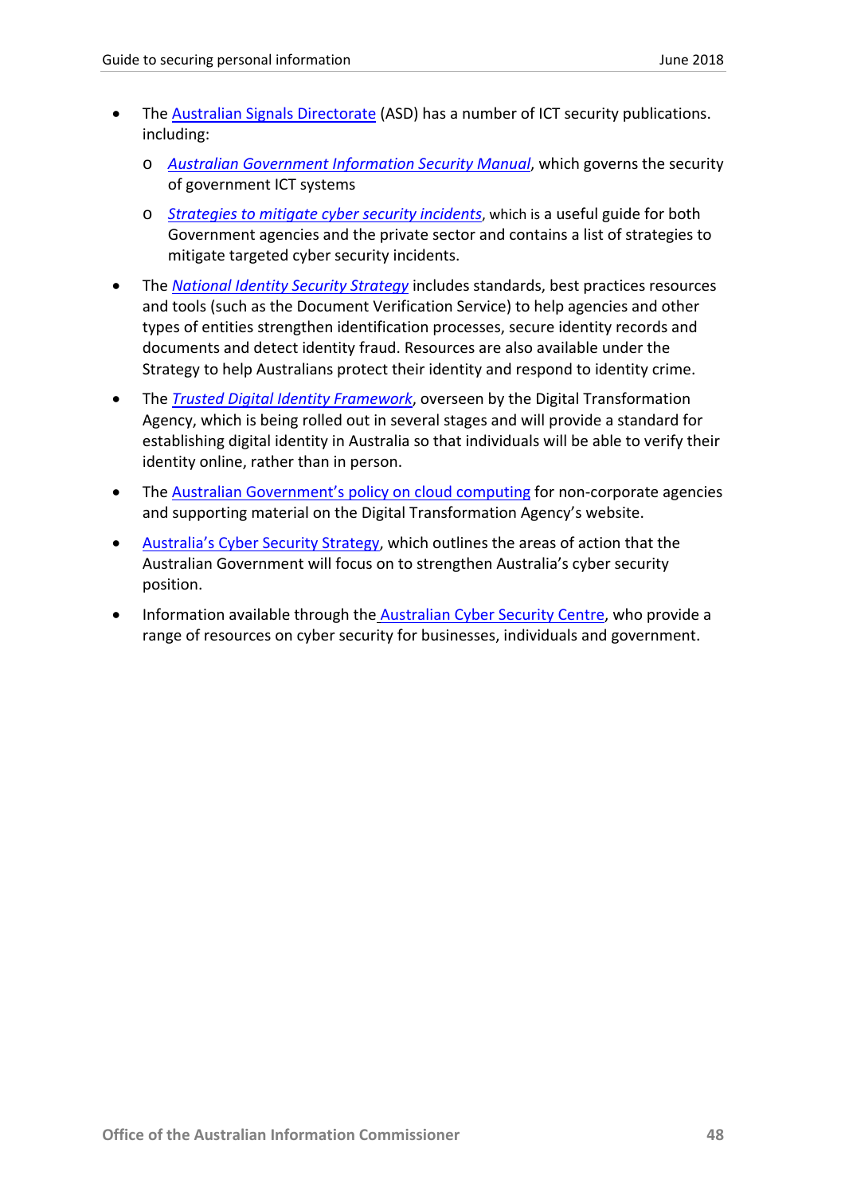- The Australian Signals Directorate (ASD) has a number of ICT security publications. including:
  - *Australian Government Information Security Manual*, which governs the security of government ICT systems
  - *Strategies to mitigate cyber security incidents*, which is a useful guide for both Government agencies and the private sector and contains a list of strategies to mitigate targeted cyber security incidents.
- The *National Identity Security Strategy* includes standards, best practices resources and tools (such as the Document Verification Service) to help agencies and other types of entities strengthen identification processes, secure identity records and documents and detect identity fraud. Resources are also available under the Strategy to help Australians protect their identity and respond to identity crime.
- The *Trusted Digital Identity Framework*, overseen by the Digital Transformation Agency, which is being rolled out in several stages and will provide a standard for establishing digital identity in Australia so that individuals will be able to verify their identity online, rather than in person.
- The Australian Government's policy on cloud computing for non-corporate agencies and supporting material on the Digital Transformation Agency's website.
- Australia's Cyber Security Strategy, which outlines the areas of action that the Australian Government will focus on to strengthen Australia's cyber security position.
- Information available through the Australian Cyber Security Centre, who provide a range of resources on cyber security for businesses, individuals and government.